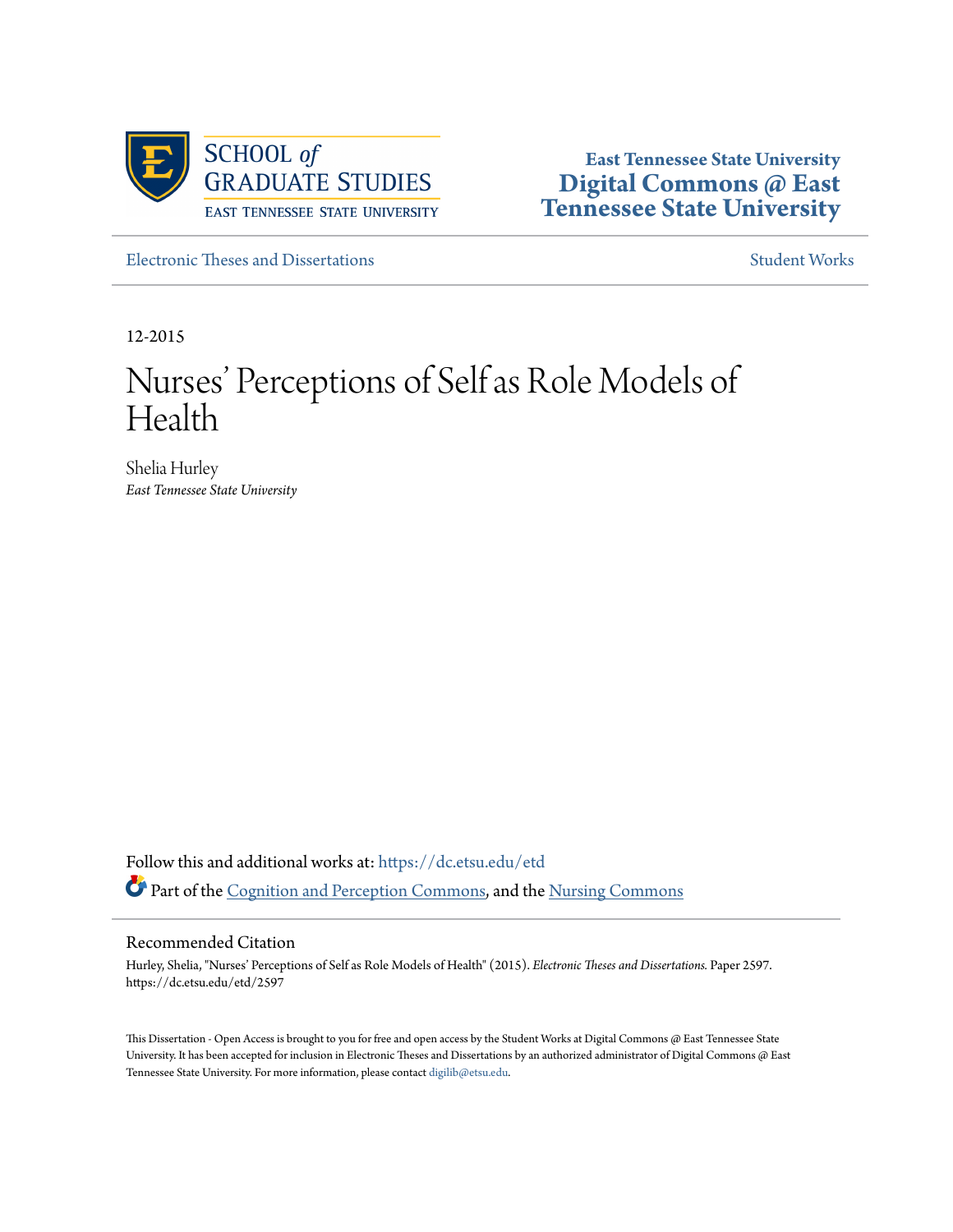SCHOOL *of* GRADUATE STUDIES
EAST TENNESSEE STATE UNIVERSITY

**East Tennessee State University**
**Digital Commons @ East Tennessee State University**

Electronic Theses and Dissertations

Student Works

12-2015

# Nurses' Perceptions of Self as Role Models of Health

Shelia Hurley
*East Tennessee State University*

Follow this and additional works at: https://dc.etsu.edu/etd

Part of the Cognition and Perception Commons, and the Nursing Commons

## Recommended Citation

Hurley, Shelia, "Nurses' Perceptions of Self as Role Models of Health" (2015). *Electronic Theses and Dissertations.* Paper 2597. https://dc.etsu.edu/etd/2597

This Dissertation - Open Access is brought to you for free and open access by the Student Works at Digital Commons @ East Tennessee State University. It has been accepted for inclusion in Electronic Theses and Dissertations by an authorized administrator of Digital Commons @ East Tennessee State University. For more information, please contact digilib@etsu.edu.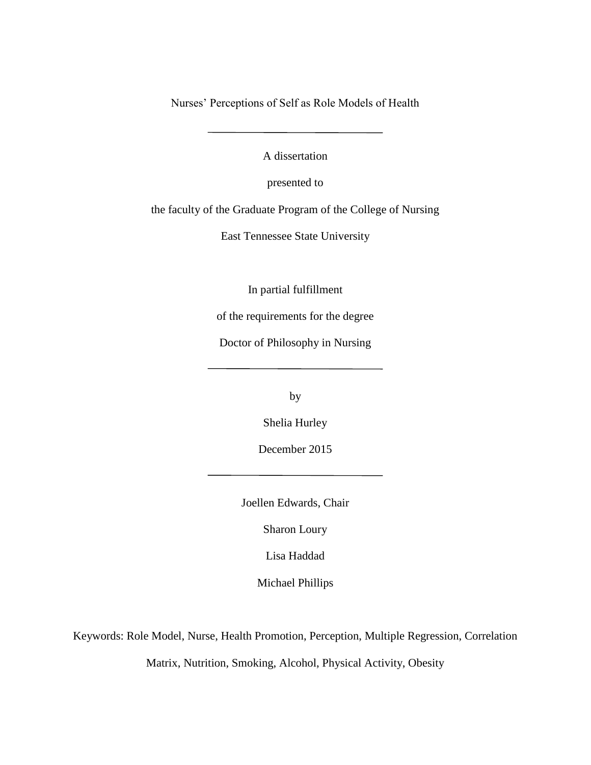# Nurses' Perceptions of Self as Role Models of Health

---

A dissertation

presented to

the faculty of the Graduate Program of the College of Nursing

East Tennessee State University

In partial fulfillment

of the requirements for the degree

Doctor of Philosophy in Nursing

---

by

Shelia Hurley

December 2015

---

Joellen Edwards, Chair

Sharon Loury

Lisa Haddad

Michael Phillips

Keywords: Role Model, Nurse, Health Promotion, Perception, Multiple Regression, Correlation Matrix, Nutrition, Smoking, Alcohol, Physical Activity, Obesity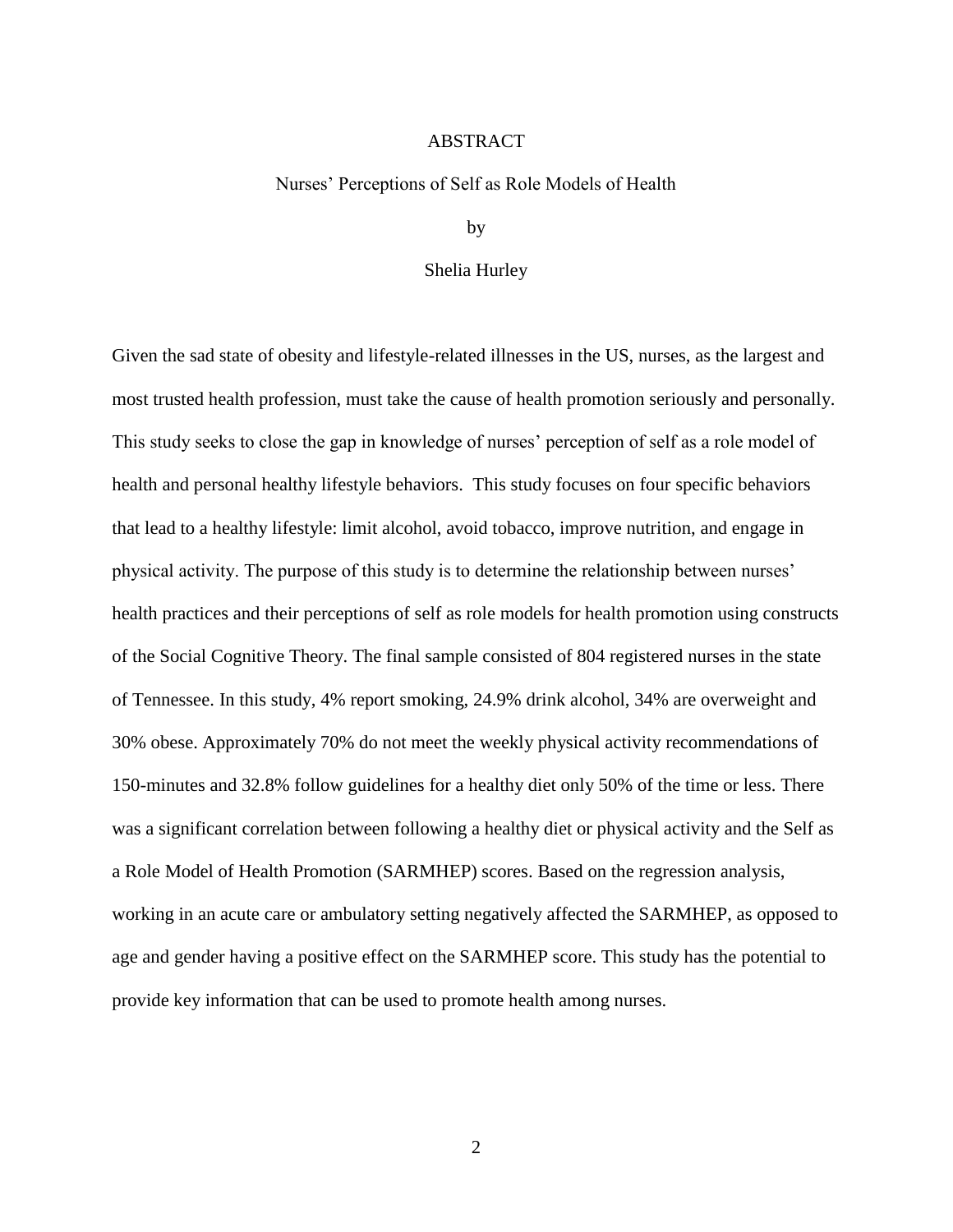# ABSTRACT

## Nurses' Perceptions of Self as Role Models of Health

by

Shelia Hurley

Given the sad state of obesity and lifestyle-related illnesses in the US, nurses, as the largest and most trusted health profession, must take the cause of health promotion seriously and personally. This study seeks to close the gap in knowledge of nurses' perception of self as a role model of health and personal healthy lifestyle behaviors. This study focuses on four specific behaviors that lead to a healthy lifestyle: limit alcohol, avoid tobacco, improve nutrition, and engage in physical activity. The purpose of this study is to determine the relationship between nurses' health practices and their perceptions of self as role models for health promotion using constructs of the Social Cognitive Theory. The final sample consisted of 804 registered nurses in the state of Tennessee. In this study, 4% report smoking, 24.9% drink alcohol, 34% are overweight and 30% obese. Approximately 70% do not meet the weekly physical activity recommendations of 150-minutes and 32.8% follow guidelines for a healthy diet only 50% of the time or less. There was a significant correlation between following a healthy diet or physical activity and the Self as a Role Model of Health Promotion (SARMHEP) scores. Based on the regression analysis, working in an acute care or ambulatory setting negatively affected the SARMHEP, as opposed to age and gender having a positive effect on the SARMHEP score. This study has the potential to provide key information that can be used to promote health among nurses.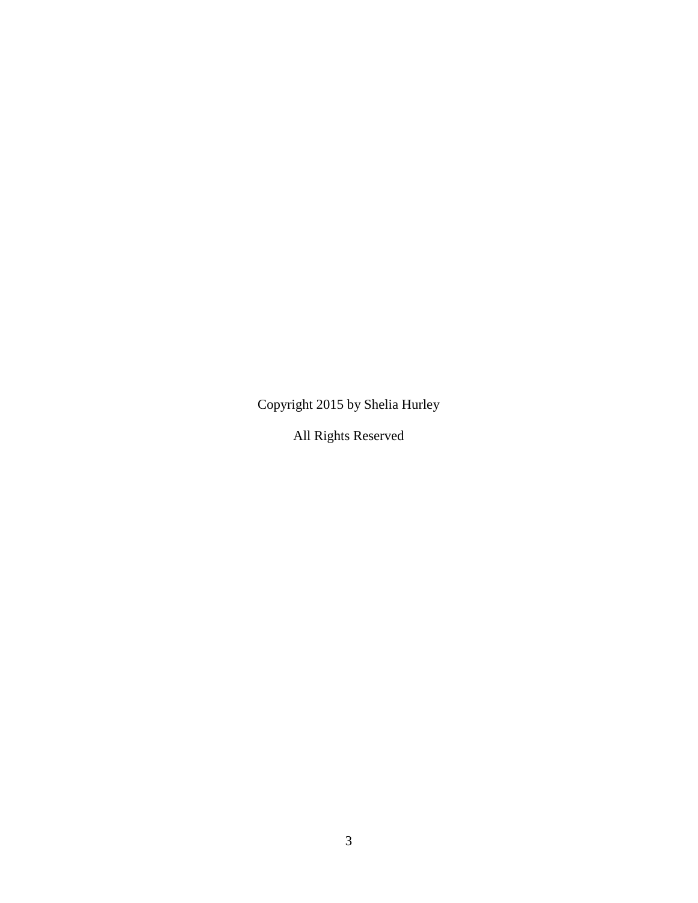Copyright 2015 by Shelia Hurley

All Rights Reserved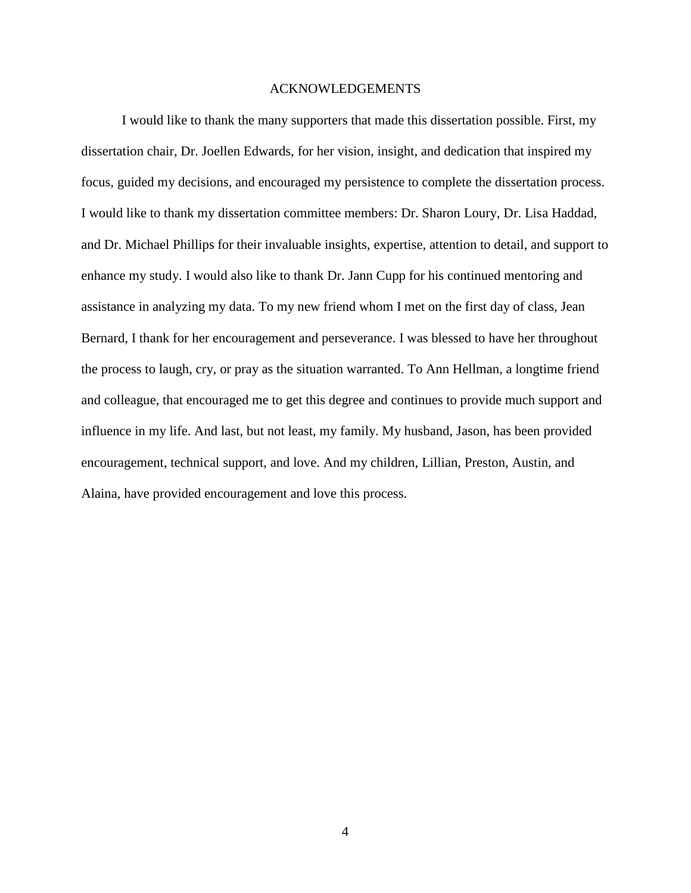# ACKNOWLEDGEMENTS

I would like to thank the many supporters that made this dissertation possible. First, my dissertation chair, Dr. Joellen Edwards, for her vision, insight, and dedication that inspired my focus, guided my decisions, and encouraged my persistence to complete the dissertation process. I would like to thank my dissertation committee members: Dr. Sharon Loury, Dr. Lisa Haddad, and Dr. Michael Phillips for their invaluable insights, expertise, attention to detail, and support to enhance my study. I would also like to thank Dr. Jann Cupp for his continued mentoring and assistance in analyzing my data. To my new friend whom I met on the first day of class, Jean Bernard, I thank for her encouragement and perseverance. I was blessed to have her throughout the process to laugh, cry, or pray as the situation warranted. To Ann Hellman, a longtime friend and colleague, that encouraged me to get this degree and continues to provide much support and influence in my life. And last, but not least, my family. My husband, Jason, has been provided encouragement, technical support, and love. And my children, Lillian, Preston, Austin, and Alaina, have provided encouragement and love this process.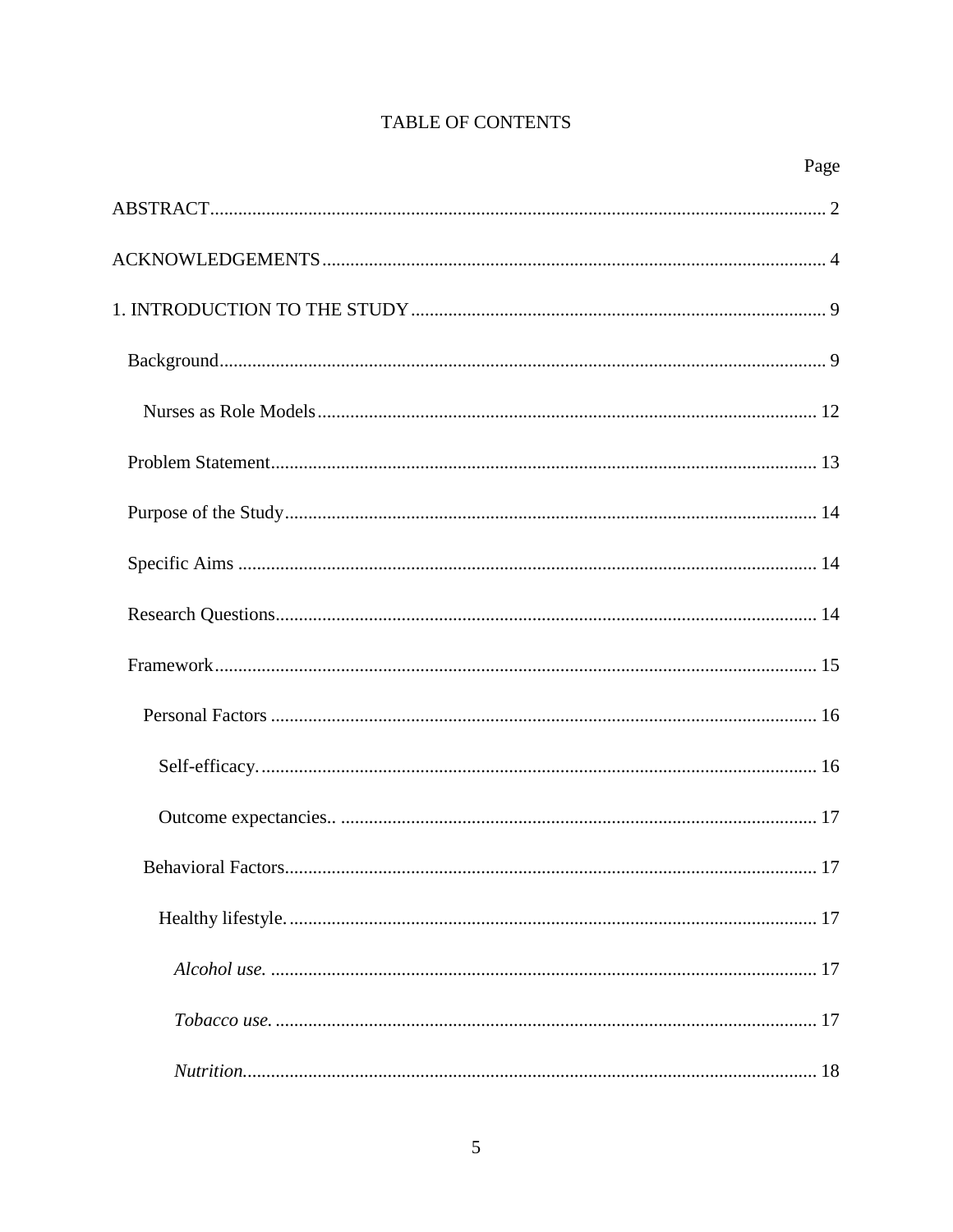TABLE OF CONTENTS

Page

ABSTRACT ... 2

ACKNOWLEDGEMENTS ... 4

1. INTRODUCTION TO THE STUDY ... 9

  Background ... 9

    Nurses as Role Models ... 12

  Problem Statement ... 13

  Purpose of the Study ... 14

  Specific Aims ... 14

  Research Questions ... 14

  Framework ... 15

    Personal Factors ... 16

      Self-efficacy. ... 16

      Outcome expectancies.. ... 17

    Behavioral Factors ... 17

      Healthy lifestyle. ... 17

        *Alcohol use.* ... 17

        *Tobacco use.* ... 17

        *Nutrition.* ... 18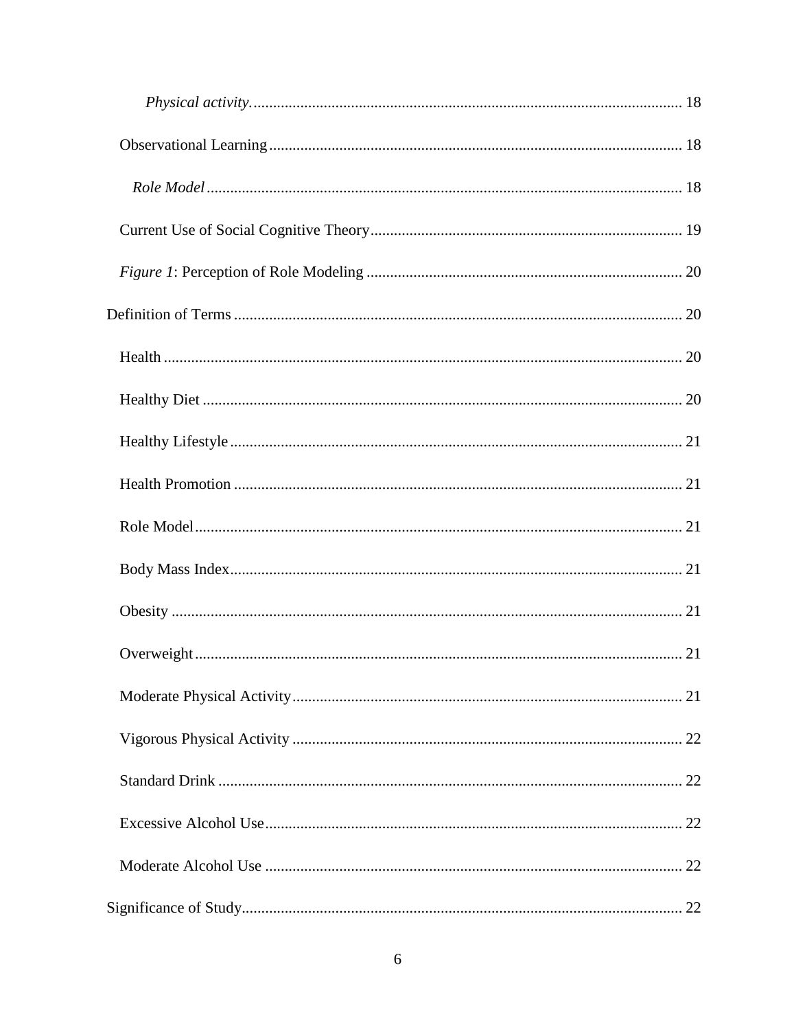*Physical activity.* 18

Observational Learning 18

*Role Model* 18

Current Use of Social Cognitive Theory 19

*Figure 1*: Perception of Role Modeling 20

Definition of Terms 20

Health 20

Healthy Diet 20

Healthy Lifestyle 21

Health Promotion 21

Role Model 21

Body Mass Index 21

Obesity 21

Overweight 21

Moderate Physical Activity 21

Vigorous Physical Activity 22

Standard Drink 22

Excessive Alcohol Use 22

Moderate Alcohol Use 22

Significance of Study 22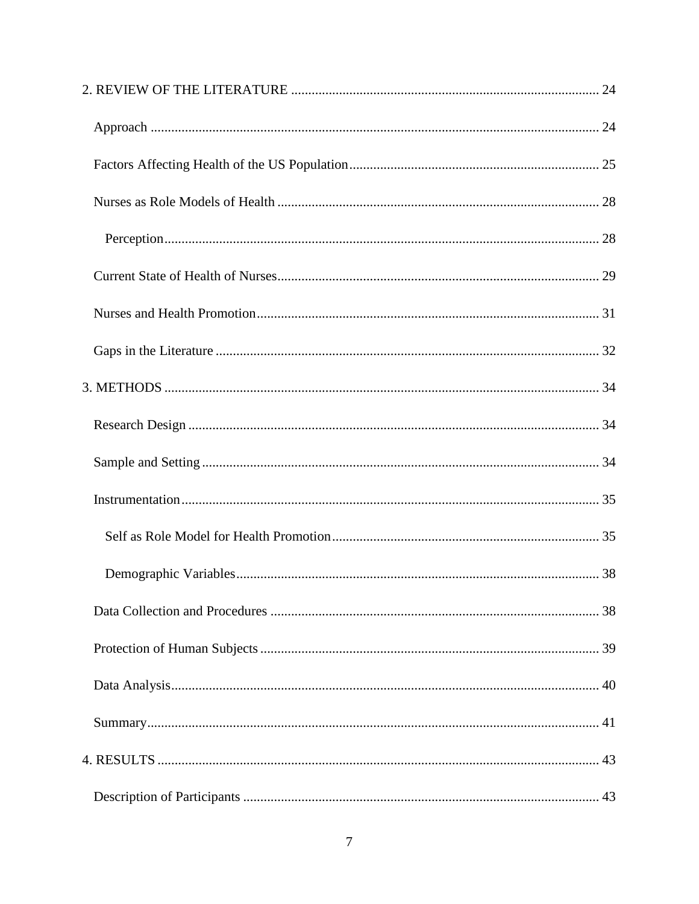2. REVIEW OF THE LITERATURE ........................................................................................ 24

Approach .................................................................................................................... 24

Factors Affecting Health of the US Population ......................................................................... 25

Nurses as Role Models of Health ............................................................................................. 28

Perception .................................................................................................................... 28

Current State of Health of Nurses ............................................................................................ 29

Nurses and Health Promotion ................................................................................................... 31

Gaps in the Literature ............................................................................................................... 32

3. METHODS ................................................................................................................................ 34

Research Design ........................................................................................................................ 34

Sample and Setting .................................................................................................................... 34

Instrumentation .......................................................................................................................... 35

Self as Role Model for Health Promotion ............................................................................. 35

Demographic Variables ......................................................................................................... 38

Data Collection and Procedures ............................................................................................... 38

Protection of Human Subjects .................................................................................................. 39

Data Analysis ............................................................................................................................. 40

Summary .................................................................................................................................... 41

4. RESULTS ................................................................................................................................. 43

Description of Participants ........................................................................................................ 43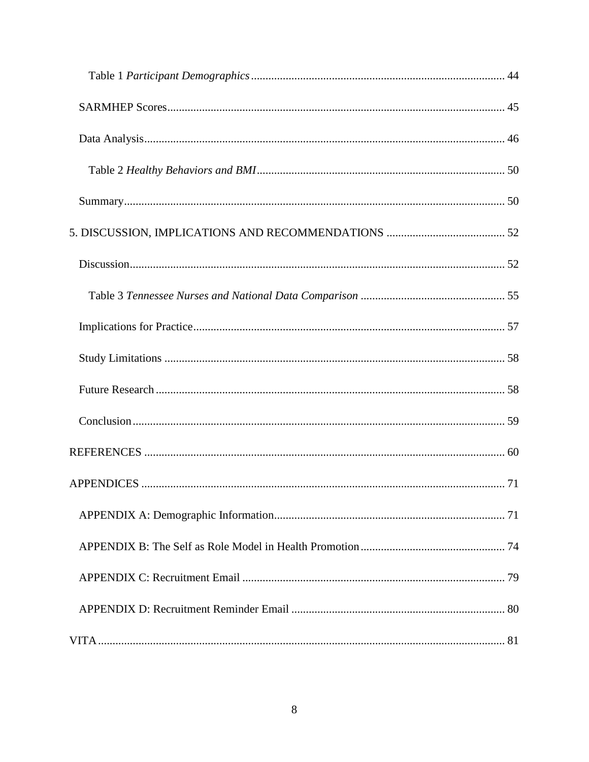Table 1 *Participant Demographics* ........................................................................................ 44

SARMHEP Scores.................................................................................................................... 45

Data Analysis............................................................................................................................ 46

Table 2 *Healthy Behaviors and BMI* ...................................................................................... 50

Summary................................................................................................................................... 50

5. DISCUSSION, IMPLICATIONS AND RECOMMENDATIONS ......................................... 52

Discussion................................................................................................................................. 52

Table 3 *Tennessee Nurses and National Data Comparison* .................................................. 55

Implications for Practice........................................................................................................... 57

Study Limitations ..................................................................................................................... 58

Future Research ........................................................................................................................ 58

Conclusion................................................................................................................................ 59

REFERENCES ............................................................................................................................ 60

APPENDICES ............................................................................................................................. 71

APPENDIX A: Demographic Information................................................................................ 71

APPENDIX B: The Self as Role Model in Health Promotion.................................................. 74

APPENDIX C: Recruitment Email ........................................................................................... 79

APPENDIX D: Recruitment Reminder Email .......................................................................... 80

VITA............................................................................................................................................ 81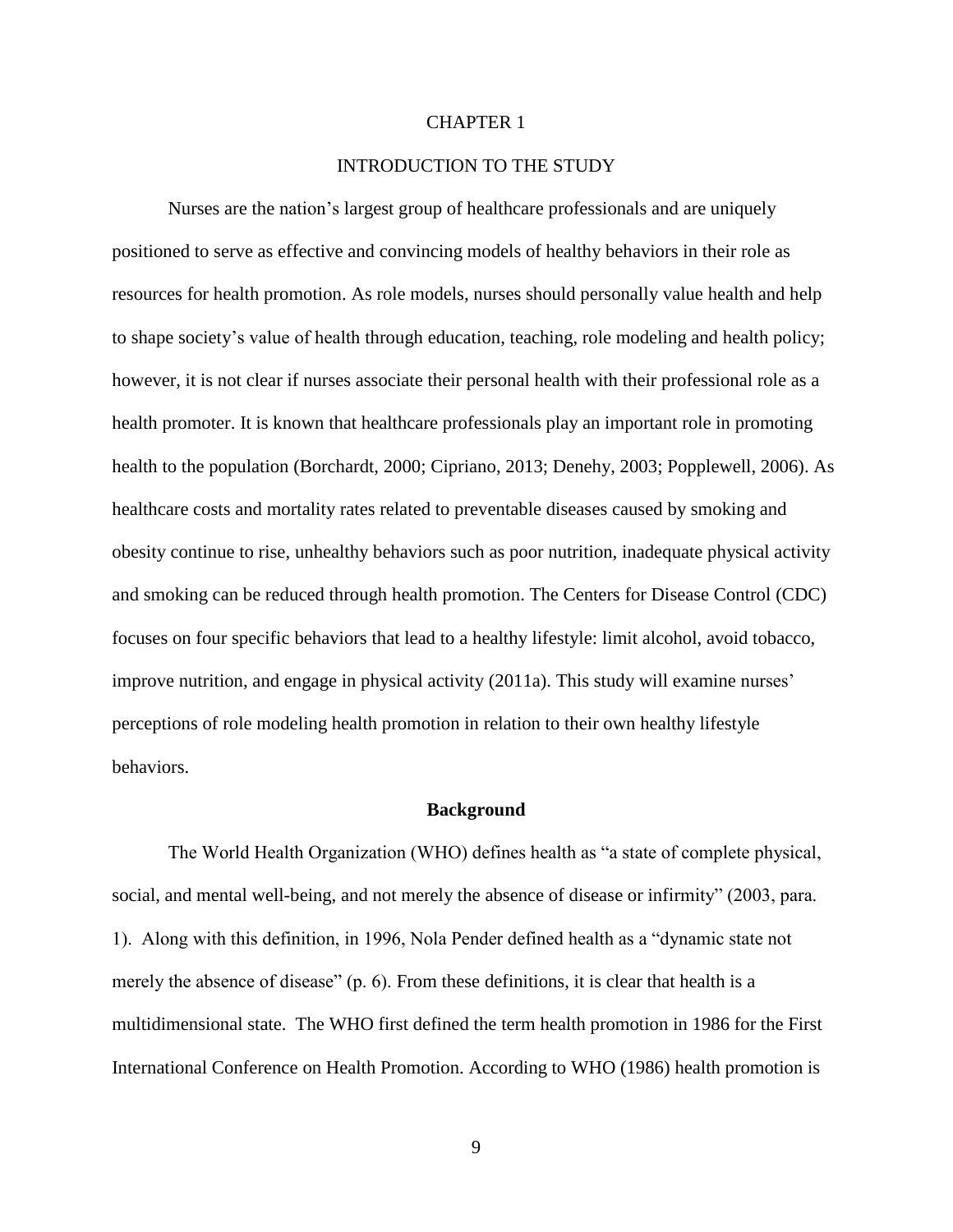# CHAPTER 1

# INTRODUCTION TO THE STUDY

Nurses are the nation's largest group of healthcare professionals and are uniquely positioned to serve as effective and convincing models of healthy behaviors in their role as resources for health promotion. As role models, nurses should personally value health and help to shape society's value of health through education, teaching, role modeling and health policy; however, it is not clear if nurses associate their personal health with their professional role as a health promoter. It is known that healthcare professionals play an important role in promoting health to the population (Borchardt, 2000; Cipriano, 2013; Denehy, 2003; Popplewell, 2006). As healthcare costs and mortality rates related to preventable diseases caused by smoking and obesity continue to rise, unhealthy behaviors such as poor nutrition, inadequate physical activity and smoking can be reduced through health promotion. The Centers for Disease Control (CDC) focuses on four specific behaviors that lead to a healthy lifestyle: limit alcohol, avoid tobacco, improve nutrition, and engage in physical activity (2011a). This study will examine nurses' perceptions of role modeling health promotion in relation to their own healthy lifestyle behaviors.

## Background

The World Health Organization (WHO) defines health as "a state of complete physical, social, and mental well-being, and not merely the absence of disease or infirmity" (2003, para. 1). Along with this definition, in 1996, Nola Pender defined health as a "dynamic state not merely the absence of disease" (p. 6). From these definitions, it is clear that health is a multidimensional state. The WHO first defined the term health promotion in 1986 for the First International Conference on Health Promotion. According to WHO (1986) health promotion is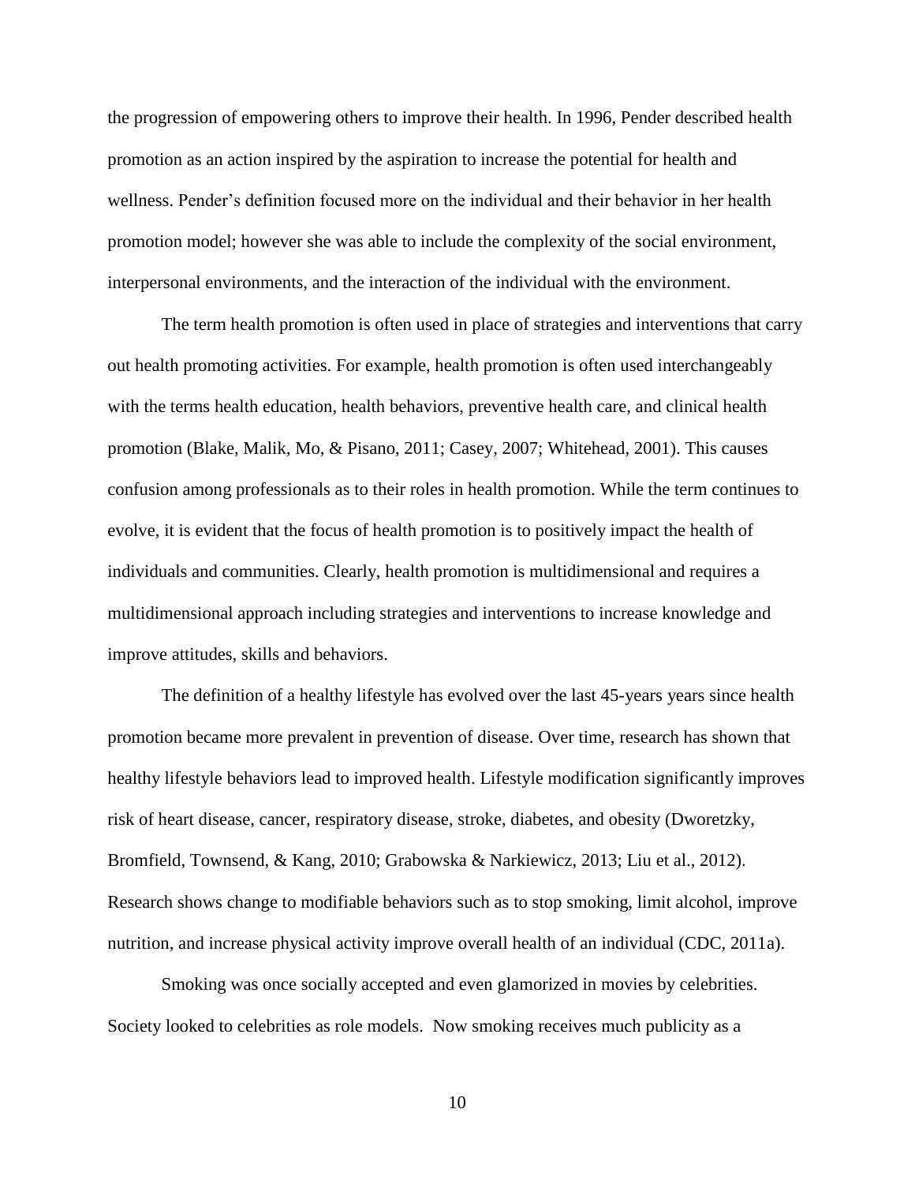the progression of empowering others to improve their health. In 1996, Pender described health promotion as an action inspired by the aspiration to increase the potential for health and wellness. Pender's definition focused more on the individual and their behavior in her health promotion model; however she was able to include the complexity of the social environment, interpersonal environments, and the interaction of the individual with the environment.

The term health promotion is often used in place of strategies and interventions that carry out health promoting activities. For example, health promotion is often used interchangeably with the terms health education, health behaviors, preventive health care, and clinical health promotion (Blake, Malik, Mo, & Pisano, 2011; Casey, 2007; Whitehead, 2001). This causes confusion among professionals as to their roles in health promotion. While the term continues to evolve, it is evident that the focus of health promotion is to positively impact the health of individuals and communities. Clearly, health promotion is multidimensional and requires a multidimensional approach including strategies and interventions to increase knowledge and improve attitudes, skills and behaviors.

The definition of a healthy lifestyle has evolved over the last 45-years years since health promotion became more prevalent in prevention of disease. Over time, research has shown that healthy lifestyle behaviors lead to improved health. Lifestyle modification significantly improves risk of heart disease, cancer, respiratory disease, stroke, diabetes, and obesity (Dworetzky, Bromfield, Townsend, & Kang, 2010; Grabowska & Narkiewicz, 2013; Liu et al., 2012). Research shows change to modifiable behaviors such as to stop smoking, limit alcohol, improve nutrition, and increase physical activity improve overall health of an individual (CDC, 2011a).

Smoking was once socially accepted and even glamorized in movies by celebrities. Society looked to celebrities as role models. Now smoking receives much publicity as a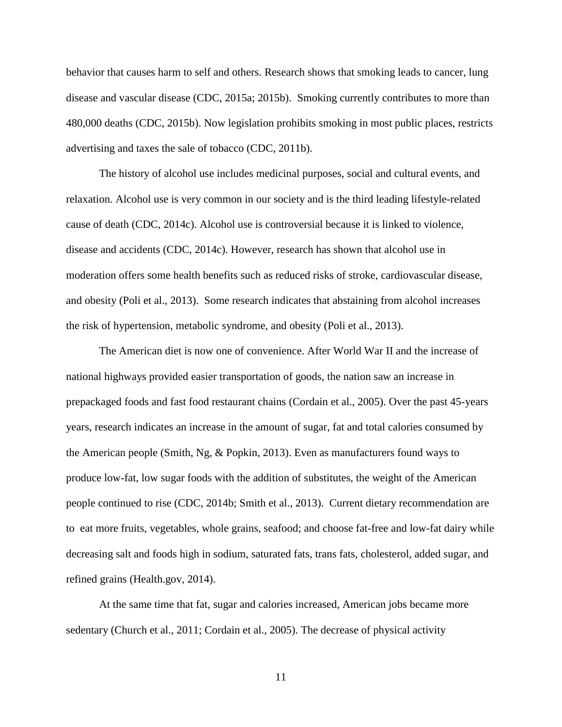behavior that causes harm to self and others. Research shows that smoking leads to cancer, lung disease and vascular disease (CDC, 2015a; 2015b). Smoking currently contributes to more than 480,000 deaths (CDC, 2015b). Now legislation prohibits smoking in most public places, restricts advertising and taxes the sale of tobacco (CDC, 2011b).

The history of alcohol use includes medicinal purposes, social and cultural events, and relaxation. Alcohol use is very common in our society and is the third leading lifestyle-related cause of death (CDC, 2014c). Alcohol use is controversial because it is linked to violence, disease and accidents (CDC, 2014c). However, research has shown that alcohol use in moderation offers some health benefits such as reduced risks of stroke, cardiovascular disease, and obesity (Poli et al., 2013). Some research indicates that abstaining from alcohol increases the risk of hypertension, metabolic syndrome, and obesity (Poli et al., 2013).

The American diet is now one of convenience. After World War II and the increase of national highways provided easier transportation of goods, the nation saw an increase in prepackaged foods and fast food restaurant chains (Cordain et al., 2005). Over the past 45-years years, research indicates an increase in the amount of sugar, fat and total calories consumed by the American people (Smith, Ng, & Popkin, 2013). Even as manufacturers found ways to produce low-fat, low sugar foods with the addition of substitutes, the weight of the American people continued to rise (CDC, 2014b; Smith et al., 2013). Current dietary recommendation are to eat more fruits, vegetables, whole grains, seafood; and choose fat-free and low-fat dairy while decreasing salt and foods high in sodium, saturated fats, trans fats, cholesterol, added sugar, and refined grains (Health.gov, 2014).

At the same time that fat, sugar and calories increased, American jobs became more sedentary (Church et al., 2011; Cordain et al., 2005). The decrease of physical activity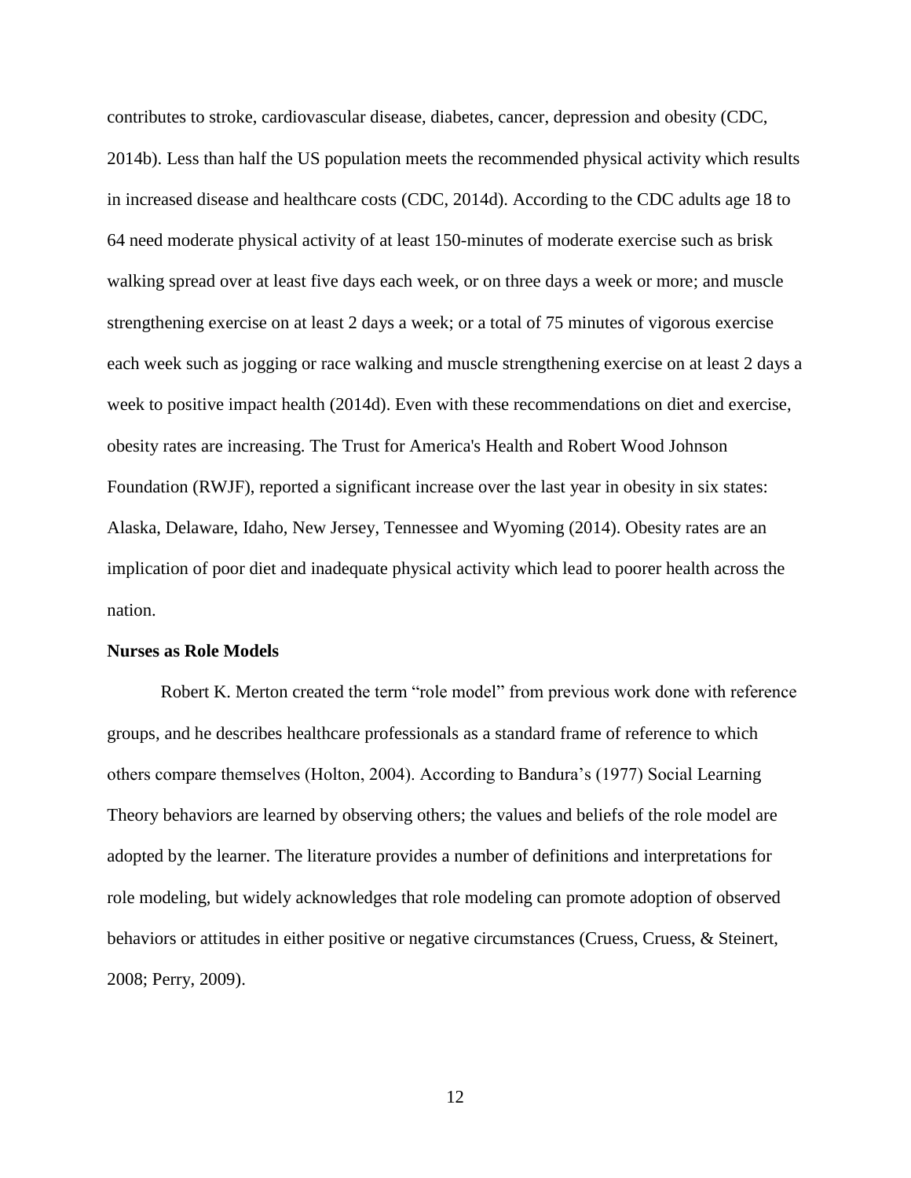contributes to stroke, cardiovascular disease, diabetes, cancer, depression and obesity (CDC, 2014b). Less than half the US population meets the recommended physical activity which results in increased disease and healthcare costs (CDC, 2014d). According to the CDC adults age 18 to 64 need moderate physical activity of at least 150-minutes of moderate exercise such as brisk walking spread over at least five days each week, or on three days a week or more; and muscle strengthening exercise on at least 2 days a week; or a total of 75 minutes of vigorous exercise each week such as jogging or race walking and muscle strengthening exercise on at least 2 days a week to positive impact health (2014d). Even with these recommendations on diet and exercise, obesity rates are increasing. The Trust for America's Health and Robert Wood Johnson Foundation (RWJF), reported a significant increase over the last year in obesity in six states: Alaska, Delaware, Idaho, New Jersey, Tennessee and Wyoming (2014). Obesity rates are an implication of poor diet and inadequate physical activity which lead to poorer health across the nation.

**Nurses as Role Models**

Robert K. Merton created the term "role model" from previous work done with reference groups, and he describes healthcare professionals as a standard frame of reference to which others compare themselves (Holton, 2004). According to Bandura's (1977) Social Learning Theory behaviors are learned by observing others; the values and beliefs of the role model are adopted by the learner. The literature provides a number of definitions and interpretations for role modeling, but widely acknowledges that role modeling can promote adoption of observed behaviors or attitudes in either positive or negative circumstances (Cruess, Cruess, & Steinert, 2008; Perry, 2009).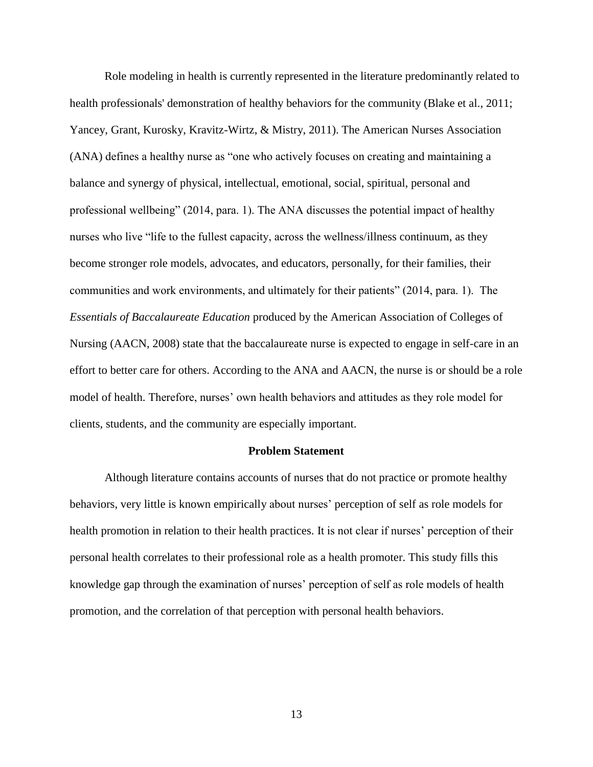Role modeling in health is currently represented in the literature predominantly related to health professionals' demonstration of healthy behaviors for the community (Blake et al., 2011; Yancey, Grant, Kurosky, Kravitz-Wirtz, & Mistry, 2011). The American Nurses Association (ANA) defines a healthy nurse as "one who actively focuses on creating and maintaining a balance and synergy of physical, intellectual, emotional, social, spiritual, personal and professional wellbeing" (2014, para. 1). The ANA discusses the potential impact of healthy nurses who live "life to the fullest capacity, across the wellness/illness continuum, as they become stronger role models, advocates, and educators, personally, for their families, their communities and work environments, and ultimately for their patients" (2014, para. 1). The *Essentials of Baccalaureate Education* produced by the American Association of Colleges of Nursing (AACN, 2008) state that the baccalaureate nurse is expected to engage in self-care in an effort to better care for others. According to the ANA and AACN, the nurse is or should be a role model of health. Therefore, nurses' own health behaviors and attitudes as they role model for clients, students, and the community are especially important.

## Problem Statement

Although literature contains accounts of nurses that do not practice or promote healthy behaviors, very little is known empirically about nurses' perception of self as role models for health promotion in relation to their health practices. It is not clear if nurses' perception of their personal health correlates to their professional role as a health promoter. This study fills this knowledge gap through the examination of nurses' perception of self as role models of health promotion, and the correlation of that perception with personal health behaviors.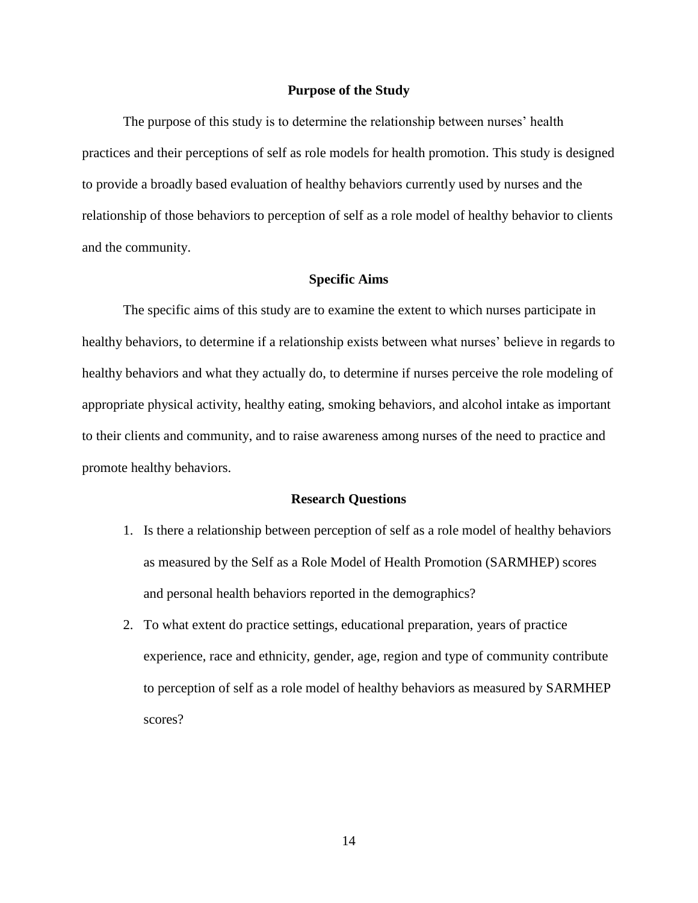## Purpose of the Study

The purpose of this study is to determine the relationship between nurses' health practices and their perceptions of self as role models for health promotion. This study is designed to provide a broadly based evaluation of healthy behaviors currently used by nurses and the relationship of those behaviors to perception of self as a role model of healthy behavior to clients and the community.

## Specific Aims

The specific aims of this study are to examine the extent to which nurses participate in healthy behaviors, to determine if a relationship exists between what nurses' believe in regards to healthy behaviors and what they actually do, to determine if nurses perceive the role modeling of appropriate physical activity, healthy eating, smoking behaviors, and alcohol intake as important to their clients and community, and to raise awareness among nurses of the need to practice and promote healthy behaviors.

## Research Questions

1. Is there a relationship between perception of self as a role model of healthy behaviors as measured by the Self as a Role Model of Health Promotion (SARMHEP) scores and personal health behaviors reported in the demographics?
2. To what extent do practice settings, educational preparation, years of practice experience, race and ethnicity, gender, age, region and type of community contribute to perception of self as a role model of healthy behaviors as measured by SARMHEP scores?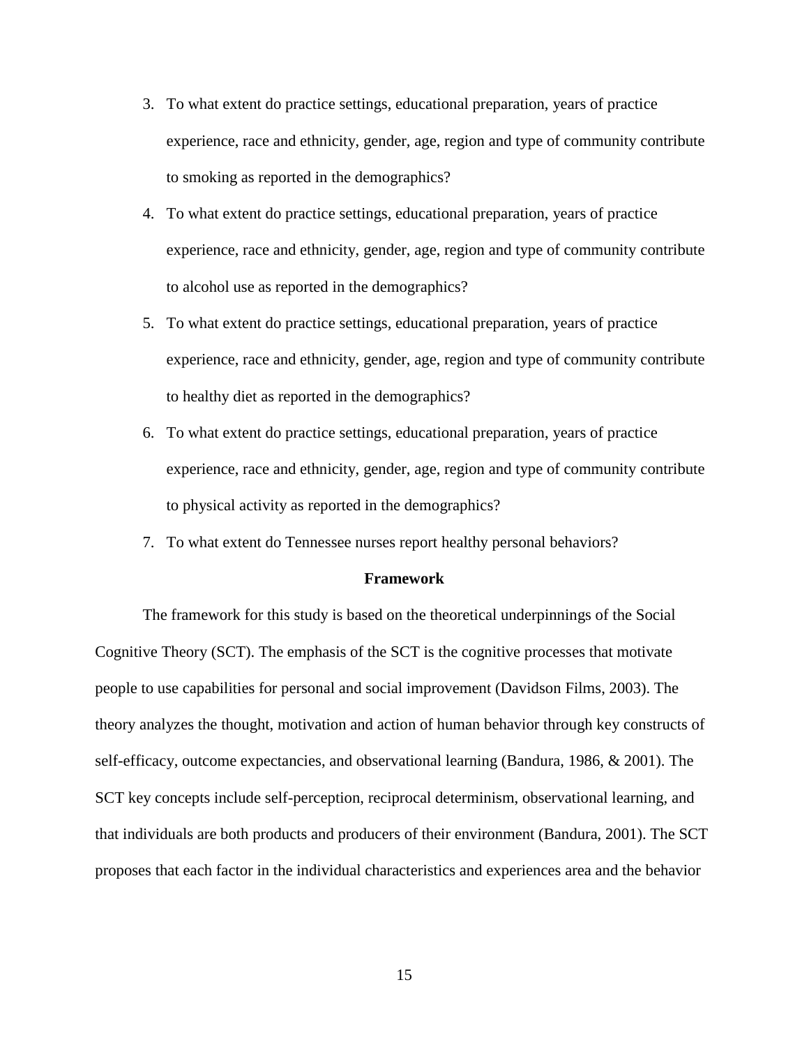3. To what extent do practice settings, educational preparation, years of practice experience, race and ethnicity, gender, age, region and type of community contribute to smoking as reported in the demographics?
4. To what extent do practice settings, educational preparation, years of practice experience, race and ethnicity, gender, age, region and type of community contribute to alcohol use as reported in the demographics?
5. To what extent do practice settings, educational preparation, years of practice experience, race and ethnicity, gender, age, region and type of community contribute to healthy diet as reported in the demographics?
6. To what extent do practice settings, educational preparation, years of practice experience, race and ethnicity, gender, age, region and type of community contribute to physical activity as reported in the demographics?
7. To what extent do Tennessee nurses report healthy personal behaviors?

## Framework

The framework for this study is based on the theoretical underpinnings of the Social Cognitive Theory (SCT). The emphasis of the SCT is the cognitive processes that motivate people to use capabilities for personal and social improvement (Davidson Films, 2003). The theory analyzes the thought, motivation and action of human behavior through key constructs of self-efficacy, outcome expectancies, and observational learning (Bandura, 1986, & 2001). The SCT key concepts include self-perception, reciprocal determinism, observational learning, and that individuals are both products and producers of their environment (Bandura, 2001). The SCT proposes that each factor in the individual characteristics and experiences area and the behavior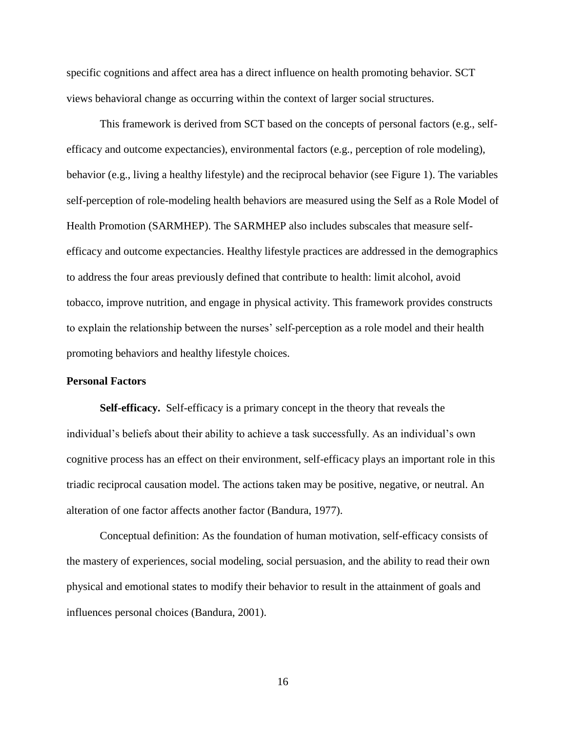specific cognitions and affect area has a direct influence on health promoting behavior. SCT views behavioral change as occurring within the context of larger social structures.

This framework is derived from SCT based on the concepts of personal factors (e.g., self-efficacy and outcome expectancies), environmental factors (e.g., perception of role modeling), behavior (e.g., living a healthy lifestyle) and the reciprocal behavior (see Figure 1). The variables self-perception of role-modeling health behaviors are measured using the Self as a Role Model of Health Promotion (SARMHEP). The SARMHEP also includes subscales that measure self-efficacy and outcome expectancies. Healthy lifestyle practices are addressed in the demographics to address the four areas previously defined that contribute to health: limit alcohol, avoid tobacco, improve nutrition, and engage in physical activity. This framework provides constructs to explain the relationship between the nurses' self-perception as a role model and their health promoting behaviors and healthy lifestyle choices.

## Personal Factors

**Self-efficacy.** Self-efficacy is a primary concept in the theory that reveals the individual's beliefs about their ability to achieve a task successfully. As an individual's own cognitive process has an effect on their environment, self-efficacy plays an important role in this triadic reciprocal causation model. The actions taken may be positive, negative, or neutral. An alteration of one factor affects another factor (Bandura, 1977).

Conceptual definition: As the foundation of human motivation, self-efficacy consists of the mastery of experiences, social modeling, social persuasion, and the ability to read their own physical and emotional states to modify their behavior to result in the attainment of goals and influences personal choices (Bandura, 2001).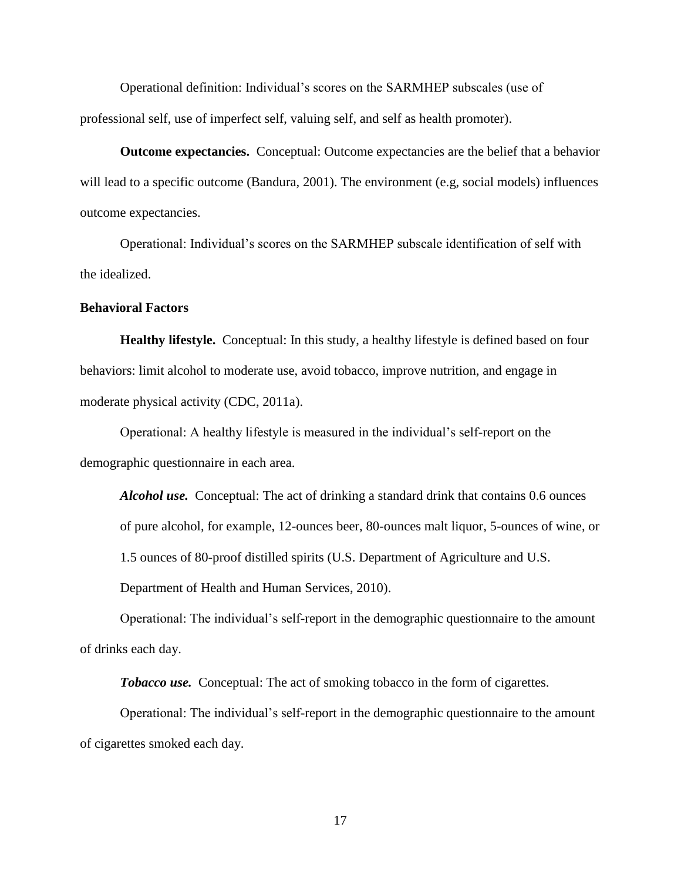Operational definition: Individual's scores on the SARMHEP subscales (use of professional self, use of imperfect self, valuing self, and self as health promoter).

**Outcome expectancies.** Conceptual: Outcome expectancies are the belief that a behavior will lead to a specific outcome (Bandura, 2001). The environment (e.g, social models) influences outcome expectancies.

Operational: Individual's scores on the SARMHEP subscale identification of self with the idealized.

**Behavioral Factors**

**Healthy lifestyle.** Conceptual: In this study, a healthy lifestyle is defined based on four behaviors: limit alcohol to moderate use, avoid tobacco, improve nutrition, and engage in moderate physical activity (CDC, 2011a).

Operational: A healthy lifestyle is measured in the individual's self-report on the demographic questionnaire in each area.

> ***Alcohol use.*** Conceptual: The act of drinking a standard drink that contains 0.6 ounces of pure alcohol, for example, 12-ounces beer, 80-ounces malt liquor, 5-ounces of wine, or 1.5 ounces of 80-proof distilled spirits (U.S. Department of Agriculture and U.S. Department of Health and Human Services, 2010).

Operational: The individual's self-report in the demographic questionnaire to the amount of drinks each day.

***Tobacco use.*** Conceptual: The act of smoking tobacco in the form of cigarettes.

Operational: The individual's self-report in the demographic questionnaire to the amount of cigarettes smoked each day.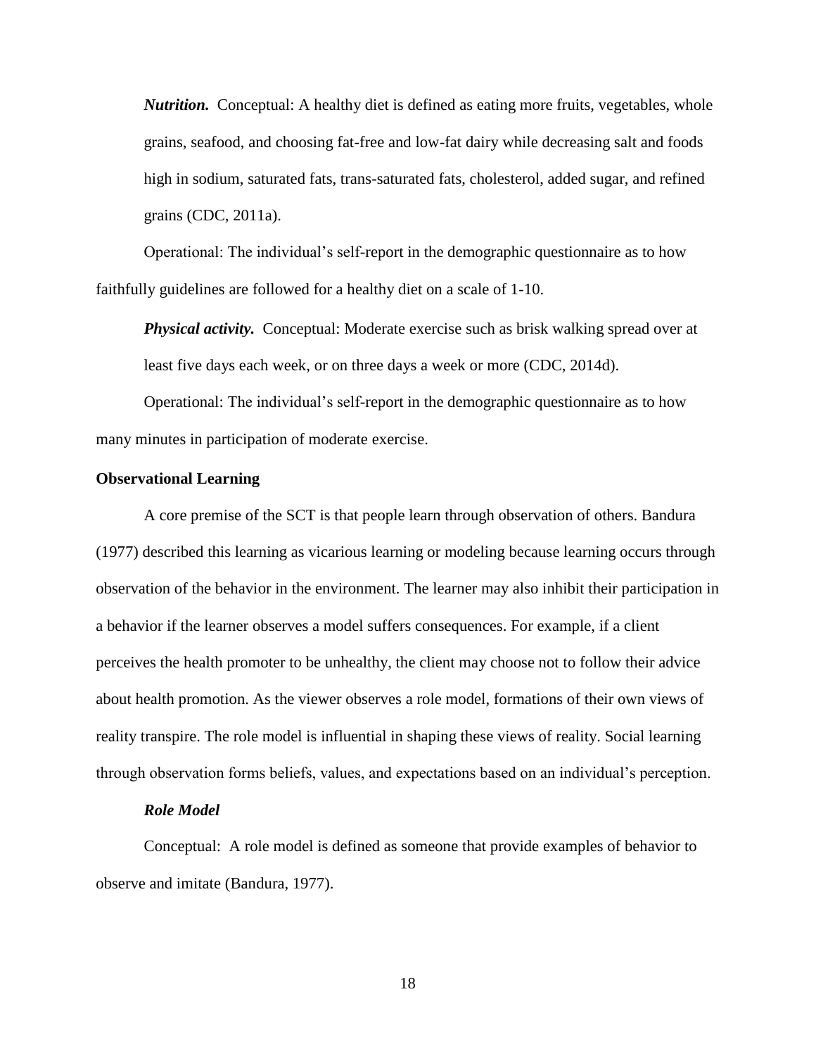***Nutrition.*** Conceptual: A healthy diet is defined as eating more fruits, vegetables, whole grains, seafood, and choosing fat-free and low-fat dairy while decreasing salt and foods high in sodium, saturated fats, trans-saturated fats, cholesterol, added sugar, and refined grains (CDC, 2011a).

Operational: The individual's self-report in the demographic questionnaire as to how faithfully guidelines are followed for a healthy diet on a scale of 1-10.

***Physical activity.*** Conceptual: Moderate exercise such as brisk walking spread over at least five days each week, or on three days a week or more (CDC, 2014d).

Operational: The individual's self-report in the demographic questionnaire as to how many minutes in participation of moderate exercise.

**Observational Learning**

A core premise of the SCT is that people learn through observation of others. Bandura (1977) described this learning as vicarious learning or modeling because learning occurs through observation of the behavior in the environment. The learner may also inhibit their participation in a behavior if the learner observes a model suffers consequences. For example, if a client perceives the health promoter to be unhealthy, the client may choose not to follow their advice about health promotion. As the viewer observes a role model, formations of their own views of reality transpire. The role model is influential in shaping these views of reality. Social learning through observation forms beliefs, values, and expectations based on an individual's perception.

***Role Model***

Conceptual: A role model is defined as someone that provide examples of behavior to observe and imitate (Bandura, 1977).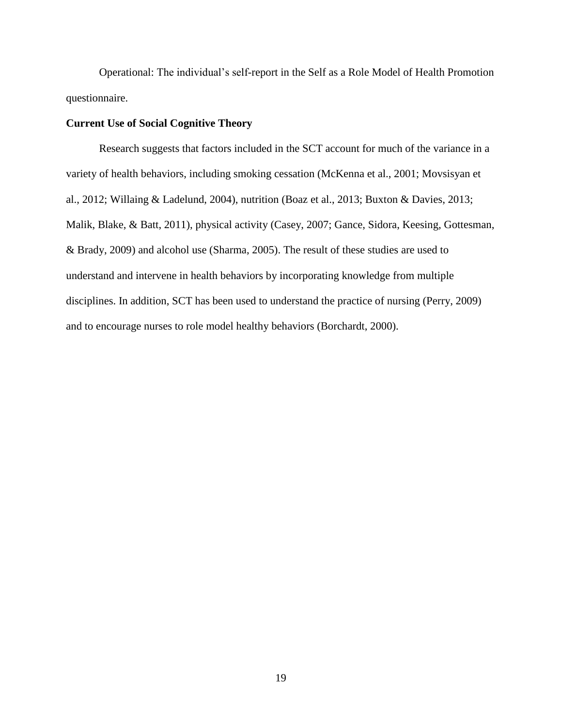Operational: The individual's self-report in the Self as a Role Model of Health Promotion questionnaire.

**Current Use of Social Cognitive Theory**

Research suggests that factors included in the SCT account for much of the variance in a variety of health behaviors, including smoking cessation (McKenna et al., 2001; Movsisyan et al., 2012; Willaing & Ladelund, 2004), nutrition (Boaz et al., 2013; Buxton & Davies, 2013; Malik, Blake, & Batt, 2011), physical activity (Casey, 2007; Gance, Sidora, Keesing, Gottesman, & Brady, 2009) and alcohol use (Sharma, 2005). The result of these studies are used to understand and intervene in health behaviors by incorporating knowledge from multiple disciplines. In addition, SCT has been used to understand the practice of nursing (Perry, 2009) and to encourage nurses to role model healthy behaviors (Borchardt, 2000).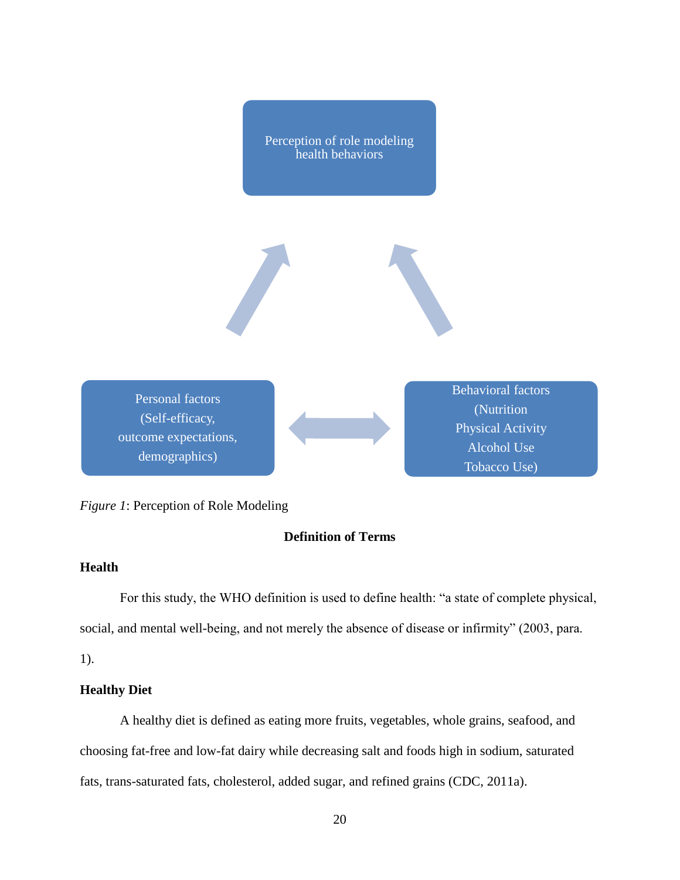Perception of role modeling health behaviors

Personal factors (Self-efficacy, outcome expectations, demographics)

Behavioral factors (Nutrition Physical Activity Alcohol Use Tobacco Use)

*Figure 1*: Perception of Role Modeling

**Definition of Terms**

**Health**

For this study, the WHO definition is used to define health: "a state of complete physical, social, and mental well-being, and not merely the absence of disease or infirmity" (2003, para. 1).

**Healthy Diet**

A healthy diet is defined as eating more fruits, vegetables, whole grains, seafood, and choosing fat-free and low-fat dairy while decreasing salt and foods high in sodium, saturated fats, trans-saturated fats, cholesterol, added sugar, and refined grains (CDC, 2011a).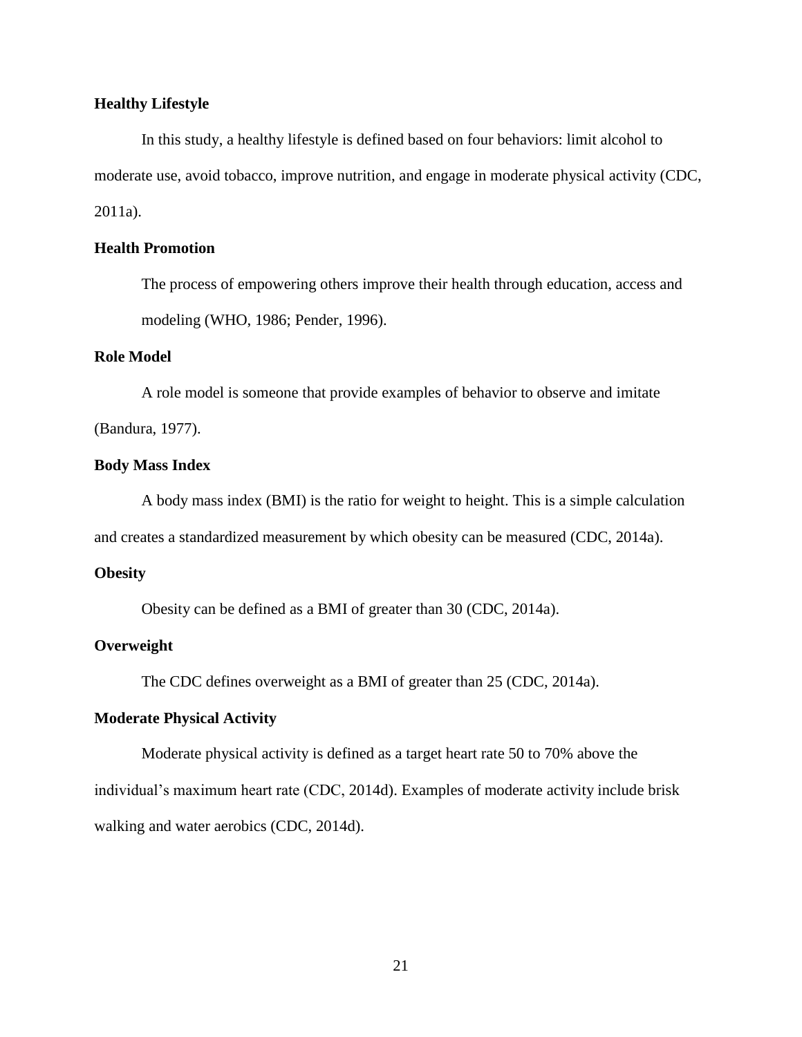**Healthy Lifestyle**

In this study, a healthy lifestyle is defined based on four behaviors: limit alcohol to moderate use, avoid tobacco, improve nutrition, and engage in moderate physical activity (CDC, 2011a).

**Health Promotion**

The process of empowering others improve their health through education, access and modeling (WHO, 1986; Pender, 1996).

**Role Model**

A role model is someone that provide examples of behavior to observe and imitate (Bandura, 1977).

**Body Mass Index**

A body mass index (BMI) is the ratio for weight to height. This is a simple calculation and creates a standardized measurement by which obesity can be measured (CDC, 2014a).

**Obesity**

Obesity can be defined as a BMI of greater than 30 (CDC, 2014a).

**Overweight**

The CDC defines overweight as a BMI of greater than 25 (CDC, 2014a).

**Moderate Physical Activity**

Moderate physical activity is defined as a target heart rate 50 to 70% above the individual's maximum heart rate (CDC, 2014d). Examples of moderate activity include brisk walking and water aerobics (CDC, 2014d).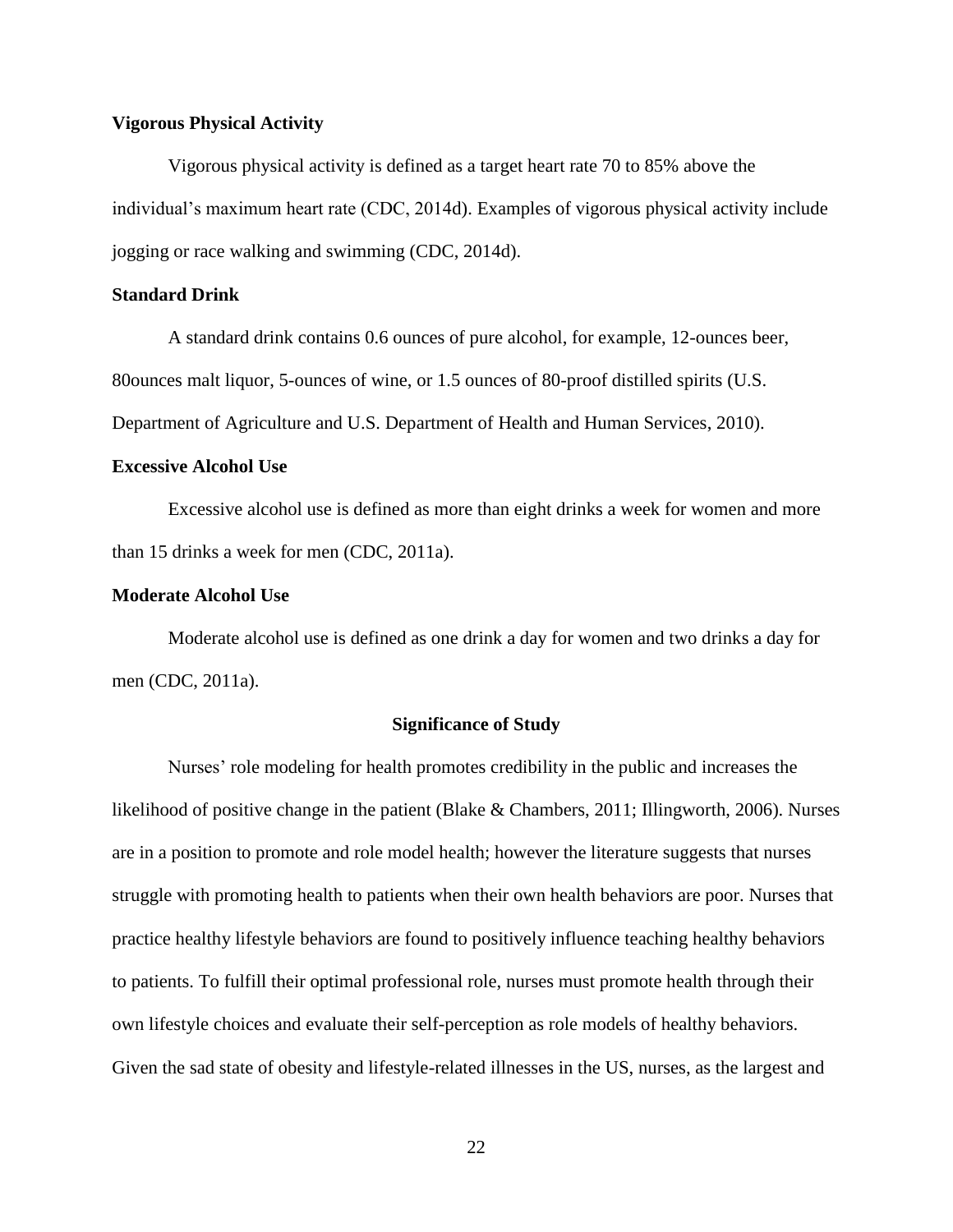### Vigorous Physical Activity

Vigorous physical activity is defined as a target heart rate 70 to 85% above the individual's maximum heart rate (CDC, 2014d). Examples of vigorous physical activity include jogging or race walking and swimming (CDC, 2014d).

### Standard Drink

A standard drink contains 0.6 ounces of pure alcohol, for example, 12-ounces beer, 80ounces malt liquor, 5-ounces of wine, or 1.5 ounces of 80-proof distilled spirits (U.S. Department of Agriculture and U.S. Department of Health and Human Services, 2010).

### Excessive Alcohol Use

Excessive alcohol use is defined as more than eight drinks a week for women and more than 15 drinks a week for men (CDC, 2011a).

### Moderate Alcohol Use

Moderate alcohol use is defined as one drink a day for women and two drinks a day for men (CDC, 2011a).

## Significance of Study

Nurses' role modeling for health promotes credibility in the public and increases the likelihood of positive change in the patient (Blake & Chambers, 2011; Illingworth, 2006). Nurses are in a position to promote and role model health; however the literature suggests that nurses struggle with promoting health to patients when their own health behaviors are poor. Nurses that practice healthy lifestyle behaviors are found to positively influence teaching healthy behaviors to patients. To fulfill their optimal professional role, nurses must promote health through their own lifestyle choices and evaluate their self-perception as role models of healthy behaviors. Given the sad state of obesity and lifestyle-related illnesses in the US, nurses, as the largest and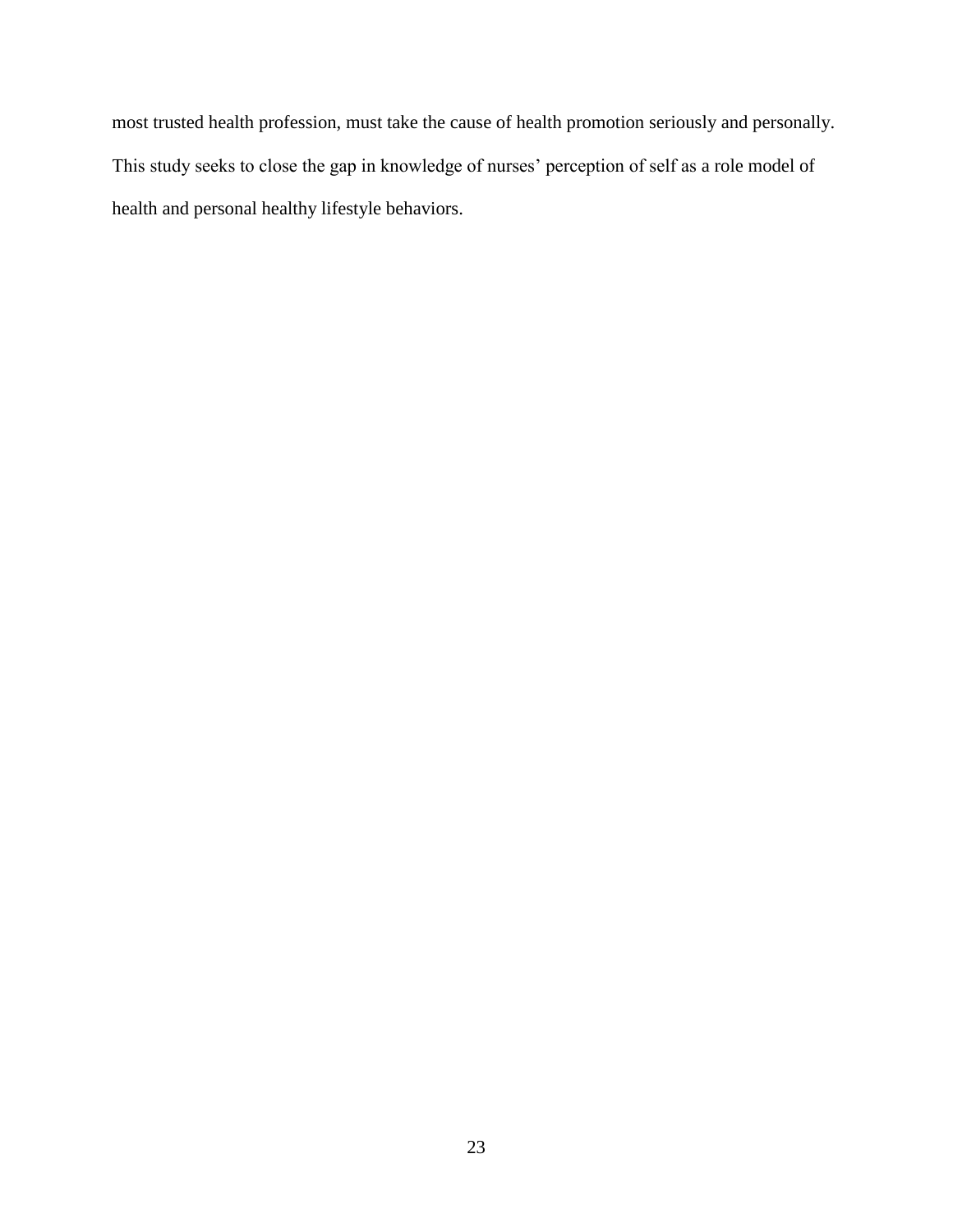most trusted health profession, must take the cause of health promotion seriously and personally. This study seeks to close the gap in knowledge of nurses' perception of self as a role model of health and personal healthy lifestyle behaviors.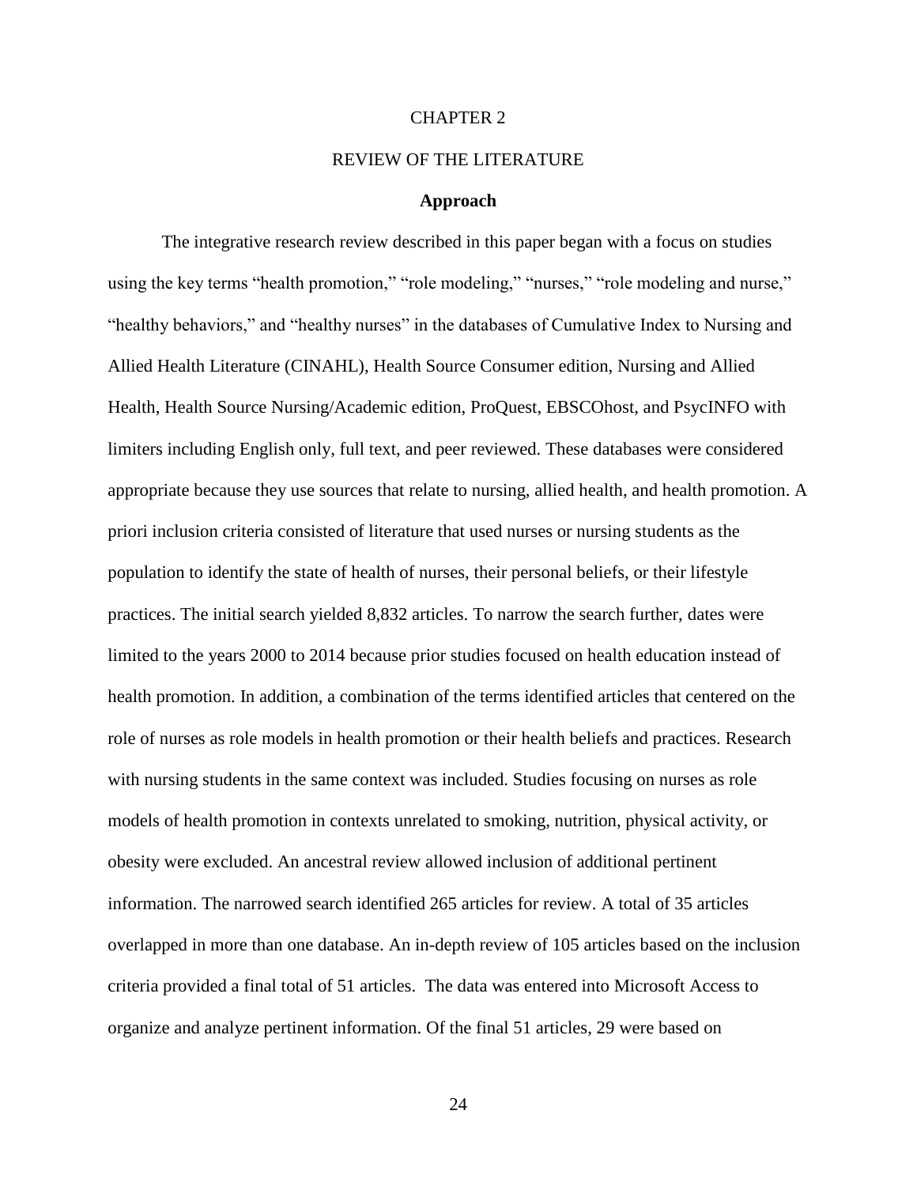# CHAPTER 2

# REVIEW OF THE LITERATURE

### Approach

The integrative research review described in this paper began with a focus on studies using the key terms "health promotion," "role modeling," "nurses," "role modeling and nurse," "healthy behaviors," and "healthy nurses" in the databases of Cumulative Index to Nursing and Allied Health Literature (CINAHL), Health Source Consumer edition, Nursing and Allied Health, Health Source Nursing/Academic edition, ProQuest, EBSCOhost, and PsycINFO with limiters including English only, full text, and peer reviewed. These databases were considered appropriate because they use sources that relate to nursing, allied health, and health promotion. A priori inclusion criteria consisted of literature that used nurses or nursing students as the population to identify the state of health of nurses, their personal beliefs, or their lifestyle practices. The initial search yielded 8,832 articles. To narrow the search further, dates were limited to the years 2000 to 2014 because prior studies focused on health education instead of health promotion. In addition, a combination of the terms identified articles that centered on the role of nurses as role models in health promotion or their health beliefs and practices. Research with nursing students in the same context was included. Studies focusing on nurses as role models of health promotion in contexts unrelated to smoking, nutrition, physical activity, or obesity were excluded. An ancestral review allowed inclusion of additional pertinent information. The narrowed search identified 265 articles for review. A total of 35 articles overlapped in more than one database. An in-depth review of 105 articles based on the inclusion criteria provided a final total of 51 articles. The data was entered into Microsoft Access to organize and analyze pertinent information. Of the final 51 articles, 29 were based on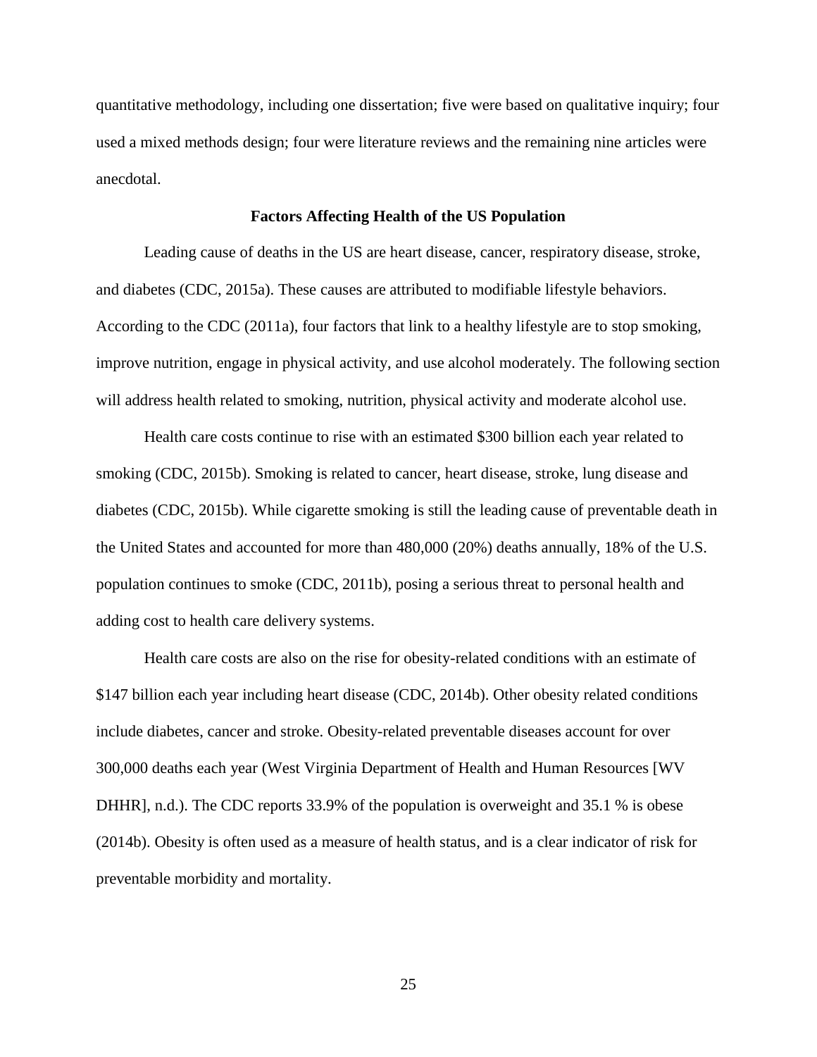quantitative methodology, including one dissertation; five were based on qualitative inquiry; four used a mixed methods design; four were literature reviews and the remaining nine articles were anecdotal.

## Factors Affecting Health of the US Population

Leading cause of deaths in the US are heart disease, cancer, respiratory disease, stroke, and diabetes (CDC, 2015a). These causes are attributed to modifiable lifestyle behaviors. According to the CDC (2011a), four factors that link to a healthy lifestyle are to stop smoking, improve nutrition, engage in physical activity, and use alcohol moderately. The following section will address health related to smoking, nutrition, physical activity and moderate alcohol use.

Health care costs continue to rise with an estimated $300 billion each year related to smoking (CDC, 2015b). Smoking is related to cancer, heart disease, stroke, lung disease and diabetes (CDC, 2015b). While cigarette smoking is still the leading cause of preventable death in the United States and accounted for more than 480,000 (20%) deaths annually, 18% of the U.S. population continues to smoke (CDC, 2011b), posing a serious threat to personal health and adding cost to health care delivery systems.

Health care costs are also on the rise for obesity-related conditions with an estimate of $147 billion each year including heart disease (CDC, 2014b). Other obesity related conditions include diabetes, cancer and stroke. Obesity-related preventable diseases account for over 300,000 deaths each year (West Virginia Department of Health and Human Resources [WV DHHR], n.d.). The CDC reports 33.9% of the population is overweight and 35.1 % is obese (2014b). Obesity is often used as a measure of health status, and is a clear indicator of risk for preventable morbidity and mortality.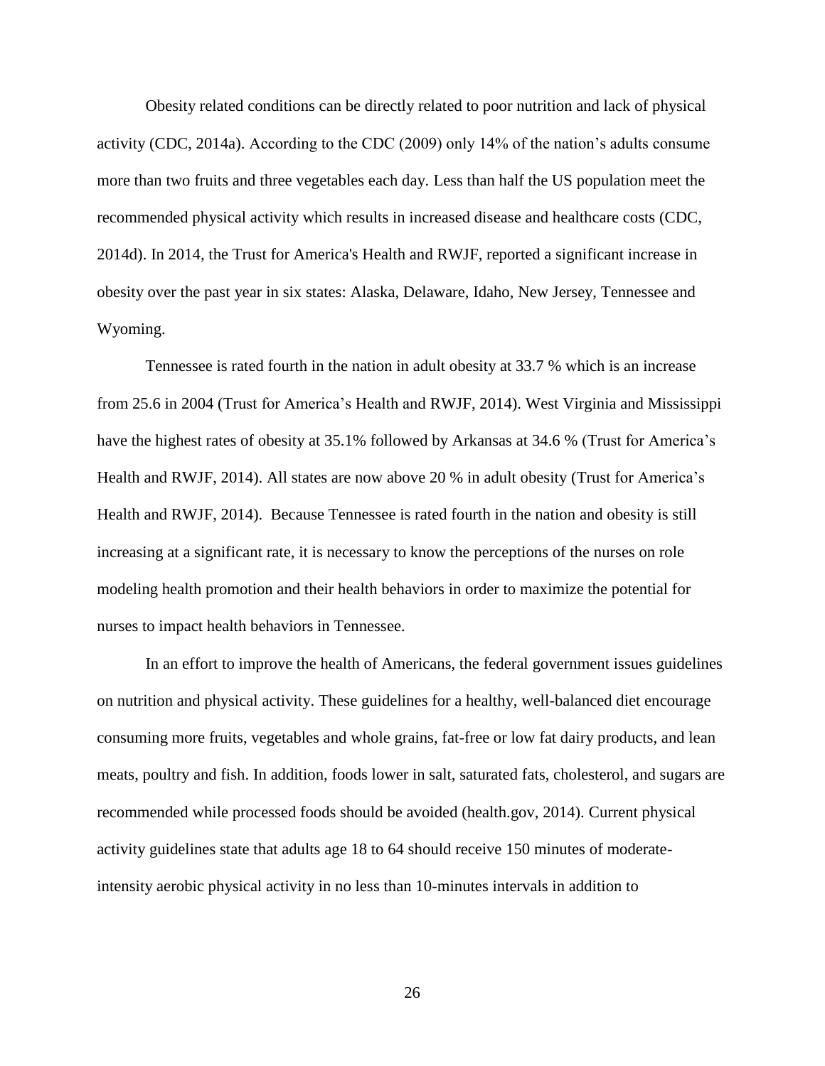Obesity related conditions can be directly related to poor nutrition and lack of physical activity (CDC, 2014a). According to the CDC (2009) only 14% of the nation's adults consume more than two fruits and three vegetables each day. Less than half the US population meet the recommended physical activity which results in increased disease and healthcare costs (CDC, 2014d). In 2014, the Trust for America's Health and RWJF, reported a significant increase in obesity over the past year in six states: Alaska, Delaware, Idaho, New Jersey, Tennessee and Wyoming.

Tennessee is rated fourth in the nation in adult obesity at 33.7 % which is an increase from 25.6 in 2004 (Trust for America's Health and RWJF, 2014). West Virginia and Mississippi have the highest rates of obesity at 35.1% followed by Arkansas at 34.6 % (Trust for America's Health and RWJF, 2014). All states are now above 20 % in adult obesity (Trust for America's Health and RWJF, 2014). Because Tennessee is rated fourth in the nation and obesity is still increasing at a significant rate, it is necessary to know the perceptions of the nurses on role modeling health promotion and their health behaviors in order to maximize the potential for nurses to impact health behaviors in Tennessee.

In an effort to improve the health of Americans, the federal government issues guidelines on nutrition and physical activity. These guidelines for a healthy, well-balanced diet encourage consuming more fruits, vegetables and whole grains, fat-free or low fat dairy products, and lean meats, poultry and fish. In addition, foods lower in salt, saturated fats, cholesterol, and sugars are recommended while processed foods should be avoided (health.gov, 2014). Current physical activity guidelines state that adults age 18 to 64 should receive 150 minutes of moderate-intensity aerobic physical activity in no less than 10-minutes intervals in addition to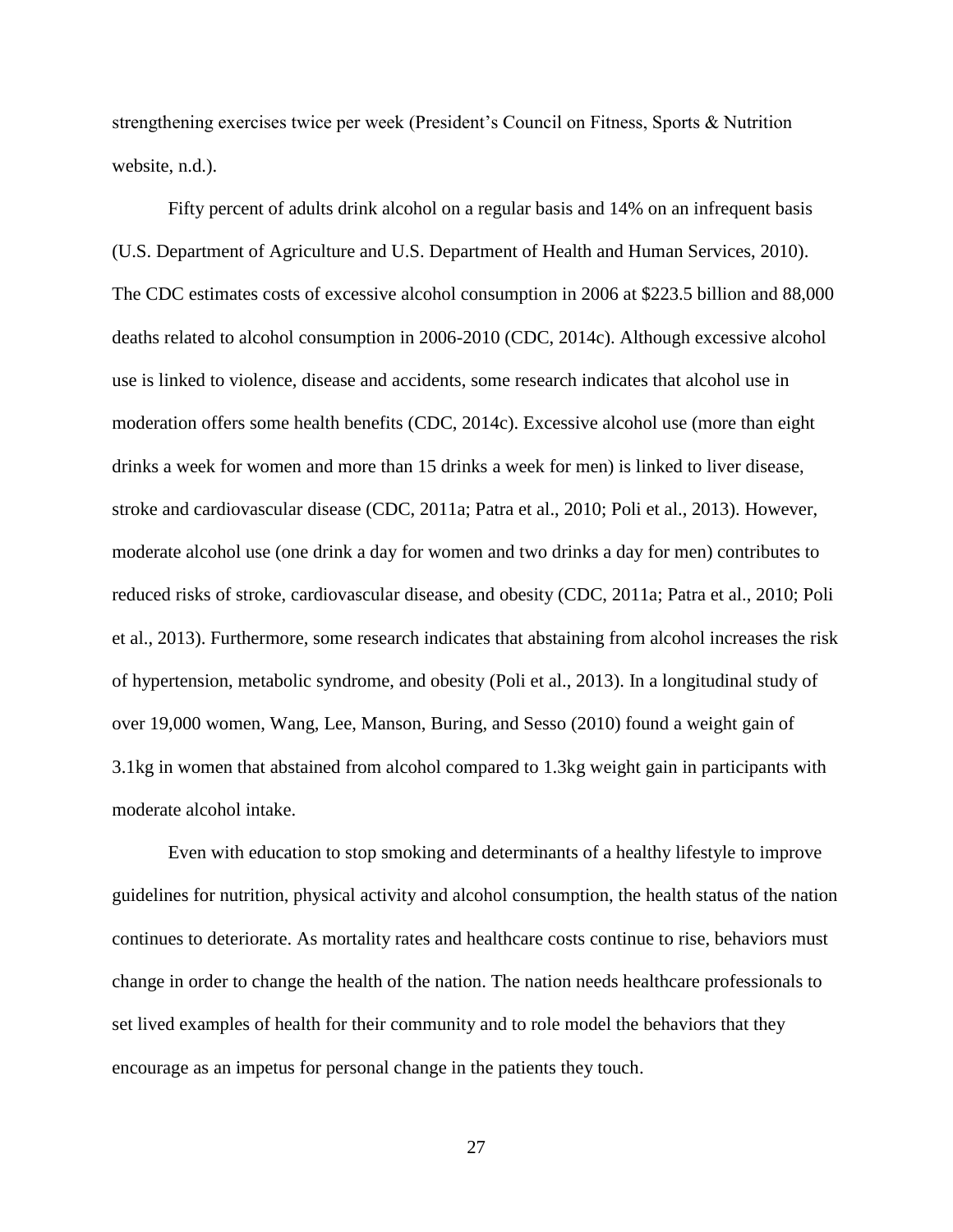strengthening exercises twice per week (President's Council on Fitness, Sports & Nutrition website, n.d.).

Fifty percent of adults drink alcohol on a regular basis and 14% on an infrequent basis (U.S. Department of Agriculture and U.S. Department of Health and Human Services, 2010). The CDC estimates costs of excessive alcohol consumption in 2006 at $223.5 billion and 88,000 deaths related to alcohol consumption in 2006-2010 (CDC, 2014c). Although excessive alcohol use is linked to violence, disease and accidents, some research indicates that alcohol use in moderation offers some health benefits (CDC, 2014c). Excessive alcohol use (more than eight drinks a week for women and more than 15 drinks a week for men) is linked to liver disease, stroke and cardiovascular disease (CDC, 2011a; Patra et al., 2010; Poli et al., 2013). However, moderate alcohol use (one drink a day for women and two drinks a day for men) contributes to reduced risks of stroke, cardiovascular disease, and obesity (CDC, 2011a; Patra et al., 2010; Poli et al., 2013). Furthermore, some research indicates that abstaining from alcohol increases the risk of hypertension, metabolic syndrome, and obesity (Poli et al., 2013). In a longitudinal study of over 19,000 women, Wang, Lee, Manson, Buring, and Sesso (2010) found a weight gain of 3.1kg in women that abstained from alcohol compared to 1.3kg weight gain in participants with moderate alcohol intake.

Even with education to stop smoking and determinants of a healthy lifestyle to improve guidelines for nutrition, physical activity and alcohol consumption, the health status of the nation continues to deteriorate. As mortality rates and healthcare costs continue to rise, behaviors must change in order to change the health of the nation. The nation needs healthcare professionals to set lived examples of health for their community and to role model the behaviors that they encourage as an impetus for personal change in the patients they touch.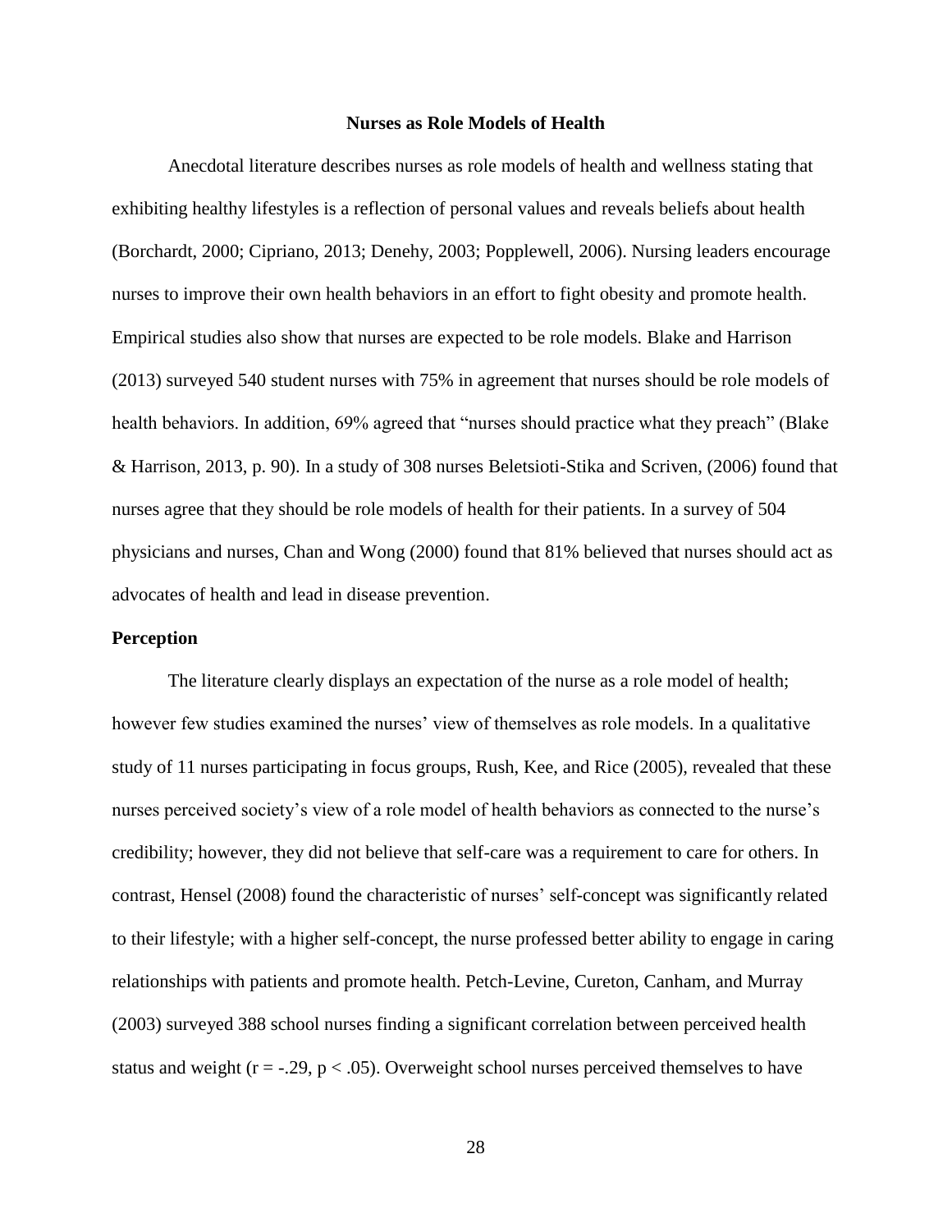## Nurses as Role Models of Health

Anecdotal literature describes nurses as role models of health and wellness stating that exhibiting healthy lifestyles is a reflection of personal values and reveals beliefs about health (Borchardt, 2000; Cipriano, 2013; Denehy, 2003; Popplewell, 2006). Nursing leaders encourage nurses to improve their own health behaviors in an effort to fight obesity and promote health. Empirical studies also show that nurses are expected to be role models. Blake and Harrison (2013) surveyed 540 student nurses with 75% in agreement that nurses should be role models of health behaviors. In addition, 69% agreed that "nurses should practice what they preach" (Blake & Harrison, 2013, p. 90). In a study of 308 nurses Beletsioti-Stika and Scriven, (2006) found that nurses agree that they should be role models of health for their patients. In a survey of 504 physicians and nurses, Chan and Wong (2000) found that 81% believed that nurses should act as advocates of health and lead in disease prevention.

### Perception

The literature clearly displays an expectation of the nurse as a role model of health; however few studies examined the nurses' view of themselves as role models. In a qualitative study of 11 nurses participating in focus groups, Rush, Kee, and Rice (2005), revealed that these nurses perceived society's view of a role model of health behaviors as connected to the nurse's credibility; however, they did not believe that self-care was a requirement to care for others. In contrast, Hensel (2008) found the characteristic of nurses' self-concept was significantly related to their lifestyle; with a higher self-concept, the nurse professed better ability to engage in caring relationships with patients and promote health. Petch-Levine, Cureton, Canham, and Murray (2003) surveyed 388 school nurses finding a significant correlation between perceived health status and weight ($r = -.29$, $p < .05$). Overweight school nurses perceived themselves to have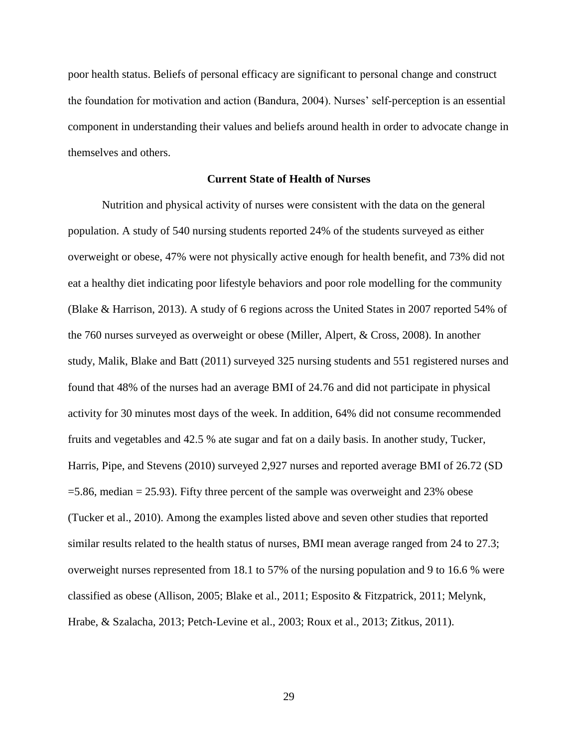poor health status. Beliefs of personal efficacy are significant to personal change and construct the foundation for motivation and action (Bandura, 2004). Nurses' self-perception is an essential component in understanding their values and beliefs around health in order to advocate change in themselves and others.

## Current State of Health of Nurses

Nutrition and physical activity of nurses were consistent with the data on the general population. A study of 540 nursing students reported 24% of the students surveyed as either overweight or obese, 47% were not physically active enough for health benefit, and 73% did not eat a healthy diet indicating poor lifestyle behaviors and poor role modelling for the community (Blake & Harrison, 2013). A study of 6 regions across the United States in 2007 reported 54% of the 760 nurses surveyed as overweight or obese (Miller, Alpert, & Cross, 2008). In another study, Malik, Blake and Batt (2011) surveyed 325 nursing students and 551 registered nurses and found that 48% of the nurses had an average BMI of 24.76 and did not participate in physical activity for 30 minutes most days of the week. In addition, 64% did not consume recommended fruits and vegetables and 42.5 % ate sugar and fat on a daily basis. In another study, Tucker, Harris, Pipe, and Stevens (2010) surveyed 2,927 nurses and reported average BMI of 26.72 (SD =5.86, median = 25.93). Fifty three percent of the sample was overweight and 23% obese (Tucker et al., 2010). Among the examples listed above and seven other studies that reported similar results related to the health status of nurses, BMI mean average ranged from 24 to 27.3; overweight nurses represented from 18.1 to 57% of the nursing population and 9 to 16.6 % were classified as obese (Allison, 2005; Blake et al., 2011; Esposito & Fitzpatrick, 2011; Melynk, Hrabe, & Szalacha, 2013; Petch-Levine et al., 2003; Roux et al., 2013; Zitkus, 2011).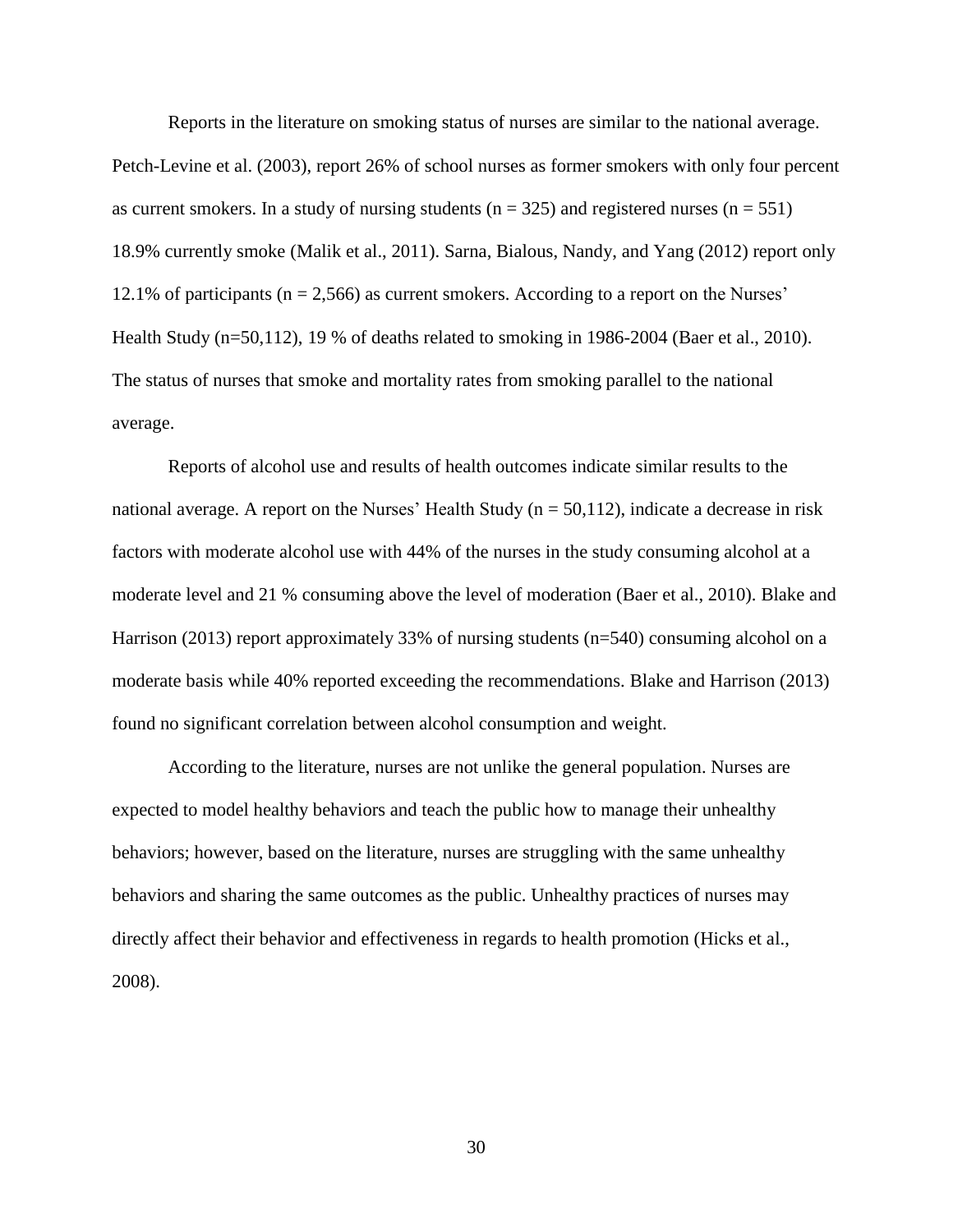Reports in the literature on smoking status of nurses are similar to the national average. Petch-Levine et al. (2003), report 26% of school nurses as former smokers with only four percent as current smokers. In a study of nursing students (n = 325) and registered nurses (n = 551) 18.9% currently smoke (Malik et al., 2011). Sarna, Bialous, Nandy, and Yang (2012) report only 12.1% of participants (n = 2,566) as current smokers. According to a report on the Nurses' Health Study (n=50,112), 19 % of deaths related to smoking in 1986-2004 (Baer et al., 2010). The status of nurses that smoke and mortality rates from smoking parallel to the national average.

Reports of alcohol use and results of health outcomes indicate similar results to the national average. A report on the Nurses' Health Study (n = 50,112), indicate a decrease in risk factors with moderate alcohol use with 44% of the nurses in the study consuming alcohol at a moderate level and 21 % consuming above the level of moderation (Baer et al., 2010). Blake and Harrison (2013) report approximately 33% of nursing students (n=540) consuming alcohol on a moderate basis while 40% reported exceeding the recommendations. Blake and Harrison (2013) found no significant correlation between alcohol consumption and weight.

According to the literature, nurses are not unlike the general population. Nurses are expected to model healthy behaviors and teach the public how to manage their unhealthy behaviors; however, based on the literature, nurses are struggling with the same unhealthy behaviors and sharing the same outcomes as the public. Unhealthy practices of nurses may directly affect their behavior and effectiveness in regards to health promotion (Hicks et al., 2008).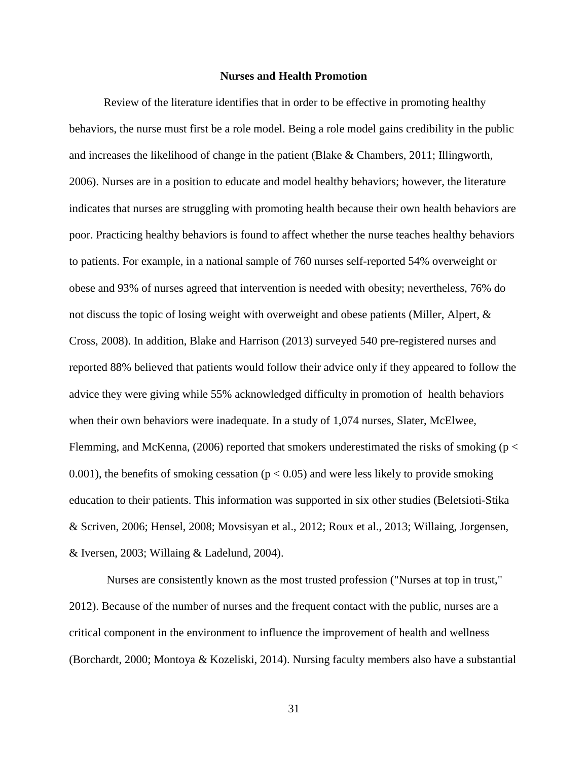## Nurses and Health Promotion

Review of the literature identifies that in order to be effective in promoting healthy behaviors, the nurse must first be a role model. Being a role model gains credibility in the public and increases the likelihood of change in the patient (Blake & Chambers, 2011; Illingworth, 2006). Nurses are in a position to educate and model healthy behaviors; however, the literature indicates that nurses are struggling with promoting health because their own health behaviors are poor. Practicing healthy behaviors is found to affect whether the nurse teaches healthy behaviors to patients. For example, in a national sample of 760 nurses self-reported 54% overweight or obese and 93% of nurses agreed that intervention is needed with obesity; nevertheless, 76% do not discuss the topic of losing weight with overweight and obese patients (Miller, Alpert, & Cross, 2008). In addition, Blake and Harrison (2013) surveyed 540 pre-registered nurses and reported 88% believed that patients would follow their advice only if they appeared to follow the advice they were giving while 55% acknowledged difficulty in promotion of health behaviors when their own behaviors were inadequate. In a study of 1,074 nurses, Slater, McElwee, Flemming, and McKenna, (2006) reported that smokers underestimated the risks of smoking ($p < 0.001$), the benefits of smoking cessation ($p < 0.05$) and were less likely to provide smoking education to their patients. This information was supported in six other studies (Beletsioti-Stika & Scriven, 2006; Hensel, 2008; Movsisyan et al., 2012; Roux et al., 2013; Willaing, Jorgensen, & Iversen, 2003; Willaing & Ladelund, 2004).

Nurses are consistently known as the most trusted profession ("Nurses at top in trust," 2012). Because of the number of nurses and the frequent contact with the public, nurses are a critical component in the environment to influence the improvement of health and wellness (Borchardt, 2000; Montoya & Kozeliski, 2014). Nursing faculty members also have a substantial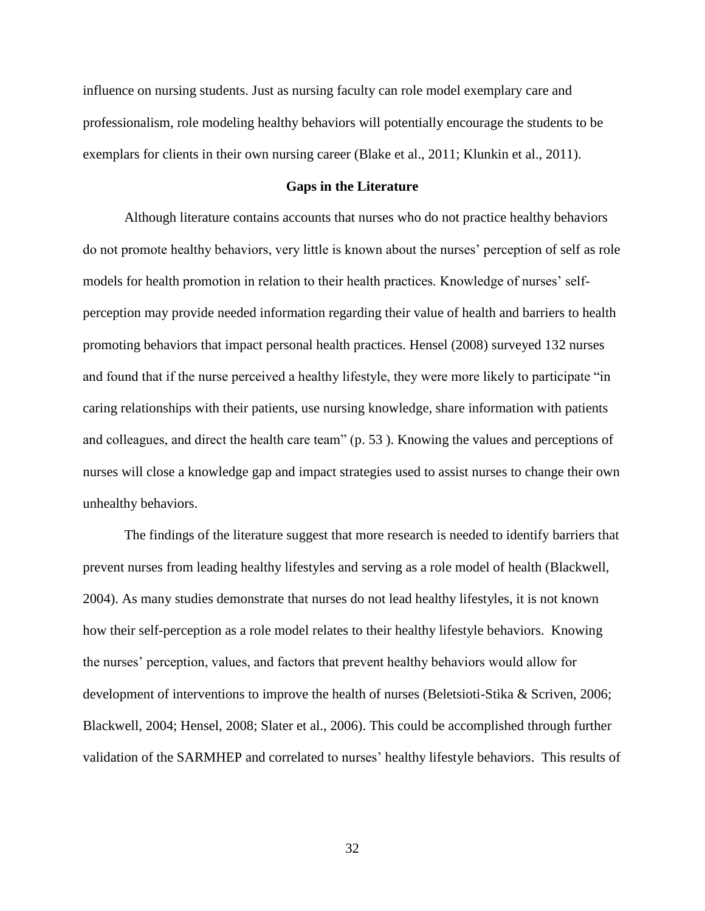influence on nursing students. Just as nursing faculty can role model exemplary care and professionalism, role modeling healthy behaviors will potentially encourage the students to be exemplars for clients in their own nursing career (Blake et al., 2011; Klunkin et al., 2011).

## Gaps in the Literature

Although literature contains accounts that nurses who do not practice healthy behaviors do not promote healthy behaviors, very little is known about the nurses' perception of self as role models for health promotion in relation to their health practices. Knowledge of nurses' self-perception may provide needed information regarding their value of health and barriers to health promoting behaviors that impact personal health practices. Hensel (2008) surveyed 132 nurses and found that if the nurse perceived a healthy lifestyle, they were more likely to participate "in caring relationships with their patients, use nursing knowledge, share information with patients and colleagues, and direct the health care team" (p. 53 ). Knowing the values and perceptions of nurses will close a knowledge gap and impact strategies used to assist nurses to change their own unhealthy behaviors.

The findings of the literature suggest that more research is needed to identify barriers that prevent nurses from leading healthy lifestyles and serving as a role model of health (Blackwell, 2004). As many studies demonstrate that nurses do not lead healthy lifestyles, it is not known how their self-perception as a role model relates to their healthy lifestyle behaviors. Knowing the nurses' perception, values, and factors that prevent healthy behaviors would allow for development of interventions to improve the health of nurses (Beletsioti-Stika & Scriven, 2006; Blackwell, 2004; Hensel, 2008; Slater et al., 2006). This could be accomplished through further validation of the SARMHEP and correlated to nurses' healthy lifestyle behaviors. This results of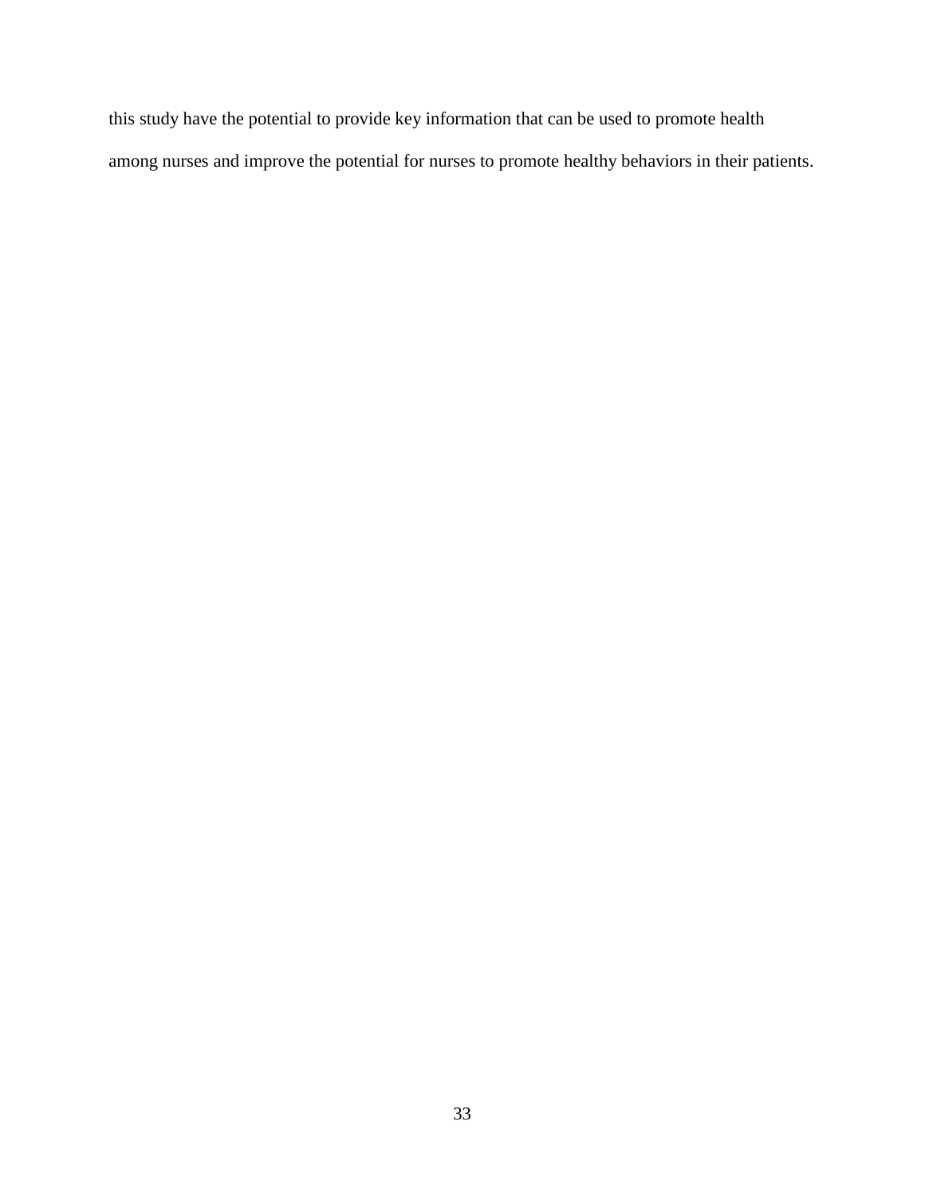this study have the potential to provide key information that can be used to promote health among nurses and improve the potential for nurses to promote healthy behaviors in their patients.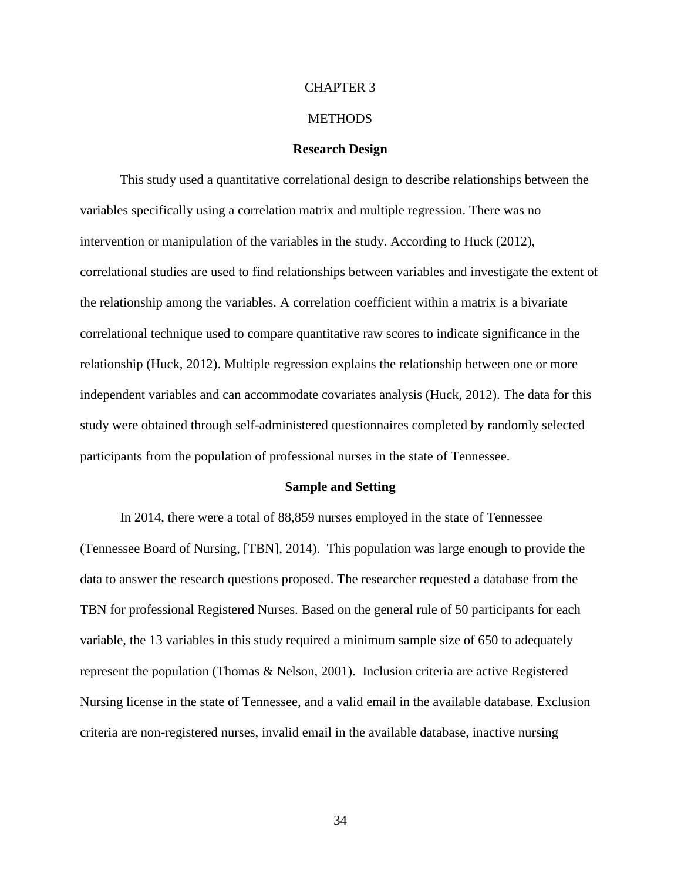# CHAPTER 3

# METHODS

## Research Design

This study used a quantitative correlational design to describe relationships between the variables specifically using a correlation matrix and multiple regression. There was no intervention or manipulation of the variables in the study. According to Huck (2012), correlational studies are used to find relationships between variables and investigate the extent of the relationship among the variables. A correlation coefficient within a matrix is a bivariate correlational technique used to compare quantitative raw scores to indicate significance in the relationship (Huck, 2012). Multiple regression explains the relationship between one or more independent variables and can accommodate covariates analysis (Huck, 2012). The data for this study were obtained through self-administered questionnaires completed by randomly selected participants from the population of professional nurses in the state of Tennessee.

## Sample and Setting

In 2014, there were a total of 88,859 nurses employed in the state of Tennessee (Tennessee Board of Nursing, [TBN], 2014). This population was large enough to provide the data to answer the research questions proposed. The researcher requested a database from the TBN for professional Registered Nurses. Based on the general rule of 50 participants for each variable, the 13 variables in this study required a minimum sample size of 650 to adequately represent the population (Thomas & Nelson, 2001). Inclusion criteria are active Registered Nursing license in the state of Tennessee, and a valid email in the available database. Exclusion criteria are non-registered nurses, invalid email in the available database, inactive nursing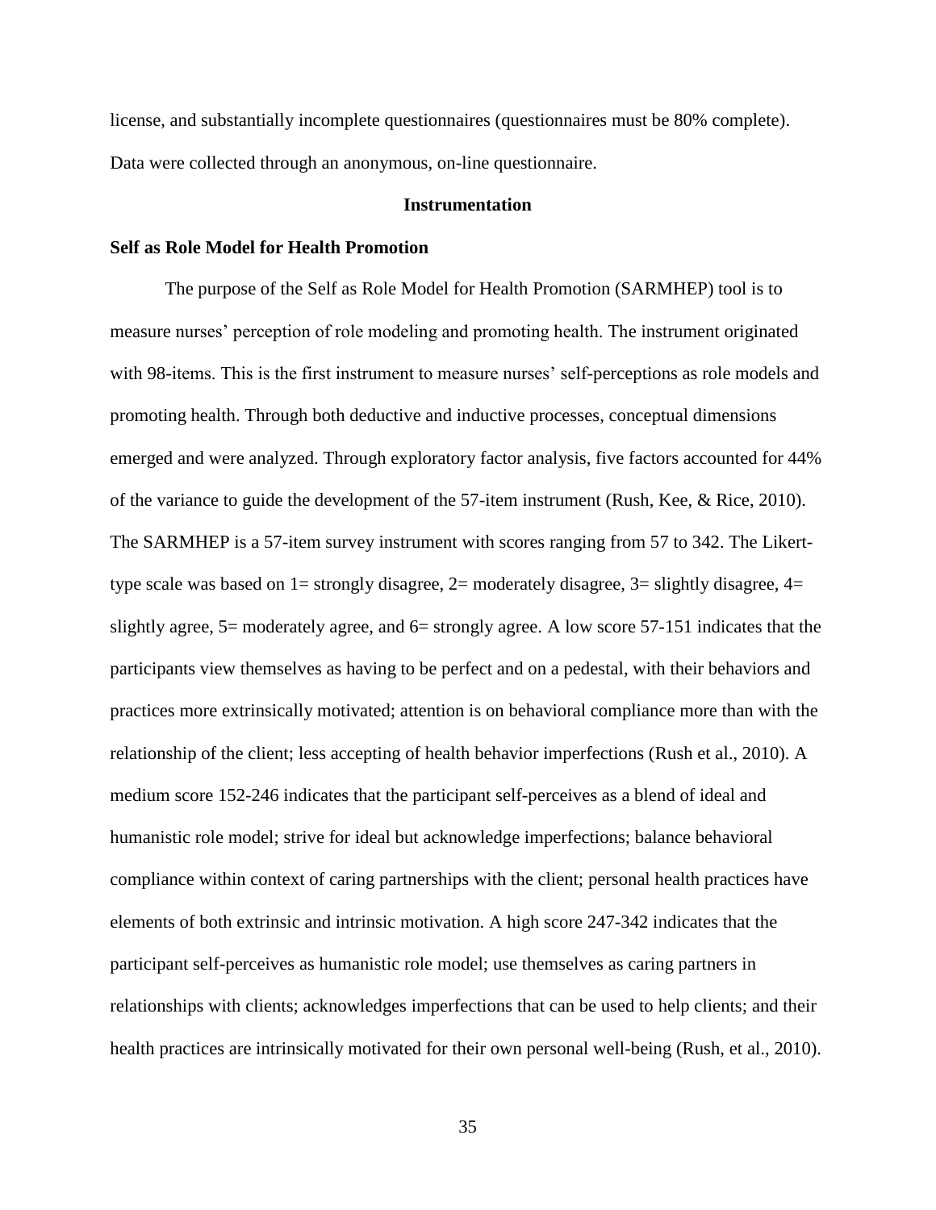license, and substantially incomplete questionnaires (questionnaires must be 80% complete). Data were collected through an anonymous, on-line questionnaire.

## Instrumentation

### Self as Role Model for Health Promotion

The purpose of the Self as Role Model for Health Promotion (SARMHEP) tool is to measure nurses' perception of role modeling and promoting health. The instrument originated with 98-items. This is the first instrument to measure nurses' self-perceptions as role models and promoting health. Through both deductive and inductive processes, conceptual dimensions emerged and were analyzed. Through exploratory factor analysis, five factors accounted for 44% of the variance to guide the development of the 57-item instrument (Rush, Kee, & Rice, 2010). The SARMHEP is a 57-item survey instrument with scores ranging from 57 to 342. The Likert-type scale was based on 1= strongly disagree, 2= moderately disagree, 3= slightly disagree, 4= slightly agree, 5= moderately agree, and 6= strongly agree. A low score 57-151 indicates that the participants view themselves as having to be perfect and on a pedestal, with their behaviors and practices more extrinsically motivated; attention is on behavioral compliance more than with the relationship of the client; less accepting of health behavior imperfections (Rush et al., 2010). A medium score 152-246 indicates that the participant self-perceives as a blend of ideal and humanistic role model; strive for ideal but acknowledge imperfections; balance behavioral compliance within context of caring partnerships with the client; personal health practices have elements of both extrinsic and intrinsic motivation. A high score 247-342 indicates that the participant self-perceives as humanistic role model; use themselves as caring partners in relationships with clients; acknowledges imperfections that can be used to help clients; and their health practices are intrinsically motivated for their own personal well-being (Rush, et al., 2010).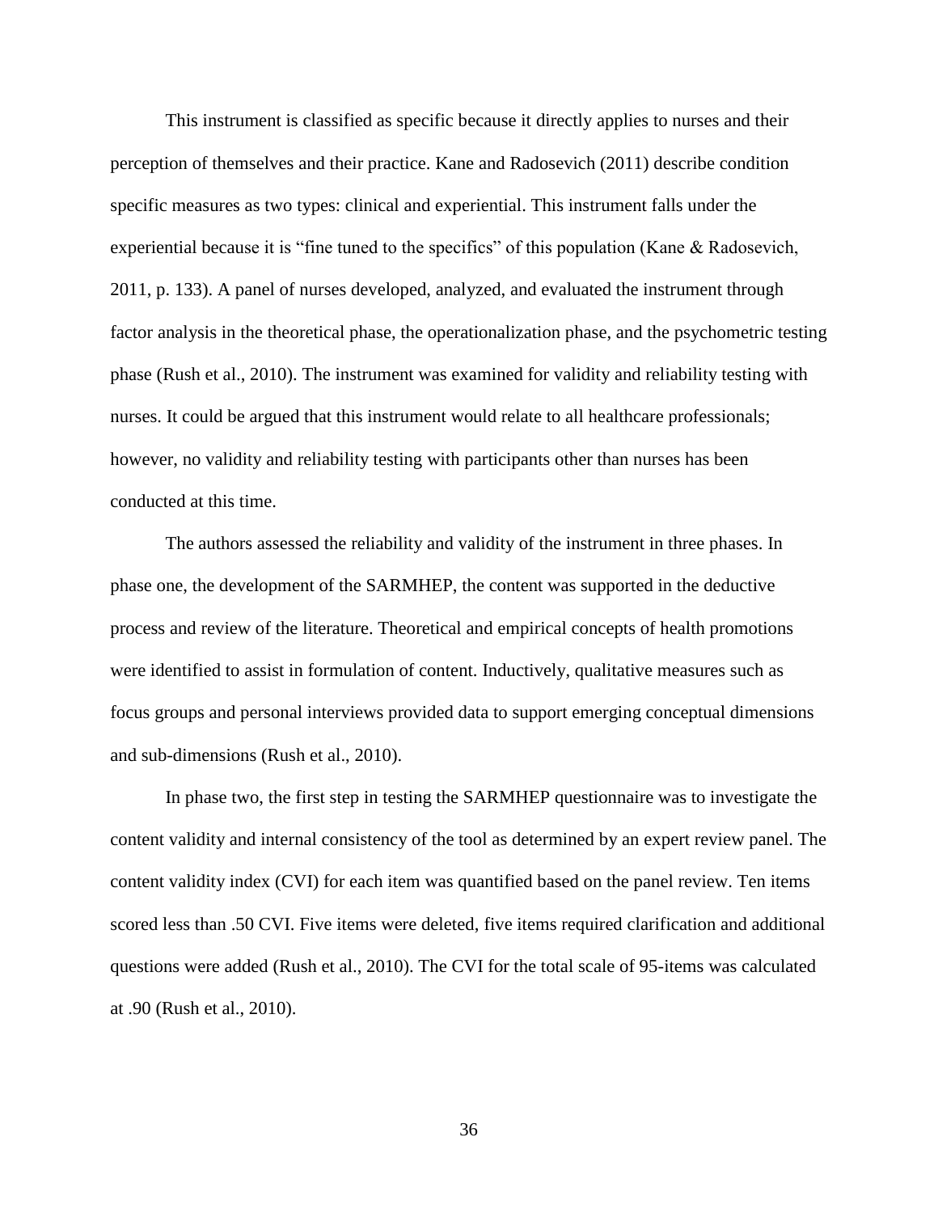This instrument is classified as specific because it directly applies to nurses and their perception of themselves and their practice. Kane and Radosevich (2011) describe condition specific measures as two types: clinical and experiential. This instrument falls under the experiential because it is "fine tuned to the specifics" of this population (Kane & Radosevich, 2011, p. 133). A panel of nurses developed, analyzed, and evaluated the instrument through factor analysis in the theoretical phase, the operationalization phase, and the psychometric testing phase (Rush et al., 2010). The instrument was examined for validity and reliability testing with nurses. It could be argued that this instrument would relate to all healthcare professionals; however, no validity and reliability testing with participants other than nurses has been conducted at this time.

The authors assessed the reliability and validity of the instrument in three phases. In phase one, the development of the SARMHEP, the content was supported in the deductive process and review of the literature. Theoretical and empirical concepts of health promotions were identified to assist in formulation of content. Inductively, qualitative measures such as focus groups and personal interviews provided data to support emerging conceptual dimensions and sub-dimensions (Rush et al., 2010).

In phase two, the first step in testing the SARMHEP questionnaire was to investigate the content validity and internal consistency of the tool as determined by an expert review panel. The content validity index (CVI) for each item was quantified based on the panel review. Ten items scored less than .50 CVI. Five items were deleted, five items required clarification and additional questions were added (Rush et al., 2010). The CVI for the total scale of 95-items was calculated at .90 (Rush et al., 2010).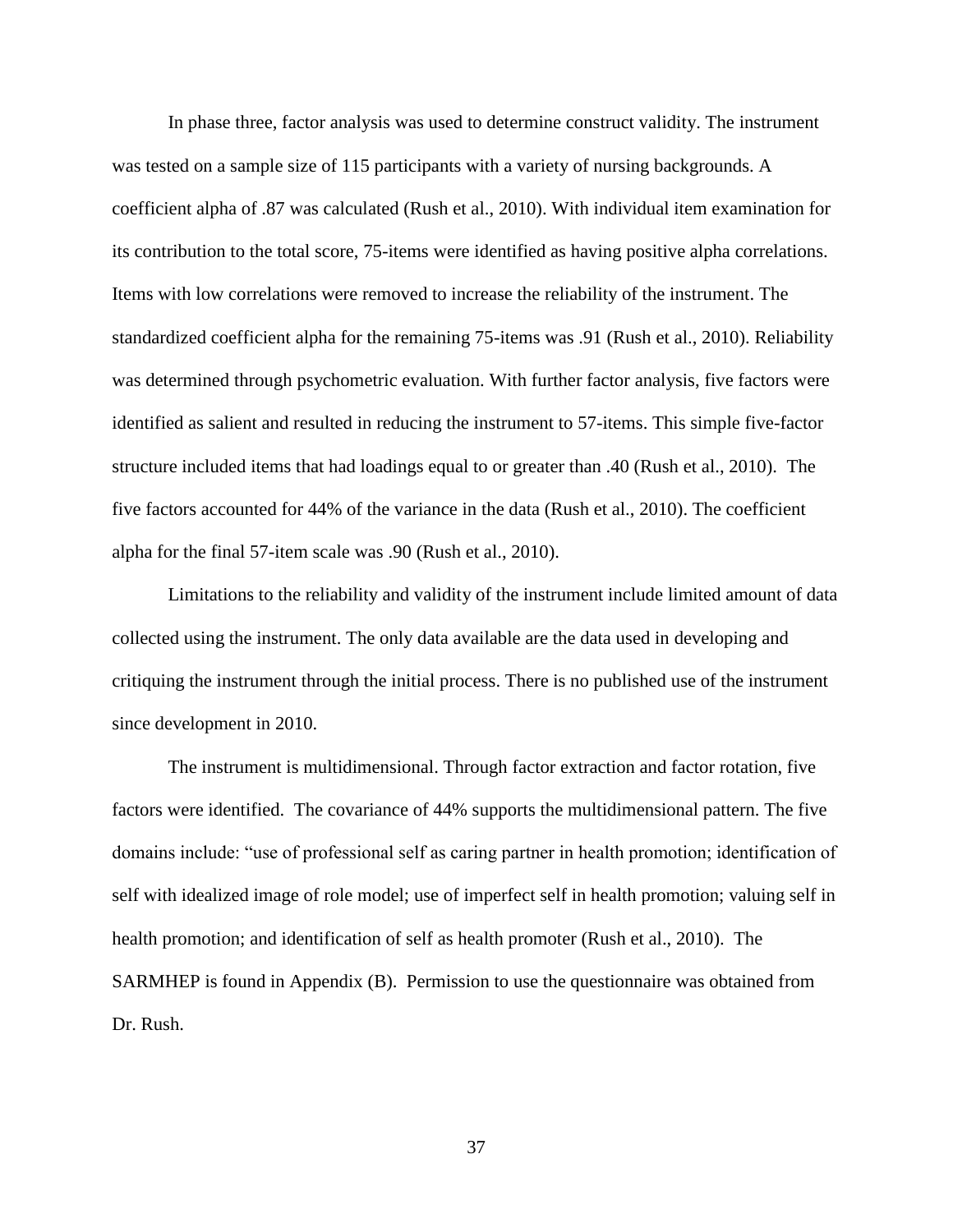In phase three, factor analysis was used to determine construct validity. The instrument was tested on a sample size of 115 participants with a variety of nursing backgrounds. A coefficient alpha of .87 was calculated (Rush et al., 2010). With individual item examination for its contribution to the total score, 75-items were identified as having positive alpha correlations. Items with low correlations were removed to increase the reliability of the instrument. The standardized coefficient alpha for the remaining 75-items was .91 (Rush et al., 2010). Reliability was determined through psychometric evaluation. With further factor analysis, five factors were identified as salient and resulted in reducing the instrument to 57-items. This simple five-factor structure included items that had loadings equal to or greater than .40 (Rush et al., 2010). The five factors accounted for 44% of the variance in the data (Rush et al., 2010). The coefficient alpha for the final 57-item scale was .90 (Rush et al., 2010).

Limitations to the reliability and validity of the instrument include limited amount of data collected using the instrument. The only data available are the data used in developing and critiquing the instrument through the initial process. There is no published use of the instrument since development in 2010.

The instrument is multidimensional. Through factor extraction and factor rotation, five factors were identified. The covariance of 44% supports the multidimensional pattern. The five domains include: "use of professional self as caring partner in health promotion; identification of self with idealized image of role model; use of imperfect self in health promotion; valuing self in health promotion; and identification of self as health promoter (Rush et al., 2010). The SARMHEP is found in Appendix (B). Permission to use the questionnaire was obtained from Dr. Rush.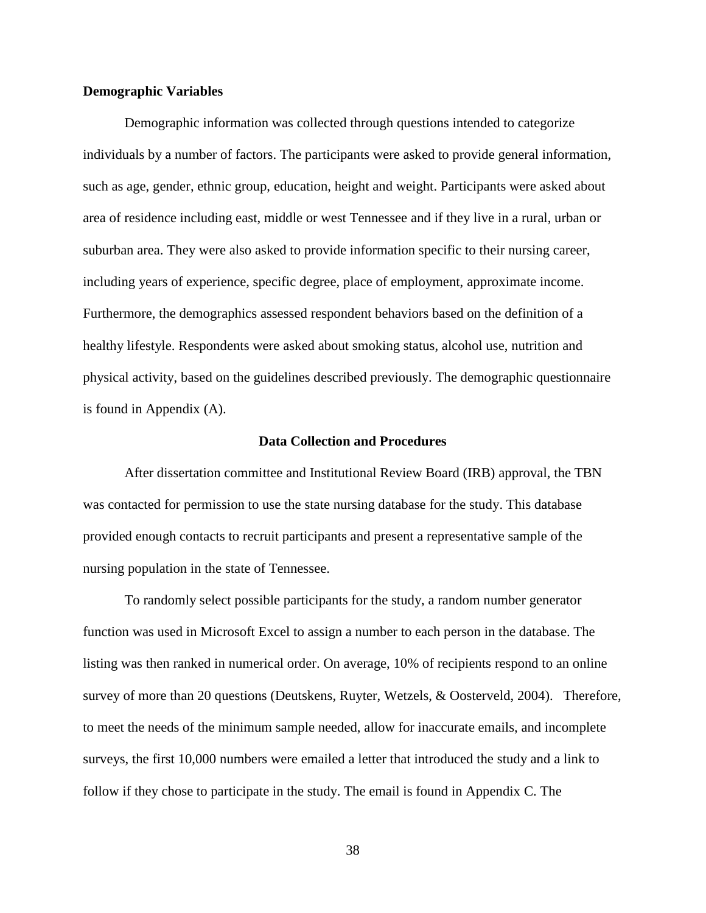**Demographic Variables**

Demographic information was collected through questions intended to categorize individuals by a number of factors. The participants were asked to provide general information, such as age, gender, ethnic group, education, height and weight. Participants were asked about area of residence including east, middle or west Tennessee and if they live in a rural, urban or suburban area. They were also asked to provide information specific to their nursing career, including years of experience, specific degree, place of employment, approximate income. Furthermore, the demographics assessed respondent behaviors based on the definition of a healthy lifestyle. Respondents were asked about smoking status, alcohol use, nutrition and physical activity, based on the guidelines described previously. The demographic questionnaire is found in Appendix (A).

## Data Collection and Procedures

After dissertation committee and Institutional Review Board (IRB) approval, the TBN was contacted for permission to use the state nursing database for the study. This database provided enough contacts to recruit participants and present a representative sample of the nursing population in the state of Tennessee.

To randomly select possible participants for the study, a random number generator function was used in Microsoft Excel to assign a number to each person in the database. The listing was then ranked in numerical order. On average, 10% of recipients respond to an online survey of more than 20 questions (Deutskens, Ruyter, Wetzels, & Oosterveld, 2004). Therefore, to meet the needs of the minimum sample needed, allow for inaccurate emails, and incomplete surveys, the first 10,000 numbers were emailed a letter that introduced the study and a link to follow if they chose to participate in the study. The email is found in Appendix C. The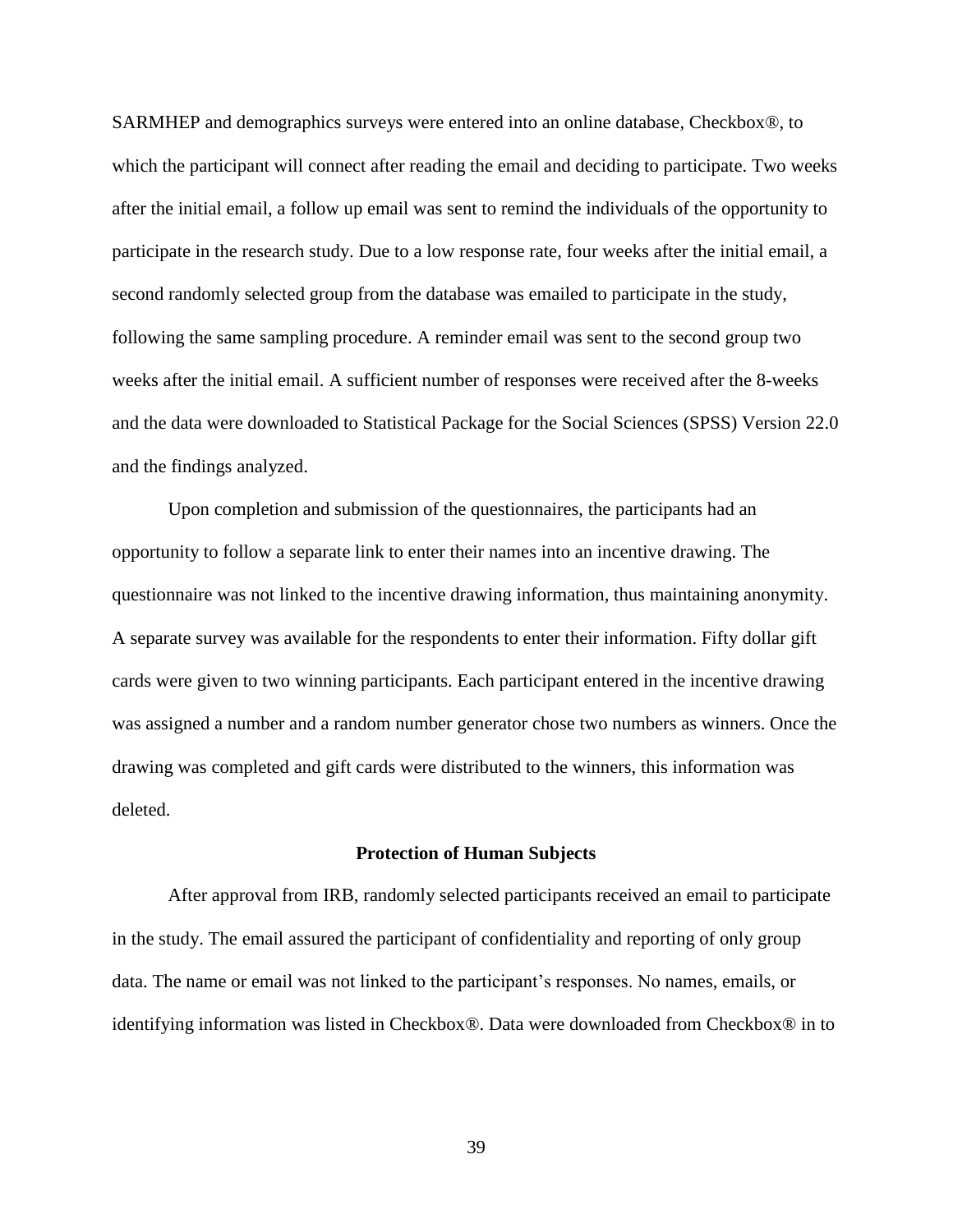SARMHEP and demographics surveys were entered into an online database, Checkbox®, to which the participant will connect after reading the email and deciding to participate. Two weeks after the initial email, a follow up email was sent to remind the individuals of the opportunity to participate in the research study. Due to a low response rate, four weeks after the initial email, a second randomly selected group from the database was emailed to participate in the study, following the same sampling procedure. A reminder email was sent to the second group two weeks after the initial email. A sufficient number of responses were received after the 8-weeks and the data were downloaded to Statistical Package for the Social Sciences (SPSS) Version 22.0 and the findings analyzed.

Upon completion and submission of the questionnaires, the participants had an opportunity to follow a separate link to enter their names into an incentive drawing. The questionnaire was not linked to the incentive drawing information, thus maintaining anonymity. A separate survey was available for the respondents to enter their information. Fifty dollar gift cards were given to two winning participants. Each participant entered in the incentive drawing was assigned a number and a random number generator chose two numbers as winners. Once the drawing was completed and gift cards were distributed to the winners, this information was deleted.

## Protection of Human Subjects

After approval from IRB, randomly selected participants received an email to participate in the study. The email assured the participant of confidentiality and reporting of only group data. The name or email was not linked to the participant's responses. No names, emails, or identifying information was listed in Checkbox®. Data were downloaded from Checkbox® in to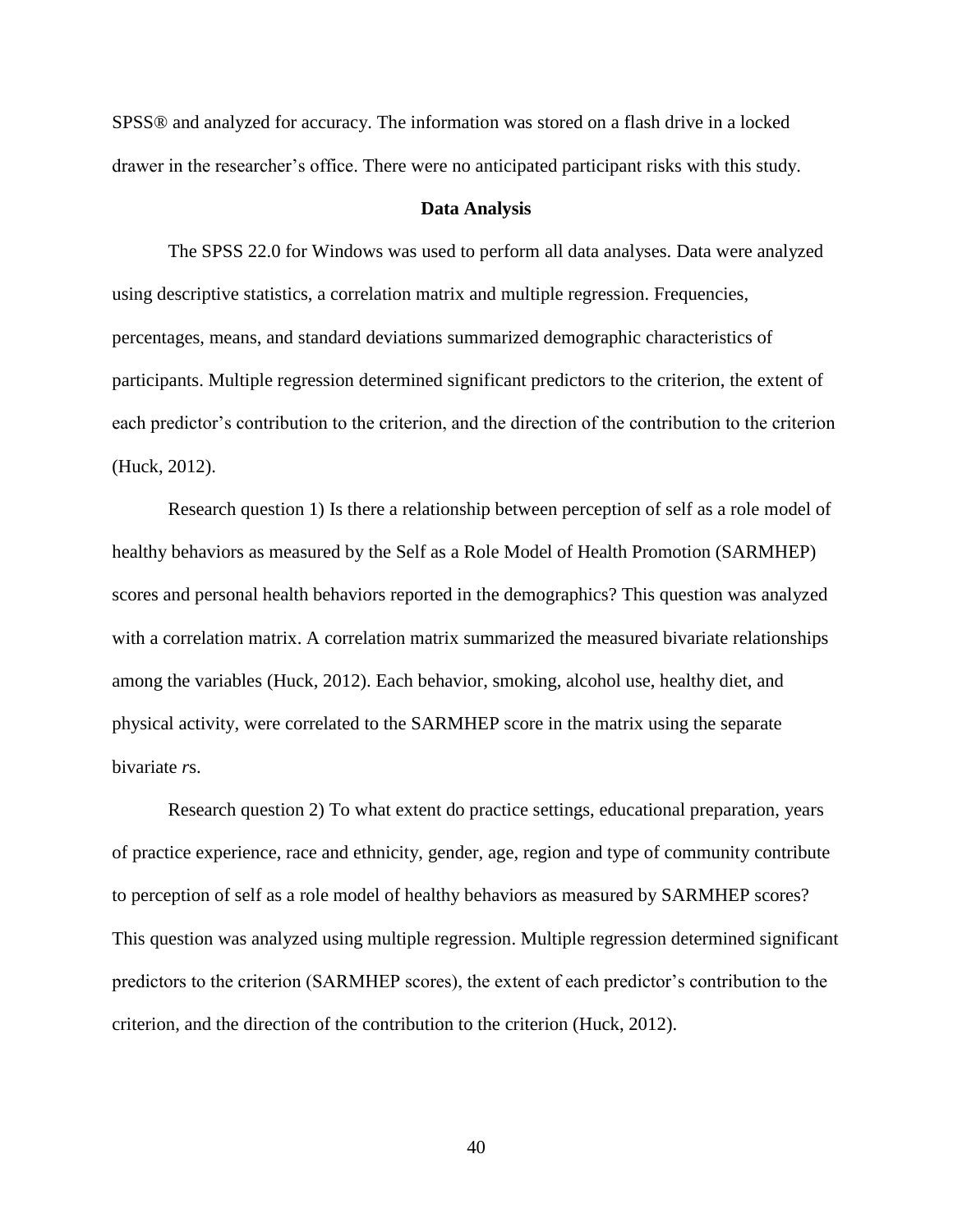SPSS® and analyzed for accuracy. The information was stored on a flash drive in a locked drawer in the researcher's office. There were no anticipated participant risks with this study.

## Data Analysis

The SPSS 22.0 for Windows was used to perform all data analyses. Data were analyzed using descriptive statistics, a correlation matrix and multiple regression. Frequencies, percentages, means, and standard deviations summarized demographic characteristics of participants. Multiple regression determined significant predictors to the criterion, the extent of each predictor's contribution to the criterion, and the direction of the contribution to the criterion (Huck, 2012).

Research question 1) Is there a relationship between perception of self as a role model of healthy behaviors as measured by the Self as a Role Model of Health Promotion (SARMHEP) scores and personal health behaviors reported in the demographics? This question was analyzed with a correlation matrix. A correlation matrix summarized the measured bivariate relationships among the variables (Huck, 2012). Each behavior, smoking, alcohol use, healthy diet, and physical activity, were correlated to the SARMHEP score in the matrix using the separate bivariate *r*s.

Research question 2) To what extent do practice settings, educational preparation, years of practice experience, race and ethnicity, gender, age, region and type of community contribute to perception of self as a role model of healthy behaviors as measured by SARMHEP scores? This question was analyzed using multiple regression. Multiple regression determined significant predictors to the criterion (SARMHEP scores), the extent of each predictor's contribution to the criterion, and the direction of the contribution to the criterion (Huck, 2012).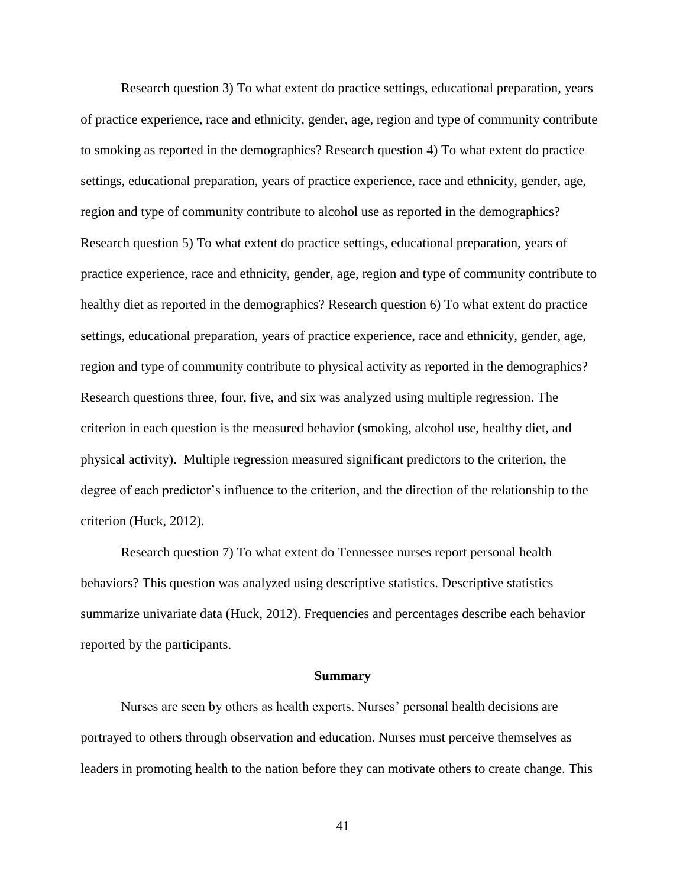Research question 3) To what extent do practice settings, educational preparation, years of practice experience, race and ethnicity, gender, age, region and type of community contribute to smoking as reported in the demographics? Research question 4) To what extent do practice settings, educational preparation, years of practice experience, race and ethnicity, gender, age, region and type of community contribute to alcohol use as reported in the demographics? Research question 5) To what extent do practice settings, educational preparation, years of practice experience, race and ethnicity, gender, age, region and type of community contribute to healthy diet as reported in the demographics? Research question 6) To what extent do practice settings, educational preparation, years of practice experience, race and ethnicity, gender, age, region and type of community contribute to physical activity as reported in the demographics? Research questions three, four, five, and six was analyzed using multiple regression. The criterion in each question is the measured behavior (smoking, alcohol use, healthy diet, and physical activity). Multiple regression measured significant predictors to the criterion, the degree of each predictor's influence to the criterion, and the direction of the relationship to the criterion (Huck, 2012).

Research question 7) To what extent do Tennessee nurses report personal health behaviors? This question was analyzed using descriptive statistics. Descriptive statistics summarize univariate data (Huck, 2012). Frequencies and percentages describe each behavior reported by the participants.

## Summary

Nurses are seen by others as health experts. Nurses' personal health decisions are portrayed to others through observation and education. Nurses must perceive themselves as leaders in promoting health to the nation before they can motivate others to create change. This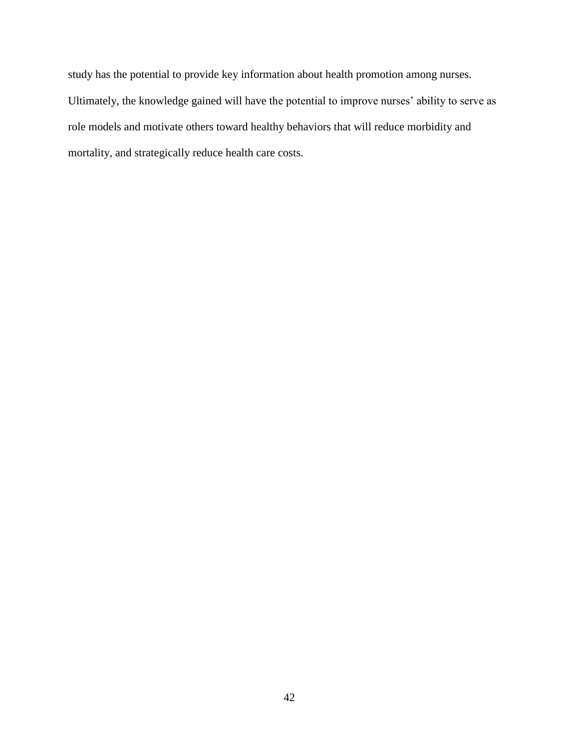study has the potential to provide key information about health promotion among nurses. Ultimately, the knowledge gained will have the potential to improve nurses' ability to serve as role models and motivate others toward healthy behaviors that will reduce morbidity and mortality, and strategically reduce health care costs.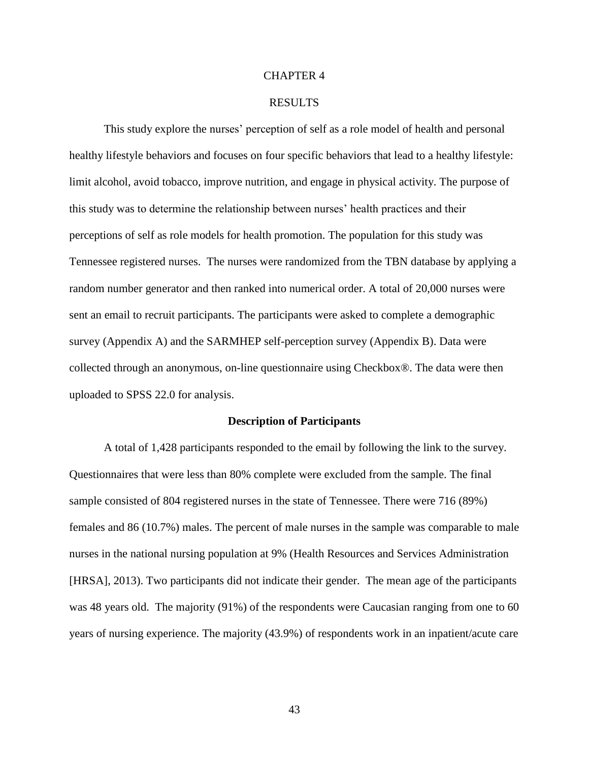# CHAPTER 4

# RESULTS

This study explore the nurses' perception of self as a role model of health and personal healthy lifestyle behaviors and focuses on four specific behaviors that lead to a healthy lifestyle: limit alcohol, avoid tobacco, improve nutrition, and engage in physical activity. The purpose of this study was to determine the relationship between nurses' health practices and their perceptions of self as role models for health promotion. The population for this study was Tennessee registered nurses. The nurses were randomized from the TBN database by applying a random number generator and then ranked into numerical order. A total of 20,000 nurses were sent an email to recruit participants. The participants were asked to complete a demographic survey (Appendix A) and the SARMHEP self-perception survey (Appendix B). Data were collected through an anonymous, on-line questionnaire using Checkbox®. The data were then uploaded to SPSS 22.0 for analysis.

## Description of Participants

A total of 1,428 participants responded to the email by following the link to the survey. Questionnaires that were less than 80% complete were excluded from the sample. The final sample consisted of 804 registered nurses in the state of Tennessee. There were 716 (89%) females and 86 (10.7%) males. The percent of male nurses in the sample was comparable to male nurses in the national nursing population at 9% (Health Resources and Services Administration [HRSA], 2013). Two participants did not indicate their gender. The mean age of the participants was 48 years old. The majority (91%) of the respondents were Caucasian ranging from one to 60 years of nursing experience. The majority (43.9%) of respondents work in an inpatient/acute care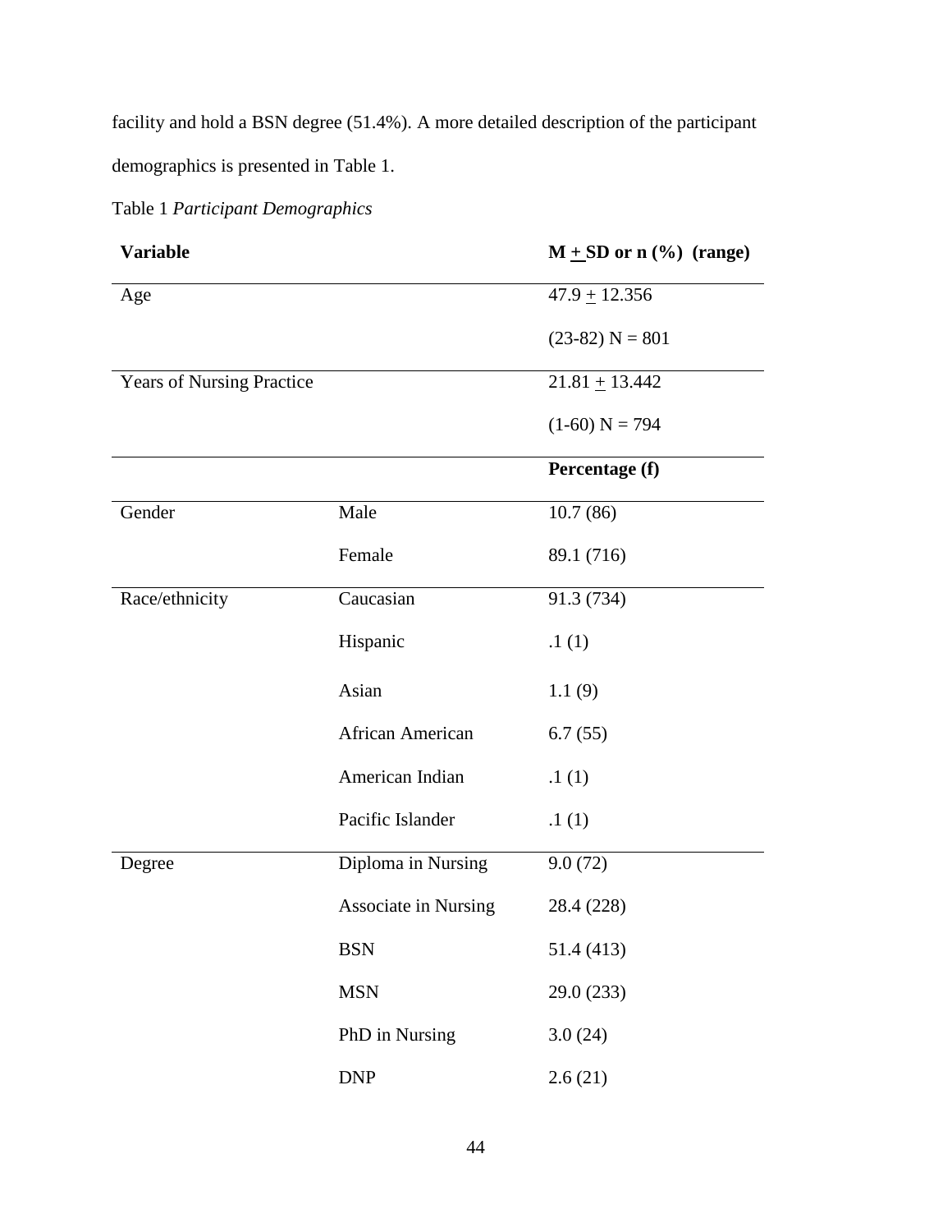facility and hold a BSN degree (51.4%). A more detailed description of the participant demographics is presented in Table 1.

Table 1 *Participant Demographics*

| **Variable** | | **M $\pm$ SD or n (%) (range)** |
|---|---|---|
| Age | | 47.9 $\pm$ 12.356 |
| | | (23-82) N = 801 |
| Years of Nursing Practice | | 21.81 $\pm$ 13.442 |
| | | (1-60) N = 794 |
| | | **Percentage (f)** |
| Gender | Male | 10.7 (86) |
| | Female | 89.1 (716) |
| Race/ethnicity | Caucasian | 91.3 (734) |
| | Hispanic | .1 (1) |
| | Asian | 1.1 (9) |
| | African American | 6.7 (55) |
| | American Indian | .1 (1) |
| | Pacific Islander | .1 (1) |
| Degree | Diploma in Nursing | 9.0 (72) |
| | Associate in Nursing | 28.4 (228) |
| | BSN | 51.4 (413) |
| | MSN | 29.0 (233) |
| | PhD in Nursing | 3.0 (24) |
| | DNP | 2.6 (21) |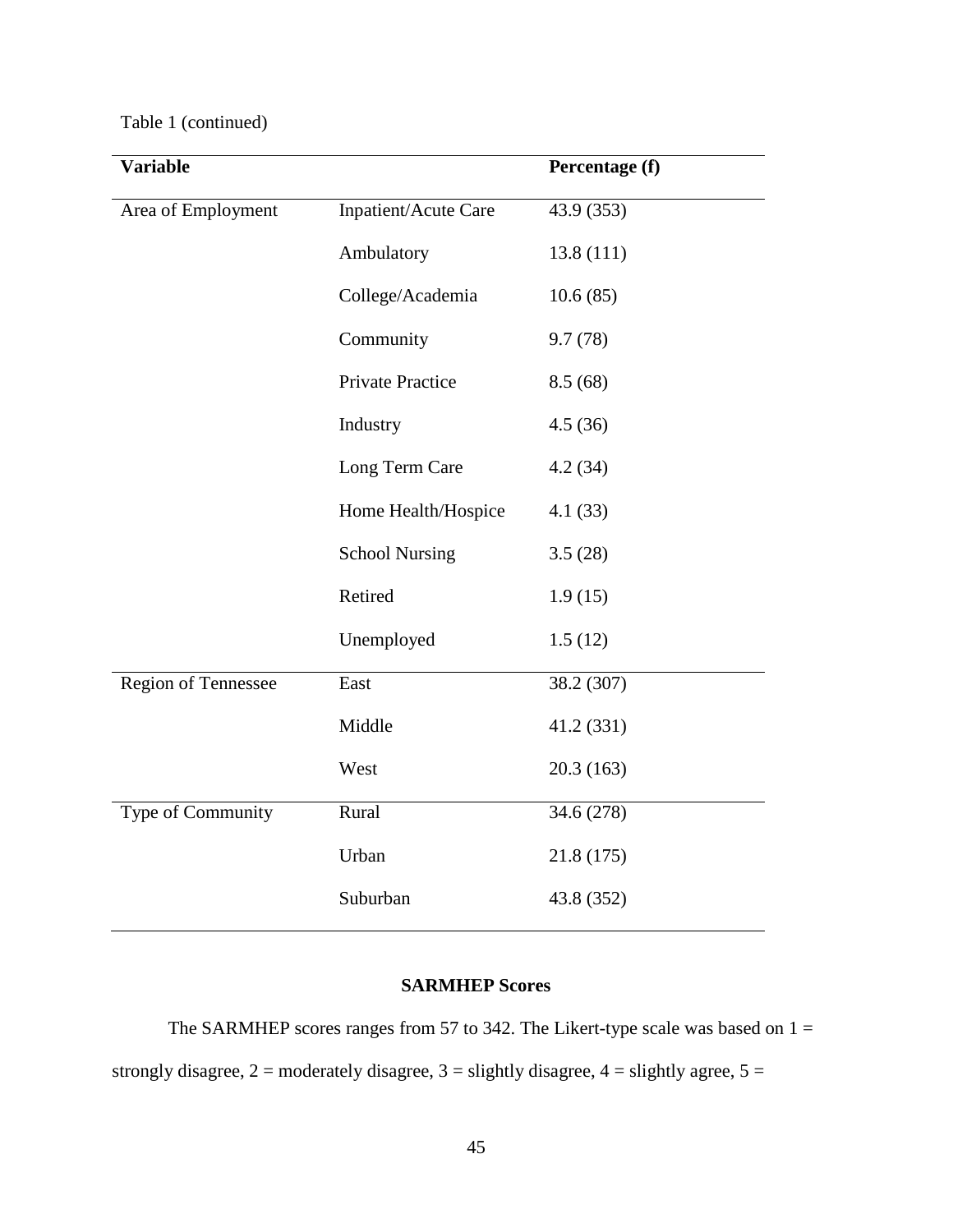Table 1 (continued)

| Variable | | Percentage (f) |
|---|---|---|
| Area of Employment | Inpatient/Acute Care | 43.9 (353) |
| | Ambulatory | 13.8 (111) |
| | College/Academia | 10.6 (85) |
| | Community | 9.7 (78) |
| | Private Practice | 8.5 (68) |
| | Industry | 4.5 (36) |
| | Long Term Care | 4.2 (34) |
| | Home Health/Hospice | 4.1 (33) |
| | School Nursing | 3.5 (28) |
| | Retired | 1.9 (15) |
| | Unemployed | 1.5 (12) |
| Region of Tennessee | East | 38.2 (307) |
| | Middle | 41.2 (331) |
| | West | 20.3 (163) |
| Type of Community | Rural | 34.6 (278) |
| | Urban | 21.8 (175) |
| | Suburban | 43.8 (352) |

## SARMHEP Scores

The SARMHEP scores ranges from 57 to 342. The Likert-type scale was based on 1 = strongly disagree, 2 = moderately disagree, 3 = slightly disagree, 4 = slightly agree, 5 =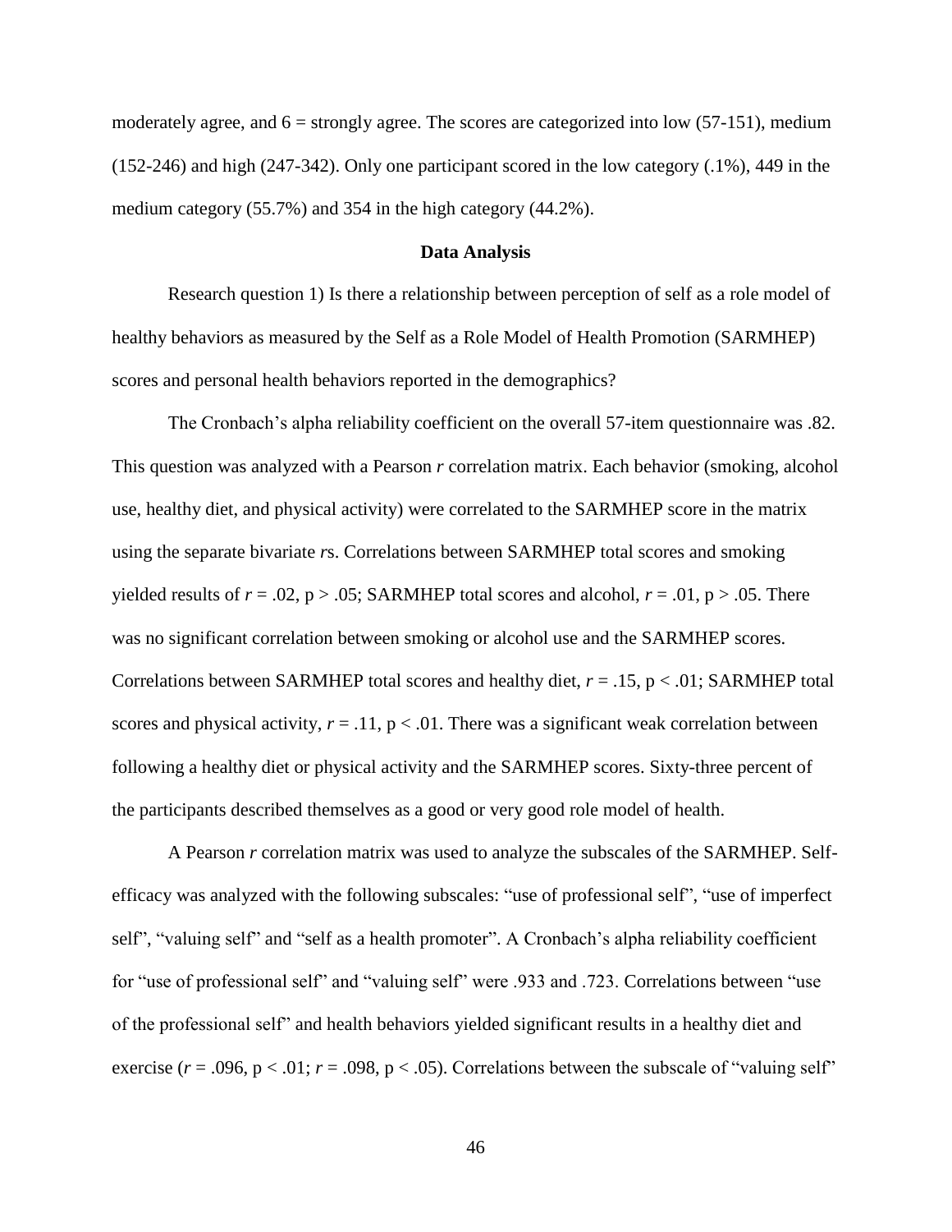moderately agree, and 6 = strongly agree. The scores are categorized into low (57-151), medium (152-246) and high (247-342). Only one participant scored in the low category (.1%), 449 in the medium category (55.7%) and 354 in the high category (44.2%).

## Data Analysis

Research question 1) Is there a relationship between perception of self as a role model of healthy behaviors as measured by the Self as a Role Model of Health Promotion (SARMHEP) scores and personal health behaviors reported in the demographics?

The Cronbach's alpha reliability coefficient on the overall 57-item questionnaire was .82. This question was analyzed with a Pearson *r* correlation matrix. Each behavior (smoking, alcohol use, healthy diet, and physical activity) were correlated to the SARMHEP score in the matrix using the separate bivariate *r*s. Correlations between SARMHEP total scores and smoking yielded results of $r = .02$, $p > .05$; SARMHEP total scores and alcohol, $r = .01$, $p > .05$. There was no significant correlation between smoking or alcohol use and the SARMHEP scores. Correlations between SARMHEP total scores and healthy diet, $r = .15$, $p < .01$; SARMHEP total scores and physical activity, $r = .11$, $p < .01$. There was a significant weak correlation between following a healthy diet or physical activity and the SARMHEP scores. Sixty-three percent of the participants described themselves as a good or very good role model of health.

A Pearson *r* correlation matrix was used to analyze the subscales of the SARMHEP. Self-efficacy was analyzed with the following subscales: "use of professional self", "use of imperfect self", "valuing self" and "self as a health promoter". A Cronbach's alpha reliability coefficient for "use of professional self" and "valuing self" were .933 and .723. Correlations between "use of the professional self" and health behaviors yielded significant results in a healthy diet and exercise ($r = .096$, $p < .01$; $r = .098$, $p < .05$). Correlations between the subscale of "valuing self"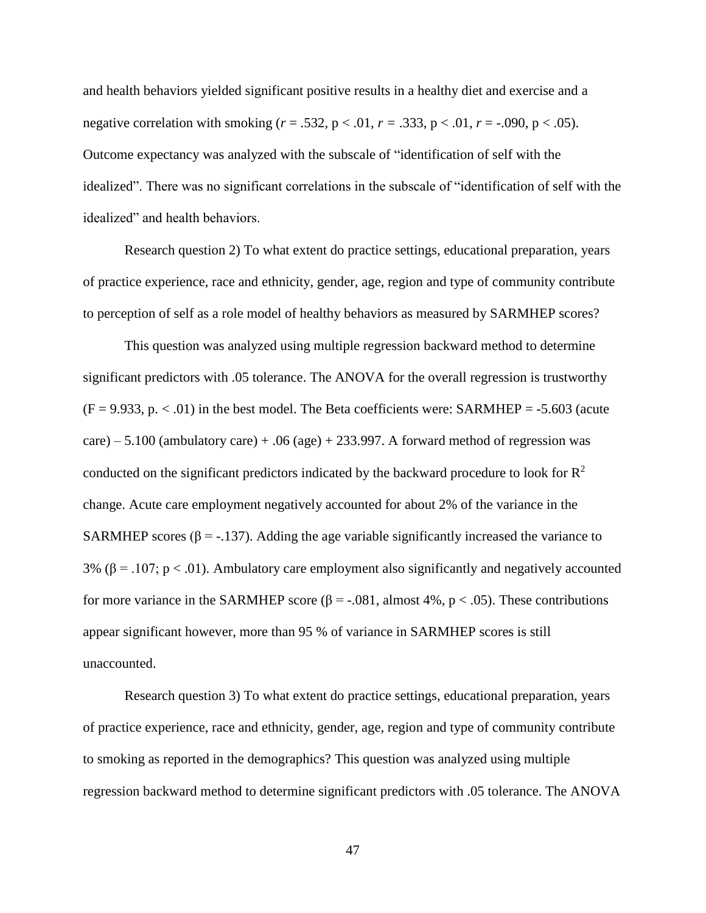and health behaviors yielded significant positive results in a healthy diet and exercise and a negative correlation with smoking ($r$ = .532, $p < .01$, $r$ = .333, $p < .01$, $r$ = -.090, $p < .05$). Outcome expectancy was analyzed with the subscale of "identification of self with the idealized". There was no significant correlations in the subscale of "identification of self with the idealized" and health behaviors.

Research question 2) To what extent do practice settings, educational preparation, years of practice experience, race and ethnicity, gender, age, region and type of community contribute to perception of self as a role model of healthy behaviors as measured by SARMHEP scores?

This question was analyzed using multiple regression backward method to determine significant predictors with .05 tolerance. The ANOVA for the overall regression is trustworthy ($F = 9.933$, p. $< .01$) in the best model. The Beta coefficients were: SARMHEP = -5.603 (acute care) – 5.100 (ambulatory care) + .06 (age) + 233.997. A forward method of regression was conducted on the significant predictors indicated by the backward procedure to look for $R^2$ change. Acute care employment negatively accounted for about 2% of the variance in the SARMHEP scores ($\beta = -.137$). Adding the age variable significantly increased the variance to 3% ($\beta = .107$; $p < .01$). Ambulatory care employment also significantly and negatively accounted for more variance in the SARMHEP score ($\beta = -.081$, almost 4%, $p < .05$). These contributions appear significant however, more than 95 % of variance in SARMHEP scores is still unaccounted.

Research question 3) To what extent do practice settings, educational preparation, years of practice experience, race and ethnicity, gender, age, region and type of community contribute to smoking as reported in the demographics? This question was analyzed using multiple regression backward method to determine significant predictors with .05 tolerance. The ANOVA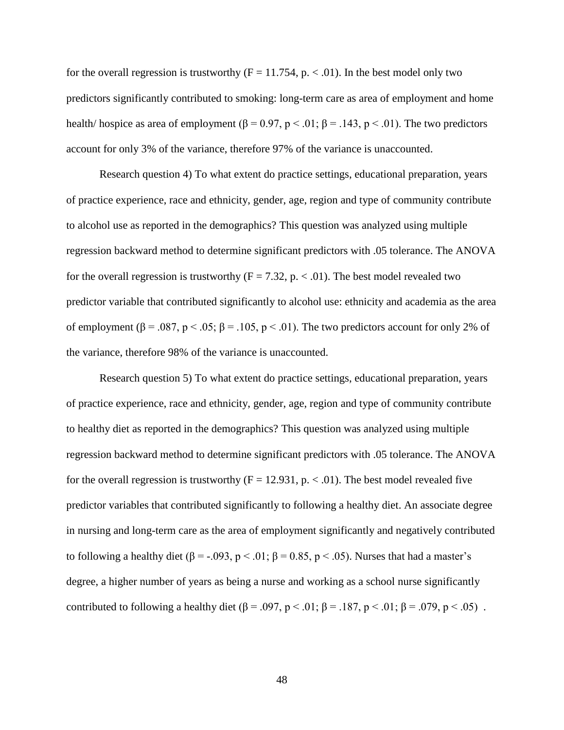for the overall regression is trustworthy ($F = 11.754$, p. $< .01$). In the best model only two predictors significantly contributed to smoking: long-term care as area of employment and home health/ hospice as area of employment ($\beta = 0.97$, $p < .01$; $\beta = .143$, $p < .01$). The two predictors account for only 3% of the variance, therefore 97% of the variance is unaccounted.

Research question 4) To what extent do practice settings, educational preparation, years of practice experience, race and ethnicity, gender, age, region and type of community contribute to alcohol use as reported in the demographics? This question was analyzed using multiple regression backward method to determine significant predictors with .05 tolerance. The ANOVA for the overall regression is trustworthy ($F = 7.32$, p. $< .01$). The best model revealed two predictor variable that contributed significantly to alcohol use: ethnicity and academia as the area of employment ($\beta = .087$, $p < .05$; $\beta = .105$, $p < .01$). The two predictors account for only 2% of the variance, therefore 98% of the variance is unaccounted.

Research question 5) To what extent do practice settings, educational preparation, years of practice experience, race and ethnicity, gender, age, region and type of community contribute to healthy diet as reported in the demographics? This question was analyzed using multiple regression backward method to determine significant predictors with .05 tolerance. The ANOVA for the overall regression is trustworthy ($F = 12.931$, p. $< .01$). The best model revealed five predictor variables that contributed significantly to following a healthy diet. An associate degree in nursing and long-term care as the area of employment significantly and negatively contributed to following a healthy diet ($\beta = -.093$, $p < .01$; $\beta = 0.85$, $p < .05$). Nurses that had a master's degree, a higher number of years as being a nurse and working as a school nurse significantly contributed to following a healthy diet ($\beta = .097$, $p < .01$; $\beta = .187$, $p < .01$; $\beta = .079$, $p < .05$) .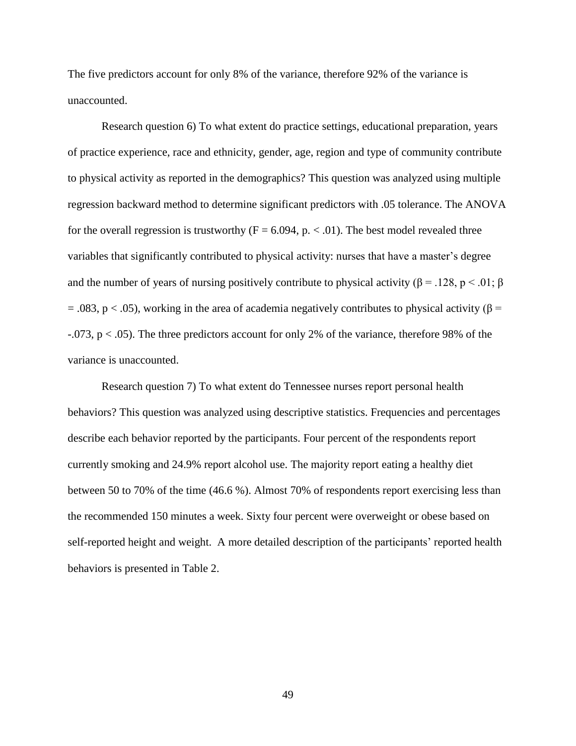The five predictors account for only 8% of the variance, therefore 92% of the variance is unaccounted.

Research question 6) To what extent do practice settings, educational preparation, years of practice experience, race and ethnicity, gender, age, region and type of community contribute to physical activity as reported in the demographics? This question was analyzed using multiple regression backward method to determine significant predictors with .05 tolerance. The ANOVA for the overall regression is trustworthy ($F = 6.094$, $p. < .01$). The best model revealed three variables that significantly contributed to physical activity: nurses that have a master's degree and the number of years of nursing positively contribute to physical activity ($\beta = .128$, $p < .01$; $\beta = .083$, $p < .05$), working in the area of academia negatively contributes to physical activity ($\beta = -.073$, $p < .05$). The three predictors account for only 2% of the variance, therefore 98% of the variance is unaccounted.

Research question 7) To what extent do Tennessee nurses report personal health behaviors? This question was analyzed using descriptive statistics. Frequencies and percentages describe each behavior reported by the participants. Four percent of the respondents report currently smoking and 24.9% report alcohol use. The majority report eating a healthy diet between 50 to 70% of the time (46.6 %). Almost 70% of respondents report exercising less than the recommended 150 minutes a week. Sixty four percent were overweight or obese based on self-reported height and weight. A more detailed description of the participants' reported health behaviors is presented in Table 2.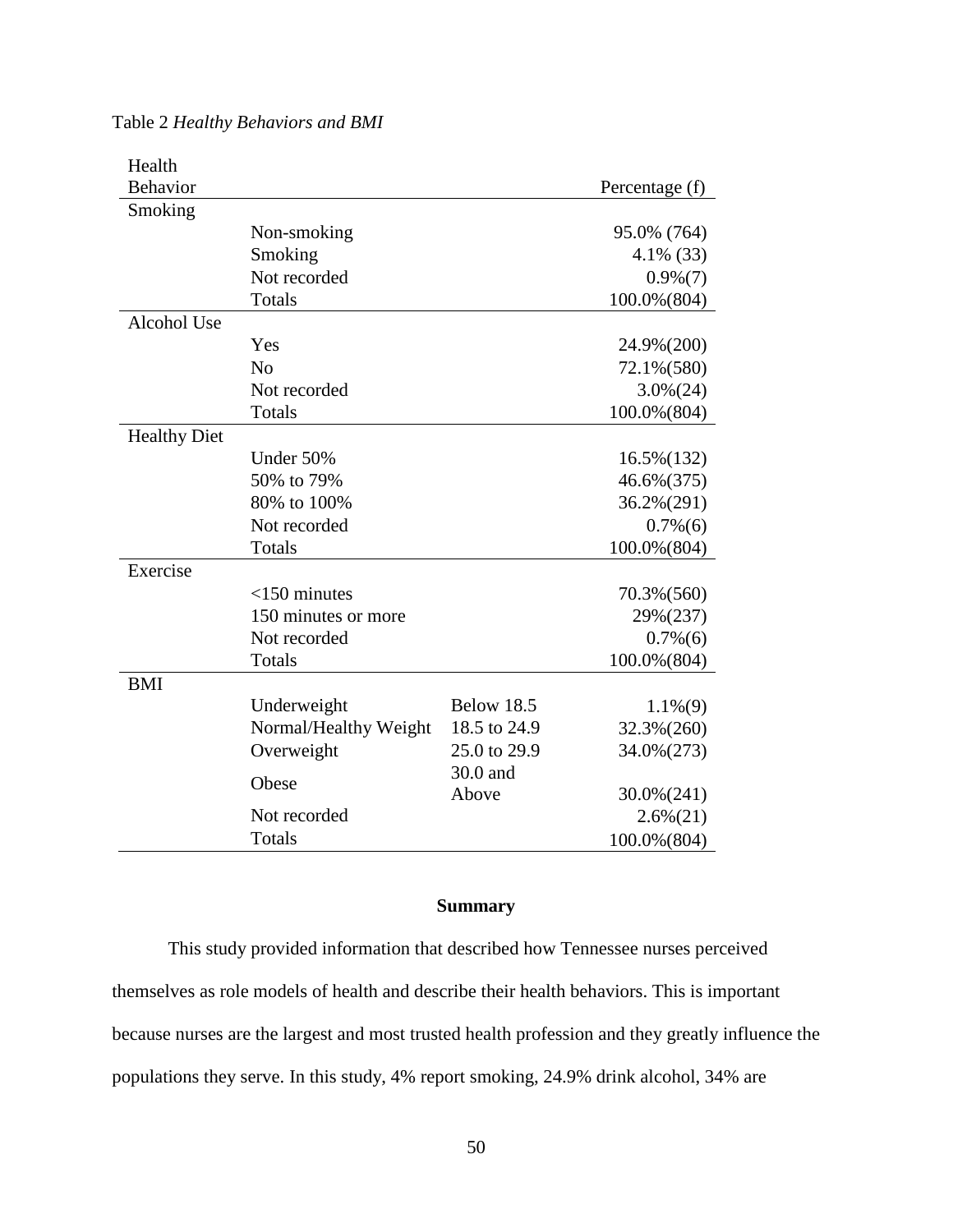Table 2 *Healthy Behaviors and BMI*

| Health Behavior | | | Percentage (f) |
|---|---|---|---|
| Smoking | | | |
| | Non-smoking | | 95.0% (764) |
| | Smoking | | 4.1% (33) |
| | Not recorded | | 0.9%(7) |
| | Totals | | 100.0%(804) |
| Alcohol Use | | | |
| | Yes | | 24.9%(200) |
| | No | | 72.1%(580) |
| | Not recorded | | 3.0%(24) |
| | Totals | | 100.0%(804) |
| Healthy Diet | | | |
| | Under 50% | | 16.5%(132) |
| | 50% to 79% | | 46.6%(375) |
| | 80% to 100% | | 36.2%(291) |
| | Not recorded | | 0.7%(6) |
| | Totals | | 100.0%(804) |
| Exercise | | | |
| | <150 minutes | | 70.3%(560) |
| | 150 minutes or more | | 29%(237) |
| | Not recorded | | 0.7%(6) |
| | Totals | | 100.0%(804) |
| BMI | | | |
| | Underweight | Below 18.5 | 1.1%(9) |
| | Normal/Healthy Weight | 18.5 to 24.9 | 32.3%(260) |
| | Overweight | 25.0 to 29.9 | 34.0%(273) |
| | Obese | 30.0 and Above | 30.0%(241) |
| | Not recorded | | 2.6%(21) |
| | Totals | | 100.0%(804) |

**Summary**

This study provided information that described how Tennessee nurses perceived themselves as role models of health and describe their health behaviors. This is important because nurses are the largest and most trusted health profession and they greatly influence the populations they serve. In this study, 4% report smoking, 24.9% drink alcohol, 34% are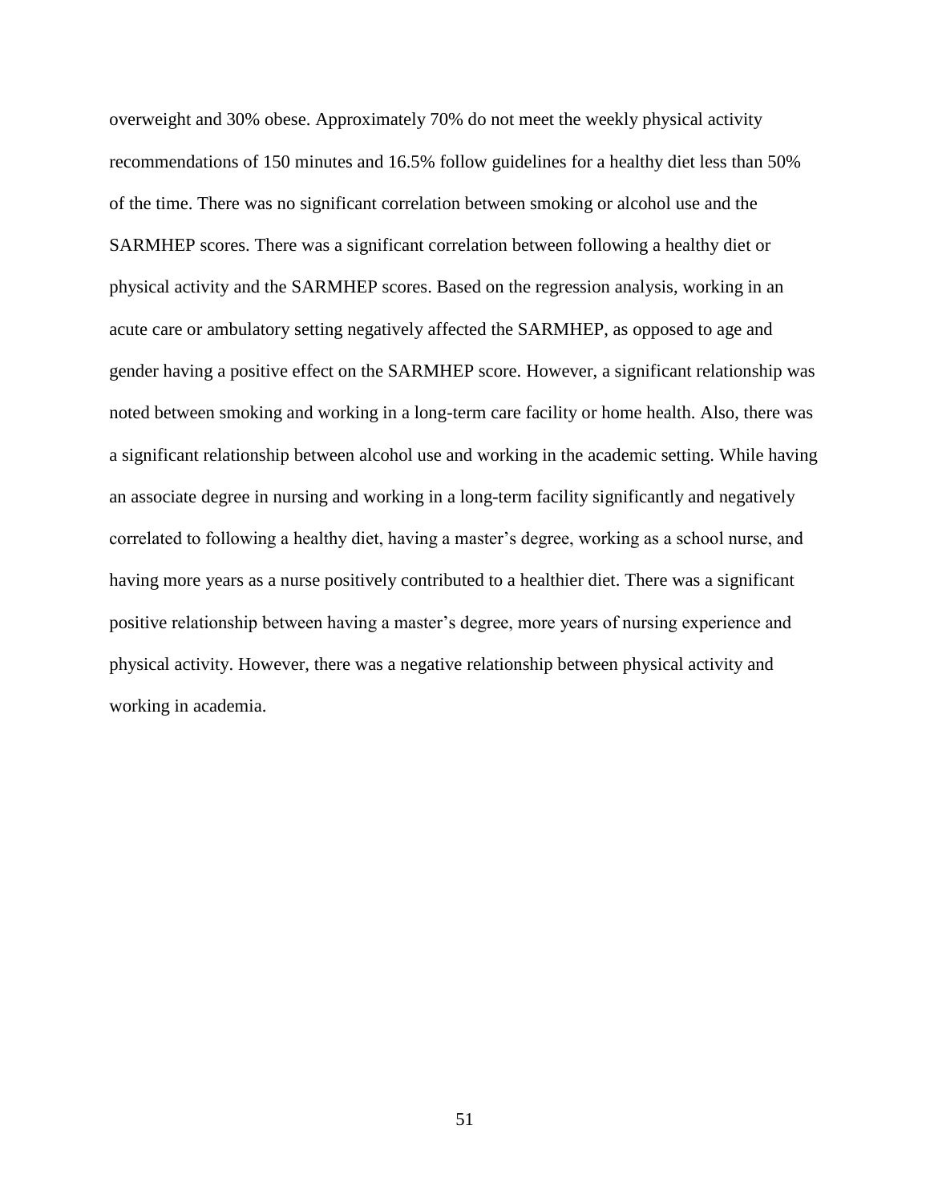overweight and 30% obese. Approximately 70% do not meet the weekly physical activity recommendations of 150 minutes and 16.5% follow guidelines for a healthy diet less than 50% of the time. There was no significant correlation between smoking or alcohol use and the SARMHEP scores. There was a significant correlation between following a healthy diet or physical activity and the SARMHEP scores. Based on the regression analysis, working in an acute care or ambulatory setting negatively affected the SARMHEP, as opposed to age and gender having a positive effect on the SARMHEP score. However, a significant relationship was noted between smoking and working in a long-term care facility or home health. Also, there was a significant relationship between alcohol use and working in the academic setting. While having an associate degree in nursing and working in a long-term facility significantly and negatively correlated to following a healthy diet, having a master's degree, working as a school nurse, and having more years as a nurse positively contributed to a healthier diet. There was a significant positive relationship between having a master's degree, more years of nursing experience and physical activity. However, there was a negative relationship between physical activity and working in academia.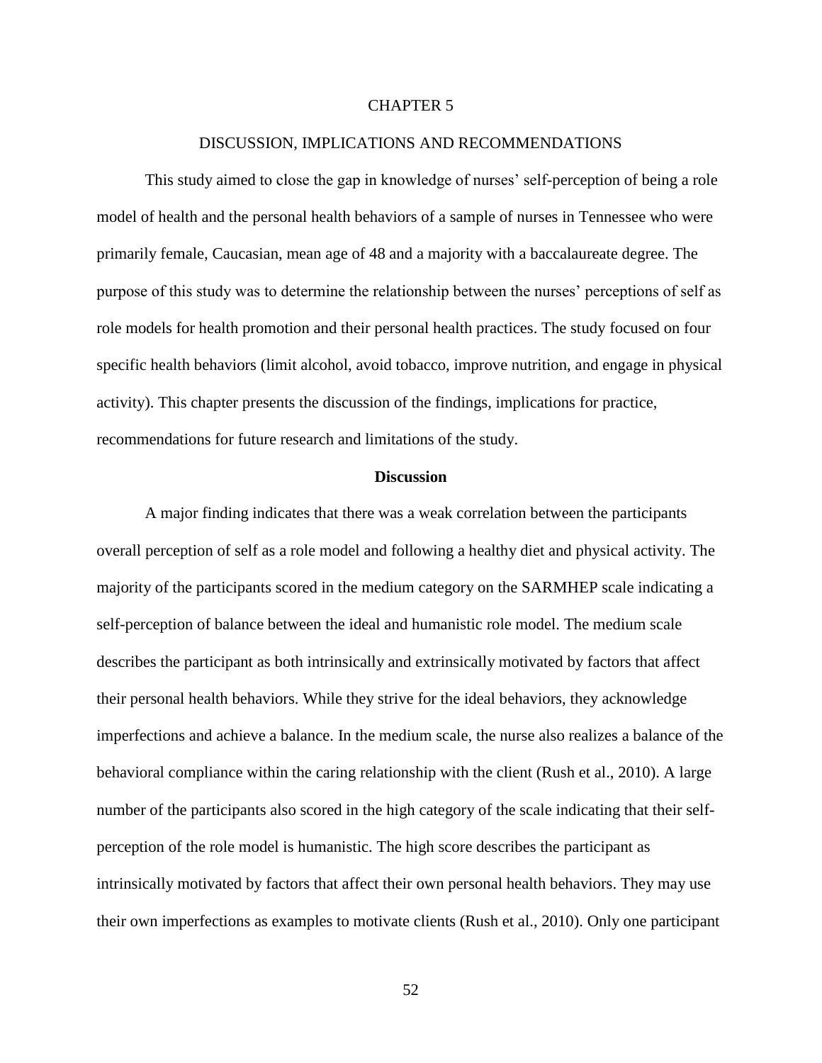# CHAPTER 5

# DISCUSSION, IMPLICATIONS AND RECOMMENDATIONS

This study aimed to close the gap in knowledge of nurses' self-perception of being a role model of health and the personal health behaviors of a sample of nurses in Tennessee who were primarily female, Caucasian, mean age of 48 and a majority with a baccalaureate degree. The purpose of this study was to determine the relationship between the nurses' perceptions of self as role models for health promotion and their personal health practices. The study focused on four specific health behaviors (limit alcohol, avoid tobacco, improve nutrition, and engage in physical activity). This chapter presents the discussion of the findings, implications for practice, recommendations for future research and limitations of the study.

## Discussion

A major finding indicates that there was a weak correlation between the participants overall perception of self as a role model and following a healthy diet and physical activity. The majority of the participants scored in the medium category on the SARMHEP scale indicating a self-perception of balance between the ideal and humanistic role model. The medium scale describes the participant as both intrinsically and extrinsically motivated by factors that affect their personal health behaviors. While they strive for the ideal behaviors, they acknowledge imperfections and achieve a balance. In the medium scale, the nurse also realizes a balance of the behavioral compliance within the caring relationship with the client (Rush et al., 2010). A large number of the participants also scored in the high category of the scale indicating that their self-perception of the role model is humanistic. The high score describes the participant as intrinsically motivated by factors that affect their own personal health behaviors. They may use their own imperfections as examples to motivate clients (Rush et al., 2010). Only one participant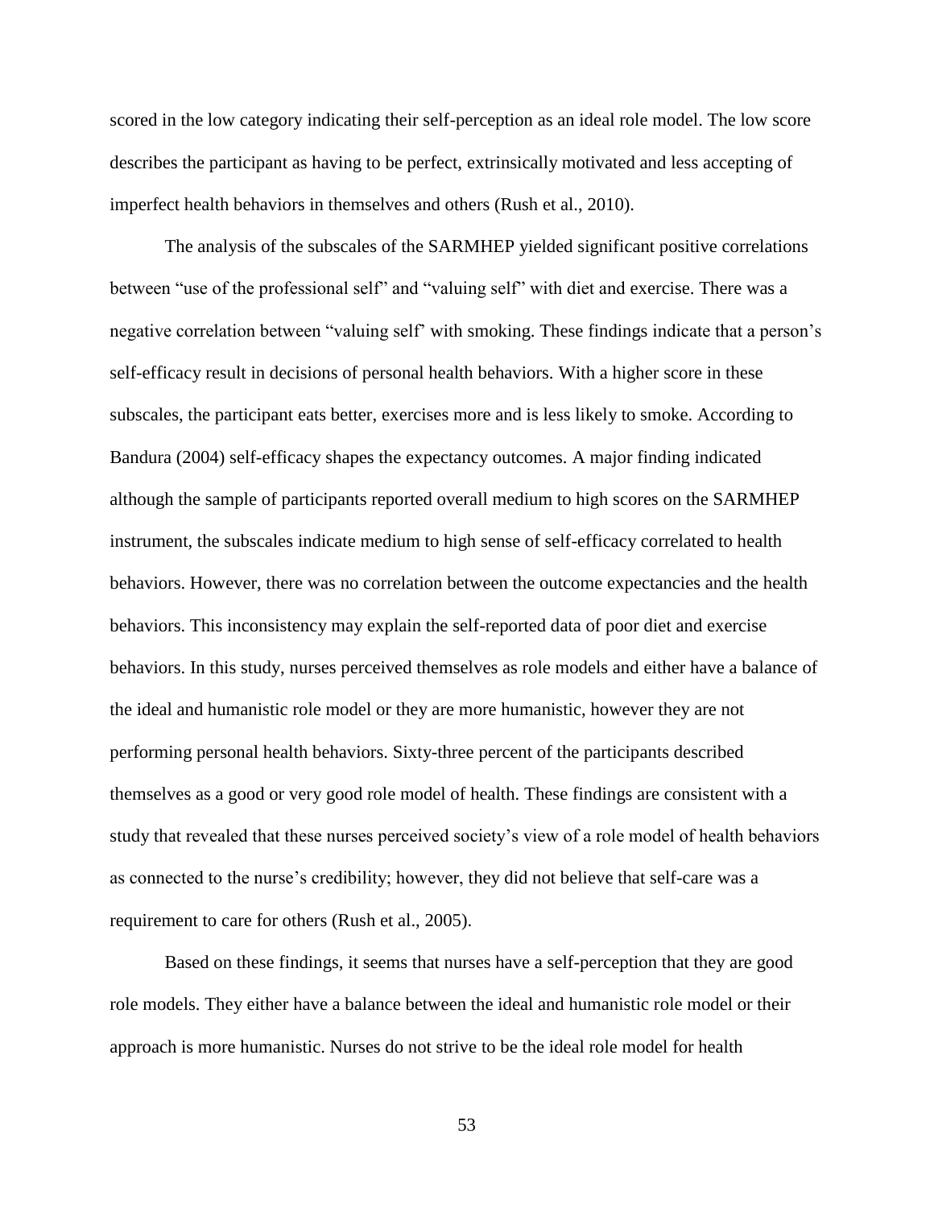scored in the low category indicating their self-perception as an ideal role model. The low score describes the participant as having to be perfect, extrinsically motivated and less accepting of imperfect health behaviors in themselves and others (Rush et al., 2010).

The analysis of the subscales of the SARMHEP yielded significant positive correlations between "use of the professional self" and "valuing self" with diet and exercise. There was a negative correlation between "valuing self' with smoking. These findings indicate that a person's self-efficacy result in decisions of personal health behaviors. With a higher score in these subscales, the participant eats better, exercises more and is less likely to smoke. According to Bandura (2004) self-efficacy shapes the expectancy outcomes. A major finding indicated although the sample of participants reported overall medium to high scores on the SARMHEP instrument, the subscales indicate medium to high sense of self-efficacy correlated to health behaviors. However, there was no correlation between the outcome expectancies and the health behaviors. This inconsistency may explain the self-reported data of poor diet and exercise behaviors. In this study, nurses perceived themselves as role models and either have a balance of the ideal and humanistic role model or they are more humanistic, however they are not performing personal health behaviors. Sixty-three percent of the participants described themselves as a good or very good role model of health. These findings are consistent with a study that revealed that these nurses perceived society's view of a role model of health behaviors as connected to the nurse's credibility; however, they did not believe that self-care was a requirement to care for others (Rush et al., 2005).

Based on these findings, it seems that nurses have a self-perception that they are good role models. They either have a balance between the ideal and humanistic role model or their approach is more humanistic. Nurses do not strive to be the ideal role model for health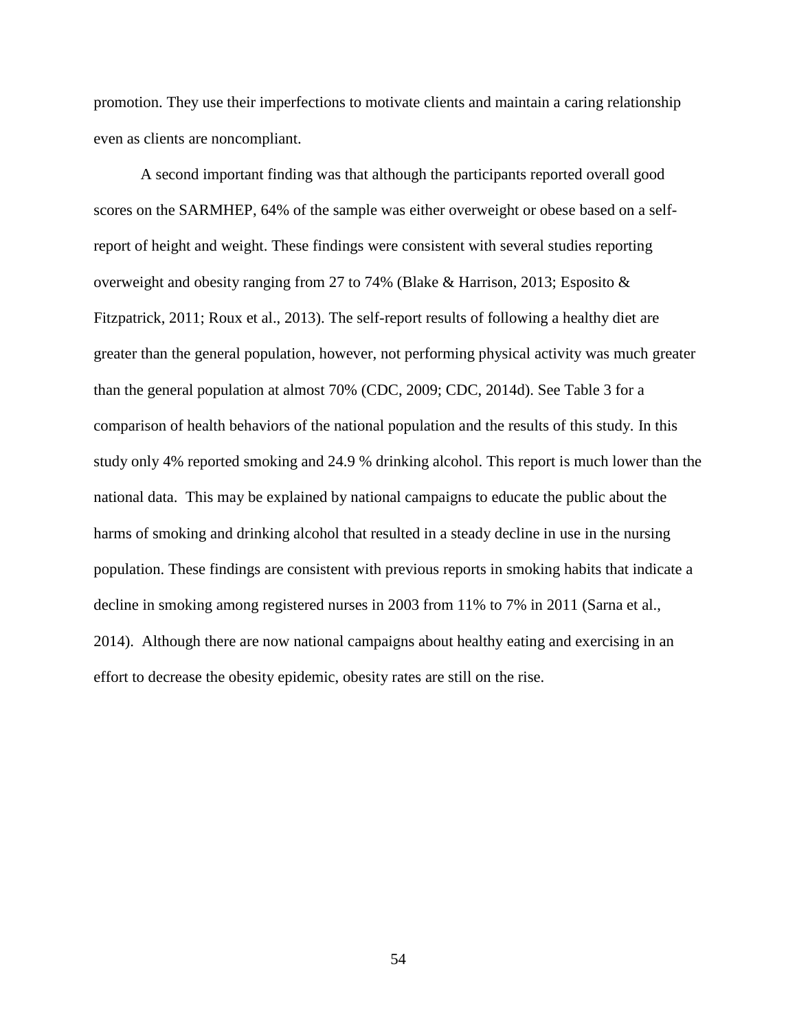promotion. They use their imperfections to motivate clients and maintain a caring relationship even as clients are noncompliant.

A second important finding was that although the participants reported overall good scores on the SARMHEP, 64% of the sample was either overweight or obese based on a self-report of height and weight. These findings were consistent with several studies reporting overweight and obesity ranging from 27 to 74% (Blake & Harrison, 2013; Esposito & Fitzpatrick, 2011; Roux et al., 2013). The self-report results of following a healthy diet are greater than the general population, however, not performing physical activity was much greater than the general population at almost 70% (CDC, 2009; CDC, 2014d). See Table 3 for a comparison of health behaviors of the national population and the results of this study. In this study only 4% reported smoking and 24.9 % drinking alcohol. This report is much lower than the national data. This may be explained by national campaigns to educate the public about the harms of smoking and drinking alcohol that resulted in a steady decline in use in the nursing population. These findings are consistent with previous reports in smoking habits that indicate a decline in smoking among registered nurses in 2003 from 11% to 7% in 2011 (Sarna et al., 2014). Although there are now national campaigns about healthy eating and exercising in an effort to decrease the obesity epidemic, obesity rates are still on the rise.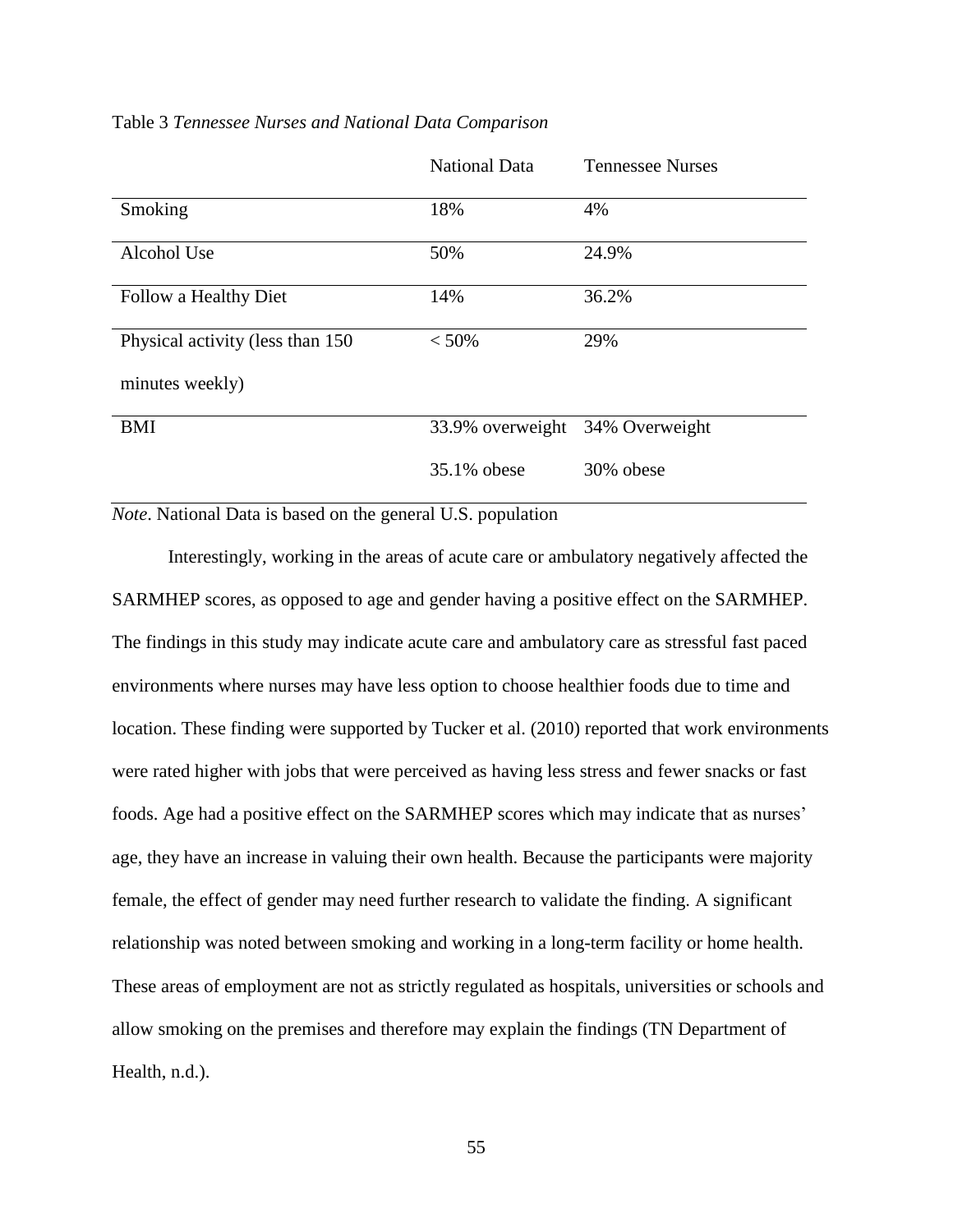Table 3 *Tennessee Nurses and National Data Comparison*

| | National Data | Tennessee Nurses |
|---|---|---|
| Smoking | 18% | 4% |
| Alcohol Use | 50% | 24.9% |
| Follow a Healthy Diet | 14% | 36.2% |
| Physical activity (less than 150 minutes weekly) | < 50% | 29% |
| BMI | 33.9% overweight<br>35.1% obese | 34% Overweight<br>30% obese |

*Note*. National Data is based on the general U.S. population

Interestingly, working in the areas of acute care or ambulatory negatively affected the SARMHEP scores, as opposed to age and gender having a positive effect on the SARMHEP. The findings in this study may indicate acute care and ambulatory care as stressful fast paced environments where nurses may have less option to choose healthier foods due to time and location. These finding were supported by Tucker et al. (2010) reported that work environments were rated higher with jobs that were perceived as having less stress and fewer snacks or fast foods. Age had a positive effect on the SARMHEP scores which may indicate that as nurses' age, they have an increase in valuing their own health. Because the participants were majority female, the effect of gender may need further research to validate the finding. A significant relationship was noted between smoking and working in a long-term facility or home health. These areas of employment are not as strictly regulated as hospitals, universities or schools and allow smoking on the premises and therefore may explain the findings (TN Department of Health, n.d.).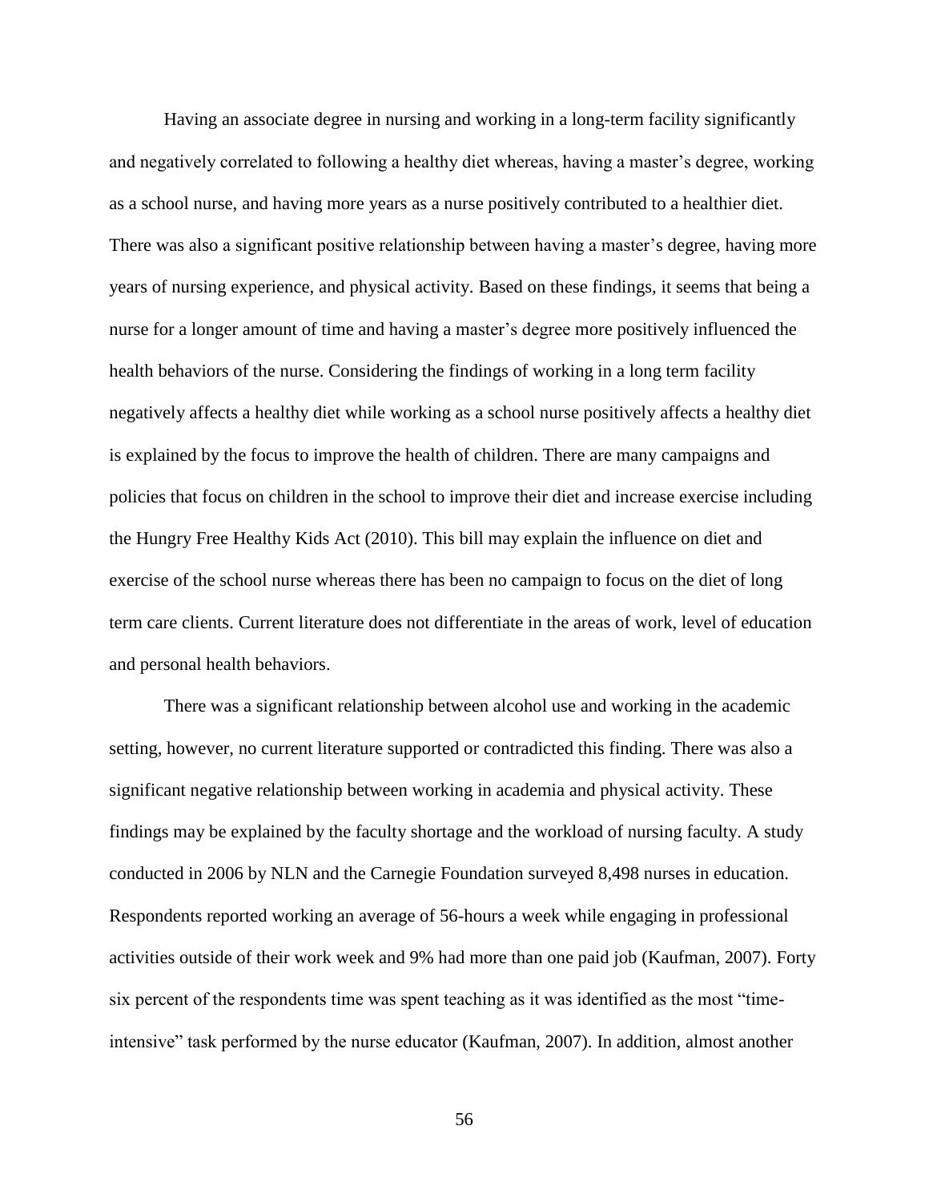Having an associate degree in nursing and working in a long-term facility significantly and negatively correlated to following a healthy diet whereas, having a master's degree, working as a school nurse, and having more years as a nurse positively contributed to a healthier diet. There was also a significant positive relationship between having a master's degree, having more years of nursing experience, and physical activity. Based on these findings, it seems that being a nurse for a longer amount of time and having a master's degree more positively influenced the health behaviors of the nurse. Considering the findings of working in a long term facility negatively affects a healthy diet while working as a school nurse positively affects a healthy diet is explained by the focus to improve the health of children. There are many campaigns and policies that focus on children in the school to improve their diet and increase exercise including the Hungry Free Healthy Kids Act (2010). This bill may explain the influence on diet and exercise of the school nurse whereas there has been no campaign to focus on the diet of long term care clients. Current literature does not differentiate in the areas of work, level of education and personal health behaviors.

There was a significant relationship between alcohol use and working in the academic setting, however, no current literature supported or contradicted this finding. There was also a significant negative relationship between working in academia and physical activity. These findings may be explained by the faculty shortage and the workload of nursing faculty. A study conducted in 2006 by NLN and the Carnegie Foundation surveyed 8,498 nurses in education. Respondents reported working an average of 56-hours a week while engaging in professional activities outside of their work week and 9% had more than one paid job (Kaufman, 2007). Forty six percent of the respondents time was spent teaching as it was identified as the most "time-intensive" task performed by the nurse educator (Kaufman, 2007). In addition, almost another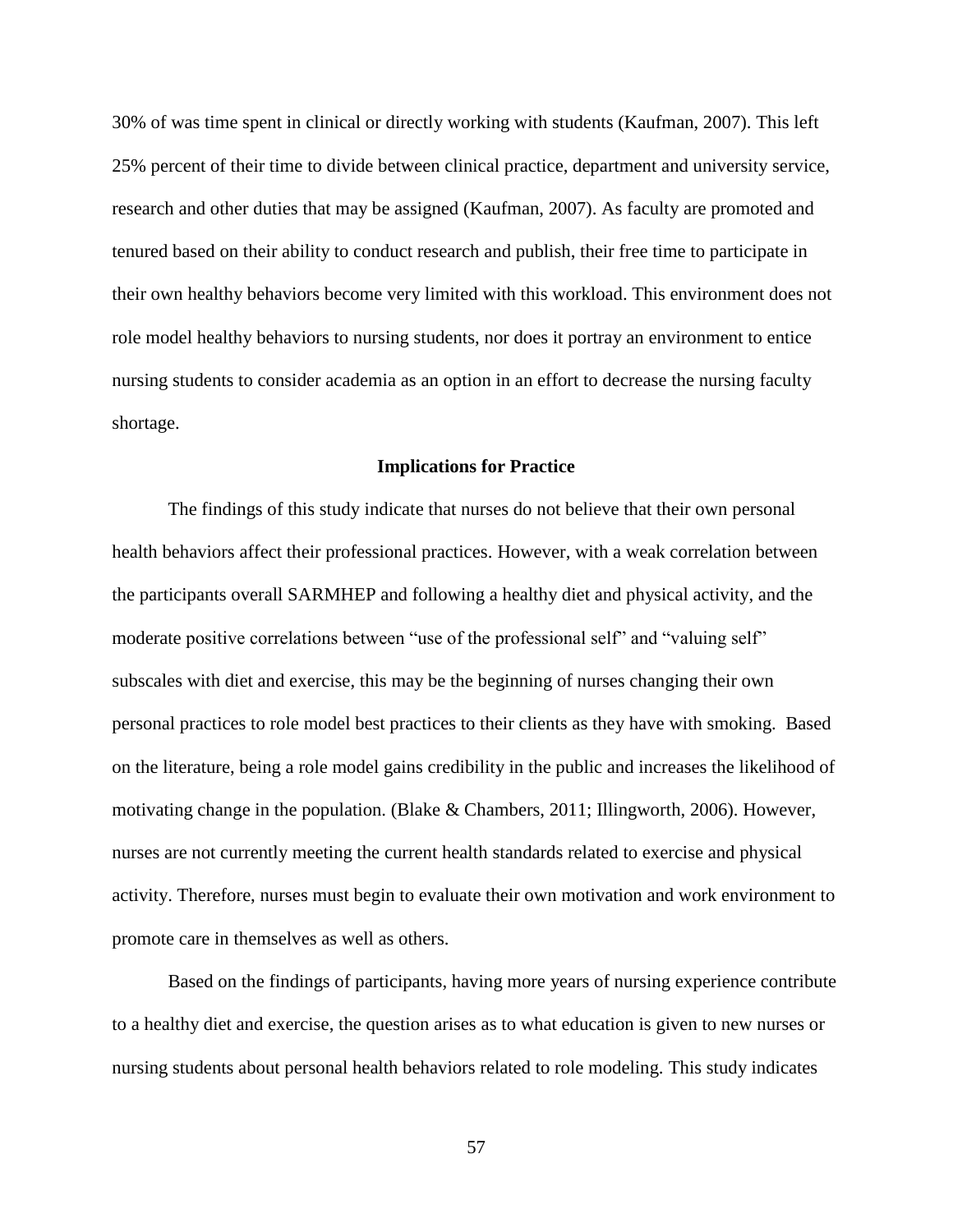30% of was time spent in clinical or directly working with students (Kaufman, 2007). This left 25% percent of their time to divide between clinical practice, department and university service, research and other duties that may be assigned (Kaufman, 2007). As faculty are promoted and tenured based on their ability to conduct research and publish, their free time to participate in their own healthy behaviors become very limited with this workload. This environment does not role model healthy behaviors to nursing students, nor does it portray an environment to entice nursing students to consider academia as an option in an effort to decrease the nursing faculty shortage.

## Implications for Practice

The findings of this study indicate that nurses do not believe that their own personal health behaviors affect their professional practices. However, with a weak correlation between the participants overall SARMHEP and following a healthy diet and physical activity, and the moderate positive correlations between "use of the professional self" and "valuing self" subscales with diet and exercise, this may be the beginning of nurses changing their own personal practices to role model best practices to their clients as they have with smoking. Based on the literature, being a role model gains credibility in the public and increases the likelihood of motivating change in the population. (Blake & Chambers, 2011; Illingworth, 2006). However, nurses are not currently meeting the current health standards related to exercise and physical activity. Therefore, nurses must begin to evaluate their own motivation and work environment to promote care in themselves as well as others.

Based on the findings of participants, having more years of nursing experience contribute to a healthy diet and exercise, the question arises as to what education is given to new nurses or nursing students about personal health behaviors related to role modeling. This study indicates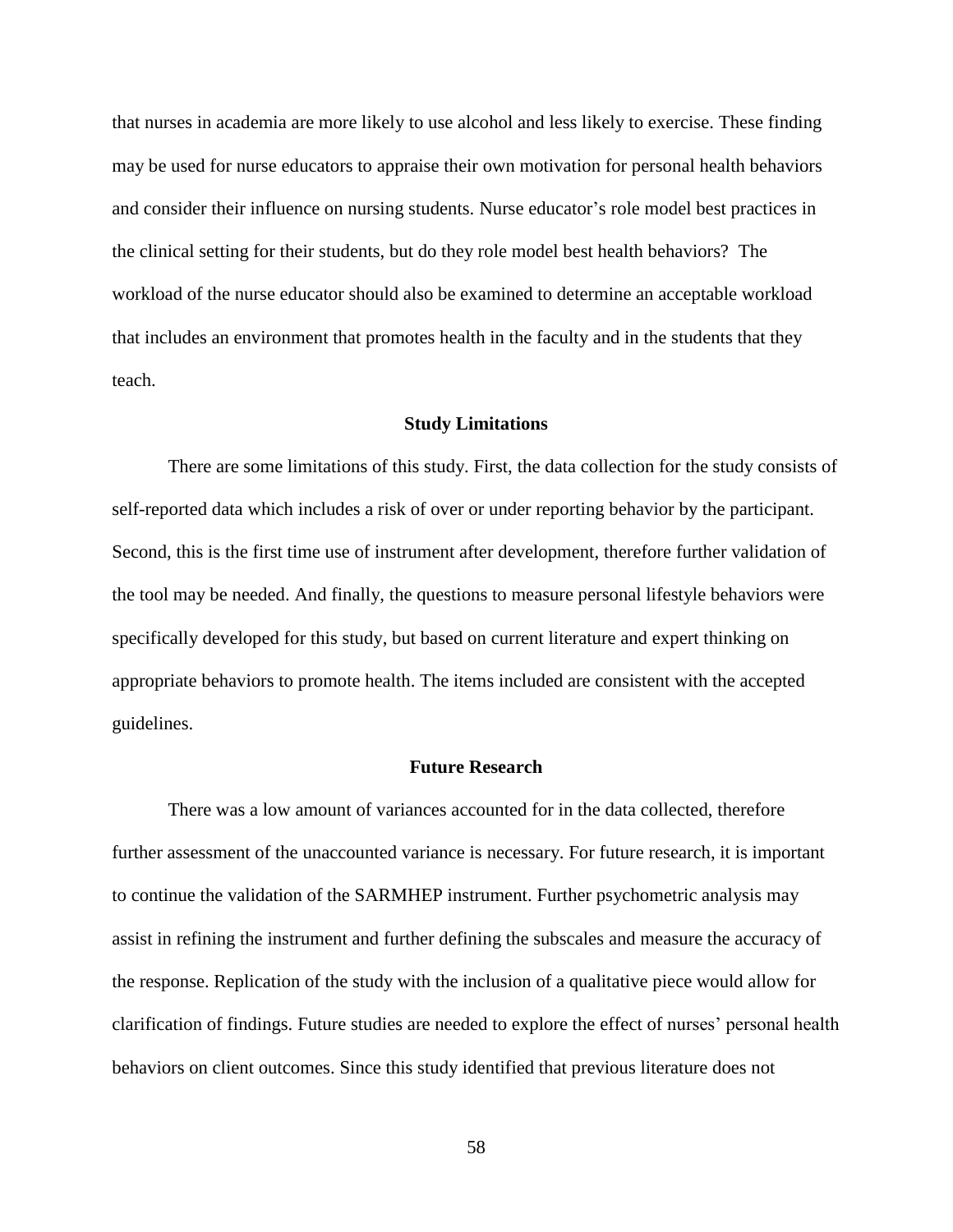that nurses in academia are more likely to use alcohol and less likely to exercise. These finding may be used for nurse educators to appraise their own motivation for personal health behaviors and consider their influence on nursing students. Nurse educator's role model best practices in the clinical setting for their students, but do they role model best health behaviors? The workload of the nurse educator should also be examined to determine an acceptable workload that includes an environment that promotes health in the faculty and in the students that they teach.

## Study Limitations

There are some limitations of this study. First, the data collection for the study consists of self-reported data which includes a risk of over or under reporting behavior by the participant. Second, this is the first time use of instrument after development, therefore further validation of the tool may be needed. And finally, the questions to measure personal lifestyle behaviors were specifically developed for this study, but based on current literature and expert thinking on appropriate behaviors to promote health. The items included are consistent with the accepted guidelines.

## Future Research

There was a low amount of variances accounted for in the data collected, therefore further assessment of the unaccounted variance is necessary. For future research, it is important to continue the validation of the SARMHEP instrument. Further psychometric analysis may assist in refining the instrument and further defining the subscales and measure the accuracy of the response. Replication of the study with the inclusion of a qualitative piece would allow for clarification of findings. Future studies are needed to explore the effect of nurses' personal health behaviors on client outcomes. Since this study identified that previous literature does not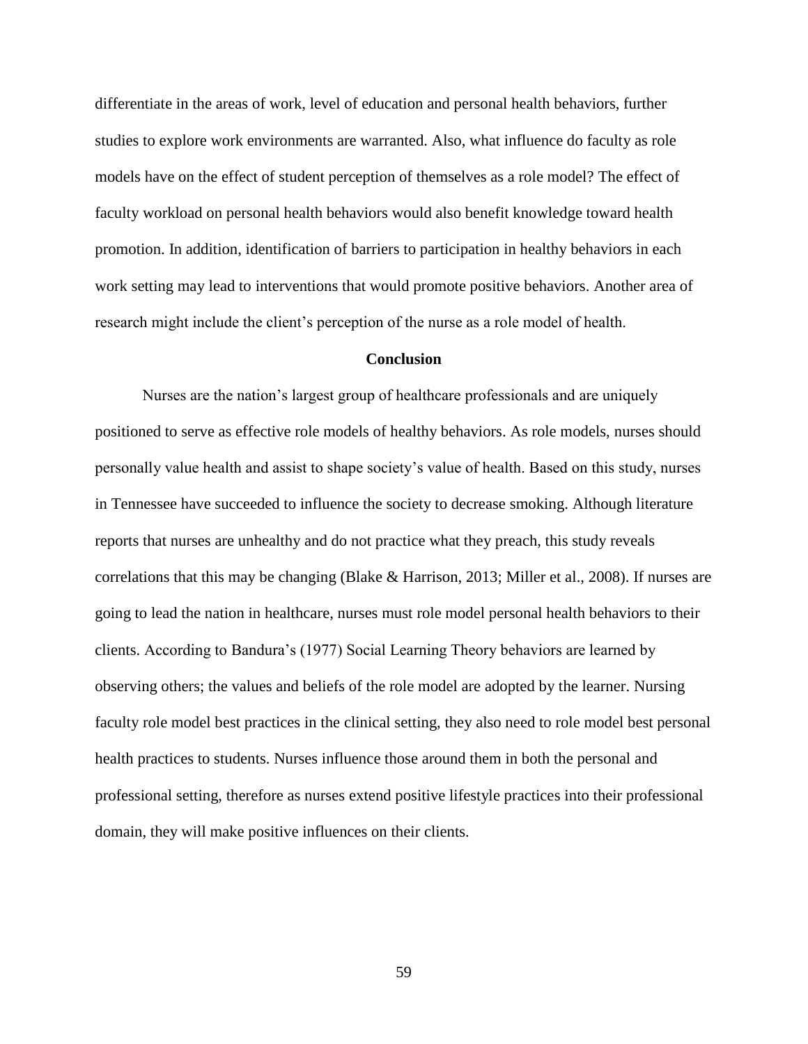differentiate in the areas of work, level of education and personal health behaviors, further studies to explore work environments are warranted. Also, what influence do faculty as role models have on the effect of student perception of themselves as a role model? The effect of faculty workload on personal health behaviors would also benefit knowledge toward health promotion. In addition, identification of barriers to participation in healthy behaviors in each work setting may lead to interventions that would promote positive behaviors. Another area of research might include the client's perception of the nurse as a role model of health.

## Conclusion

Nurses are the nation's largest group of healthcare professionals and are uniquely positioned to serve as effective role models of healthy behaviors. As role models, nurses should personally value health and assist to shape society's value of health. Based on this study, nurses in Tennessee have succeeded to influence the society to decrease smoking. Although literature reports that nurses are unhealthy and do not practice what they preach, this study reveals correlations that this may be changing (Blake & Harrison, 2013; Miller et al., 2008). If nurses are going to lead the nation in healthcare, nurses must role model personal health behaviors to their clients. According to Bandura's (1977) Social Learning Theory behaviors are learned by observing others; the values and beliefs of the role model are adopted by the learner. Nursing faculty role model best practices in the clinical setting, they also need to role model best personal health practices to students. Nurses influence those around them in both the personal and professional setting, therefore as nurses extend positive lifestyle practices into their professional domain, they will make positive influences on their clients.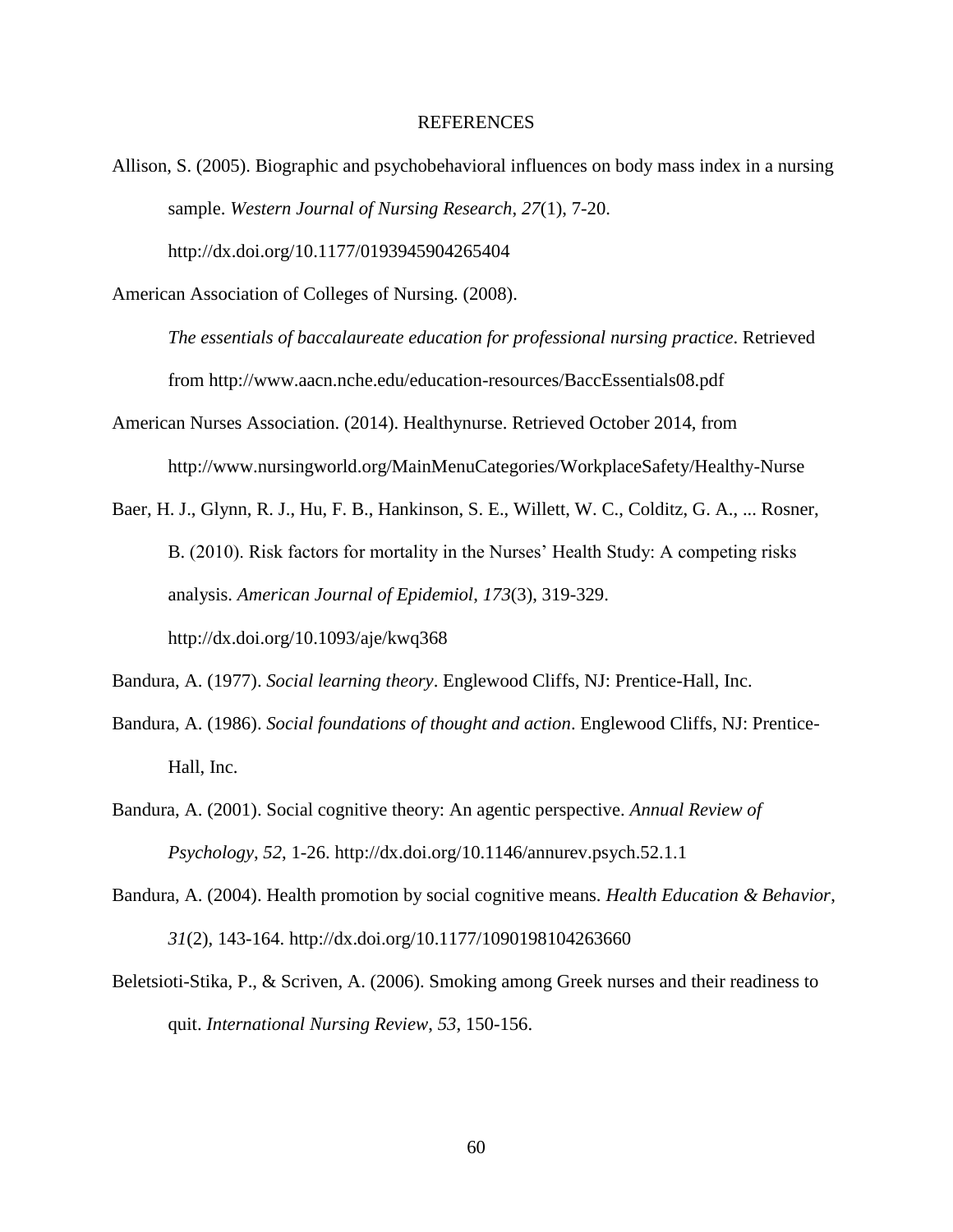# REFERENCES

Allison, S. (2005). Biographic and psychobehavioral influences on body mass index in a nursing sample. *Western Journal of Nursing Research*, *27*(1), 7-20. http://dx.doi.org/10.1177/0193945904265404

American Association of Colleges of Nursing. (2008). *The essentials of baccalaureate education for professional nursing practice*. Retrieved from http://www.aacn.nche.edu/education-resources/BaccEssentials08.pdf

American Nurses Association. (2014). Healthynurse. Retrieved October 2014, from http://www.nursingworld.org/MainMenuCategories/WorkplaceSafety/Healthy-Nurse

Baer, H. J., Glynn, R. J., Hu, F. B., Hankinson, S. E., Willett, W. C., Colditz, G. A., ... Rosner, B. (2010). Risk factors for mortality in the Nurses' Health Study: A competing risks analysis. *American Journal of Epidemiol*, *173*(3), 319-329. http://dx.doi.org/10.1093/aje/kwq368

Bandura, A. (1977). *Social learning theory*. Englewood Cliffs, NJ: Prentice-Hall, Inc.

Bandura, A. (1986). *Social foundations of thought and action*. Englewood Cliffs, NJ: Prentice-Hall, Inc.

Bandura, A. (2001). Social cognitive theory: An agentic perspective. *Annual Review of Psychology*, *52*, 1-26. http://dx.doi.org/10.1146/annurev.psych.52.1.1

Bandura, A. (2004). Health promotion by social cognitive means. *Health Education & Behavior*, *31*(2), 143-164. http://dx.doi.org/10.1177/1090198104263660

Beletsioti-Stika, P., & Scriven, A. (2006). Smoking among Greek nurses and their readiness to quit. *International Nursing Review*, *53*, 150-156.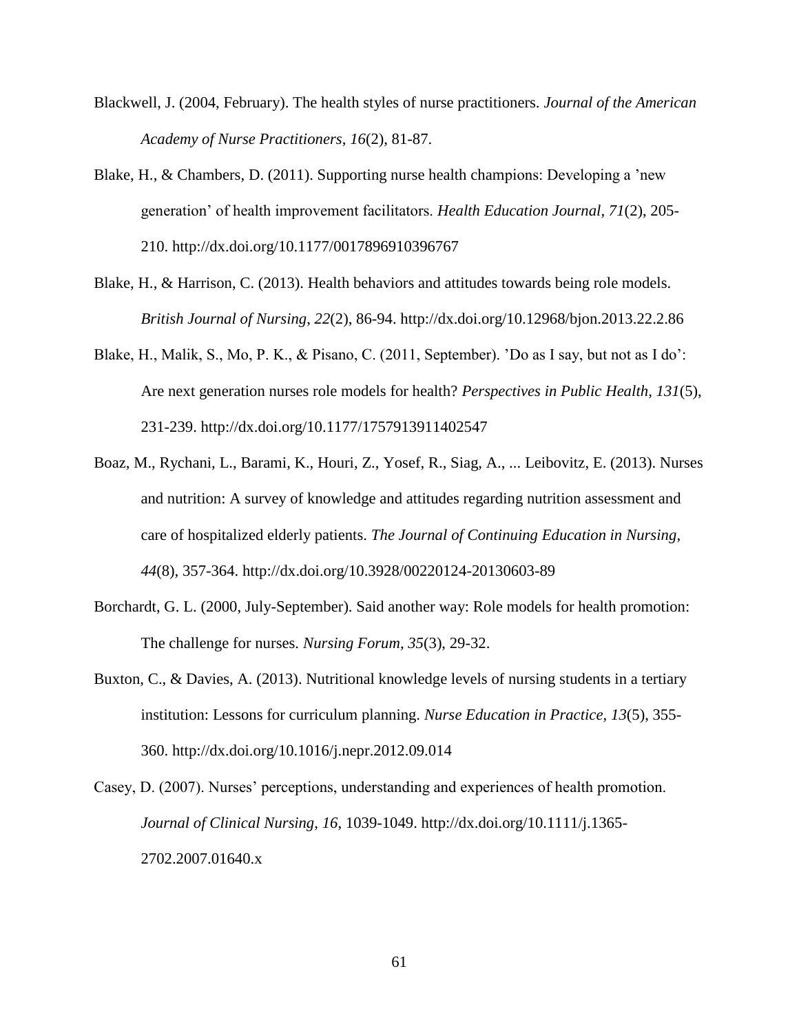Blackwell, J. (2004, February). The health styles of nurse practitioners. *Journal of the American Academy of Nurse Practitioners*, *16*(2), 81-87.

Blake, H., & Chambers, D. (2011). Supporting nurse health champions: Developing a 'new generation' of health improvement facilitators. *Health Education Journal*, *71*(2), 205-210. http://dx.doi.org/10.1177/0017896910396767

Blake, H., & Harrison, C. (2013). Health behaviors and attitudes towards being role models. *British Journal of Nursing*, *22*(2), 86-94. http://dx.doi.org/10.12968/bjon.2013.22.2.86

Blake, H., Malik, S., Mo, P. K., & Pisano, C. (2011, September). 'Do as I say, but not as I do': Are next generation nurses role models for health? *Perspectives in Public Health*, *131*(5), 231-239. http://dx.doi.org/10.1177/1757913911402547

Boaz, M., Rychani, L., Barami, K., Houri, Z., Yosef, R., Siag, A., ... Leibovitz, E. (2013). Nurses and nutrition: A survey of knowledge and attitudes regarding nutrition assessment and care of hospitalized elderly patients. *The Journal of Continuing Education in Nursing*, *44*(8), 357-364. http://dx.doi.org/10.3928/00220124-20130603-89

Borchardt, G. L. (2000, July-September). Said another way: Role models for health promotion: The challenge for nurses. *Nursing Forum*, *35*(3), 29-32.

Buxton, C., & Davies, A. (2013). Nutritional knowledge levels of nursing students in a tertiary institution: Lessons for curriculum planning. *Nurse Education in Practice*, *13*(5), 355-360. http://dx.doi.org/10.1016/j.nepr.2012.09.014

Casey, D. (2007). Nurses' perceptions, understanding and experiences of health promotion. *Journal of Clinical Nursing*, *16*, 1039-1049. http://dx.doi.org/10.1111/j.1365-2702.2007.01640.x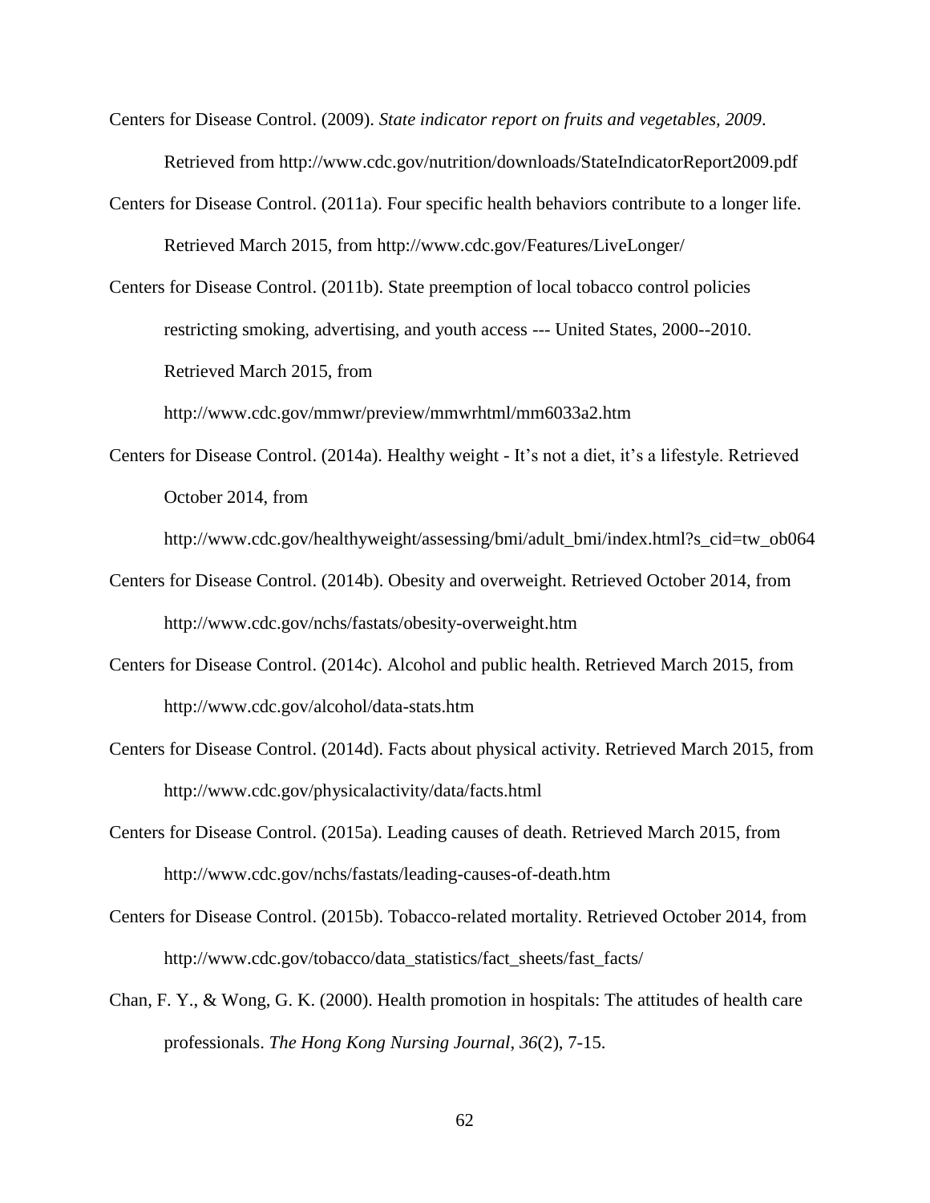Centers for Disease Control. (2009). *State indicator report on fruits and vegetables, 2009*. Retrieved from http://www.cdc.gov/nutrition/downloads/StateIndicatorReport2009.pdf

Centers for Disease Control. (2011a). Four specific health behaviors contribute to a longer life. Retrieved March 2015, from http://www.cdc.gov/Features/LiveLonger/

Centers for Disease Control. (2011b). State preemption of local tobacco control policies restricting smoking, advertising, and youth access --- United States, 2000--2010. Retrieved March 2015, from http://www.cdc.gov/mmwr/preview/mmwrhtml/mm6033a2.htm

Centers for Disease Control. (2014a). Healthy weight - It's not a diet, it's a lifestyle. Retrieved October 2014, from http://www.cdc.gov/healthyweight/assessing/bmi/adult_bmi/index.html?s_cid=tw_ob064

Centers for Disease Control. (2014b). Obesity and overweight. Retrieved October 2014, from http://www.cdc.gov/nchs/fastats/obesity-overweight.htm

Centers for Disease Control. (2014c). Alcohol and public health. Retrieved March 2015, from http://www.cdc.gov/alcohol/data-stats.htm

Centers for Disease Control. (2014d). Facts about physical activity. Retrieved March 2015, from http://www.cdc.gov/physicalactivity/data/facts.html

Centers for Disease Control. (2015a). Leading causes of death. Retrieved March 2015, from http://www.cdc.gov/nchs/fastats/leading-causes-of-death.htm

Centers for Disease Control. (2015b). Tobacco-related mortality. Retrieved October 2014, from http://www.cdc.gov/tobacco/data_statistics/fact_sheets/fast_facts/

Chan, F. Y., & Wong, G. K. (2000). Health promotion in hospitals: The attitudes of health care professionals. *The Hong Kong Nursing Journal*, *36*(2), 7-15.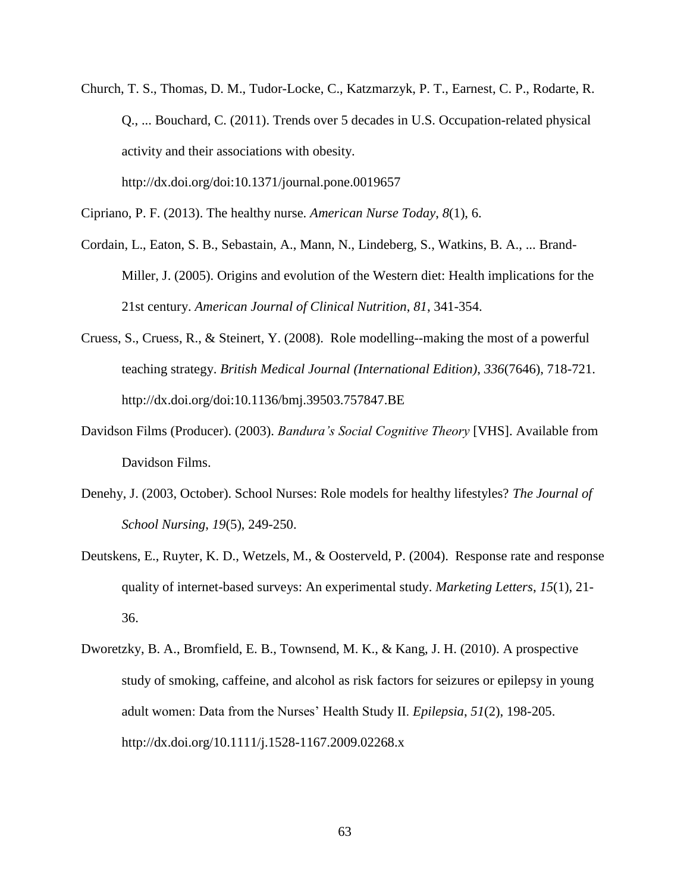Church, T. S., Thomas, D. M., Tudor-Locke, C., Katzmarzyk, P. T., Earnest, C. P., Rodarte, R. Q., ... Bouchard, C. (2011). Trends over 5 decades in U.S. Occupation-related physical activity and their associations with obesity. http://dx.doi.org/doi:10.1371/journal.pone.0019657

Cipriano, P. F. (2013). The healthy nurse. *American Nurse Today*, *8*(1), 6.

Cordain, L., Eaton, S. B., Sebastain, A., Mann, N., Lindeberg, S., Watkins, B. A., ... Brand-Miller, J. (2005). Origins and evolution of the Western diet: Health implications for the 21st century. *American Journal of Clinical Nutrition*, *81*, 341-354.

Cruess, S., Cruess, R., & Steinert, Y. (2008). Role modelling--making the most of a powerful teaching strategy. *British Medical Journal (International Edition)*, *336*(7646), 718-721. http://dx.doi.org/doi:10.1136/bmj.39503.757847.BE

Davidson Films (Producer). (2003). *Bandura's Social Cognitive Theory* [VHS]. Available from Davidson Films.

Denehy, J. (2003, October). School Nurses: Role models for healthy lifestyles? *The Journal of School Nursing*, *19*(5), 249-250.

Deutskens, E., Ruyter, K. D., Wetzels, M., & Oosterveld, P. (2004). Response rate and response quality of internet-based surveys: An experimental study. *Marketing Letters*, *15*(1), 21-36.

Dworetzky, B. A., Bromfield, E. B., Townsend, M. K., & Kang, J. H. (2010). A prospective study of smoking, caffeine, and alcohol as risk factors for seizures or epilepsy in young adult women: Data from the Nurses' Health Study II. *Epilepsia*, *51*(2), 198-205. http://dx.doi.org/10.1111/j.1528-1167.2009.02268.x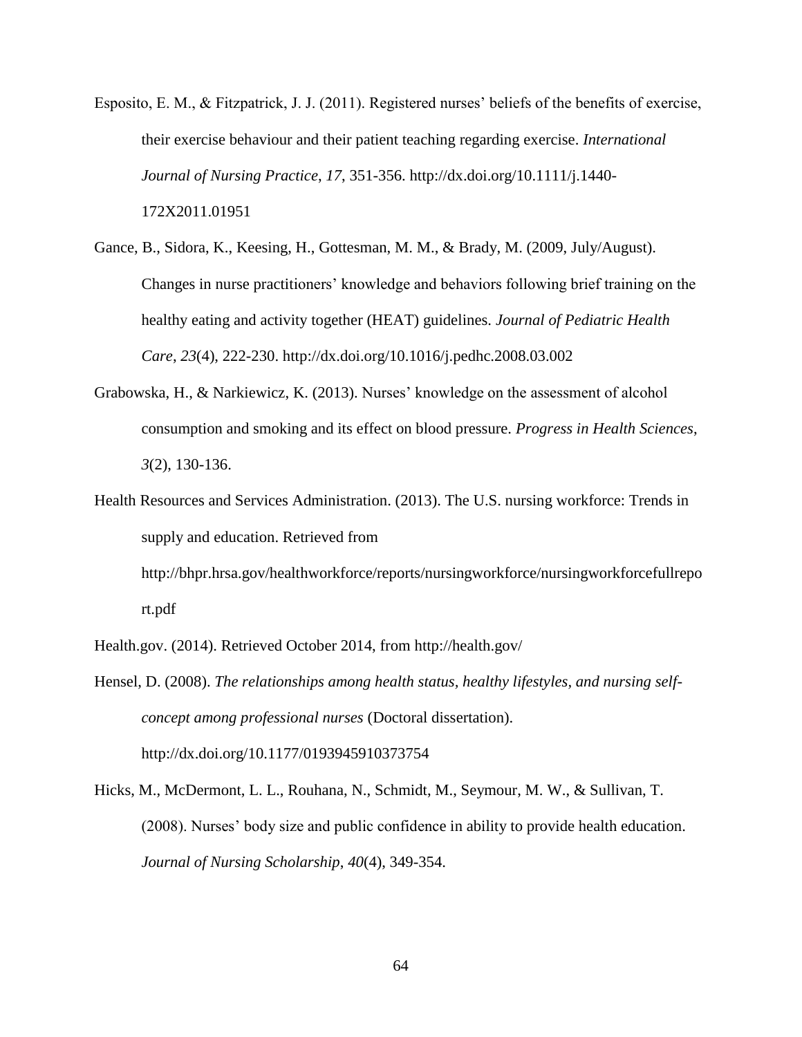Esposito, E. M., & Fitzpatrick, J. J. (2011). Registered nurses' beliefs of the benefits of exercise, their exercise behaviour and their patient teaching regarding exercise. *International Journal of Nursing Practice*, *17*, 351-356. http://dx.doi.org/10.1111/j.1440-172X2011.01951

Gance, B., Sidora, K., Keesing, H., Gottesman, M. M., & Brady, M. (2009, July/August). Changes in nurse practitioners' knowledge and behaviors following brief training on the healthy eating and activity together (HEAT) guidelines. *Journal of Pediatric Health Care*, *23*(4), 222-230. http://dx.doi.org/10.1016/j.pedhc.2008.03.002

Grabowska, H., & Narkiewicz, K. (2013). Nurses' knowledge on the assessment of alcohol consumption and smoking and its effect on blood pressure. *Progress in Health Sciences*, *3*(2), 130-136.

Health Resources and Services Administration. (2013). The U.S. nursing workforce: Trends in supply and education. Retrieved from http://bhpr.hrsa.gov/healthworkforce/reports/nursingworkforce/nursingworkforcefullreport.pdf

Health.gov. (2014). Retrieved October 2014, from http://health.gov/

Hensel, D. (2008). *The relationships among health status, healthy lifestyles, and nursing self-concept among professional nurses* (Doctoral dissertation). http://dx.doi.org/10.1177/0193945910373754

Hicks, M., McDermont, L. L., Rouhana, N., Schmidt, M., Seymour, M. W., & Sullivan, T. (2008). Nurses' body size and public confidence in ability to provide health education. *Journal of Nursing Scholarship*, *40*(4), 349-354.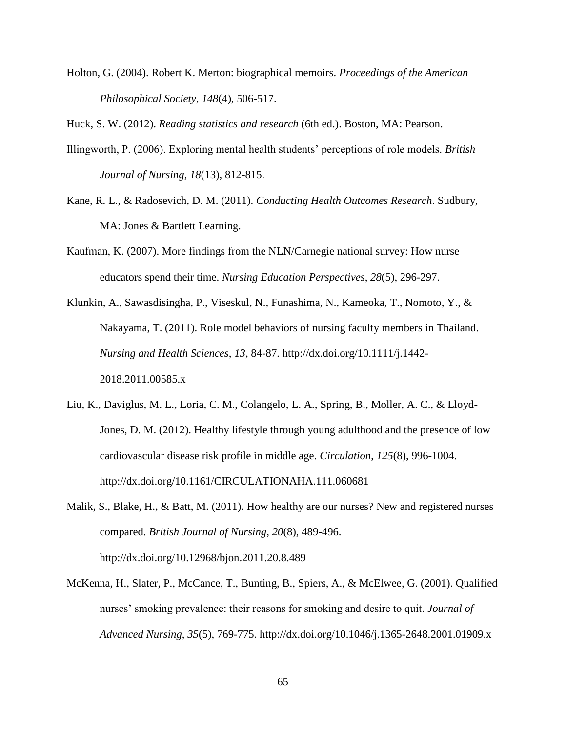Holton, G. (2004). Robert K. Merton: biographical memoirs. *Proceedings of the American Philosophical Society*, *148*(4), 506-517.

Huck, S. W. (2012). *Reading statistics and research* (6th ed.). Boston, MA: Pearson.

Illingworth, P. (2006). Exploring mental health students' perceptions of role models. *British Journal of Nursing*, *18*(13), 812-815.

Kane, R. L., & Radosevich, D. M. (2011). *Conducting Health Outcomes Research*. Sudbury, MA: Jones & Bartlett Learning.

Kaufman, K. (2007). More findings from the NLN/Carnegie national survey: How nurse educators spend their time. *Nursing Education Perspectives*, *28*(5), 296-297.

Klunkin, A., Sawasdisingha, P., Viseskul, N., Funashima, N., Kameoka, T., Nomoto, Y., & Nakayama, T. (2011). Role model behaviors of nursing faculty members in Thailand. *Nursing and Health Sciences*, *13*, 84-87. http://dx.doi.org/10.1111/j.1442-2018.2011.00585.x

Liu, K., Daviglus, M. L., Loria, C. M., Colangelo, L. A., Spring, B., Moller, A. C., & Lloyd-Jones, D. M. (2012). Healthy lifestyle through young adulthood and the presence of low cardiovascular disease risk profile in middle age. *Circulation*, *125*(8), 996-1004. http://dx.doi.org/10.1161/CIRCULATIONAHA.111.060681

Malik, S., Blake, H., & Batt, M. (2011). How healthy are our nurses? New and registered nurses compared. *British Journal of Nursing*, *20*(8), 489-496. http://dx.doi.org/10.12968/bjon.2011.20.8.489

McKenna, H., Slater, P., McCance, T., Bunting, B., Spiers, A., & McElwee, G. (2001). Qualified nurses' smoking prevalence: their reasons for smoking and desire to quit. *Journal of Advanced Nursing*, *35*(5), 769-775. http://dx.doi.org/10.1046/j.1365-2648.2001.01909.x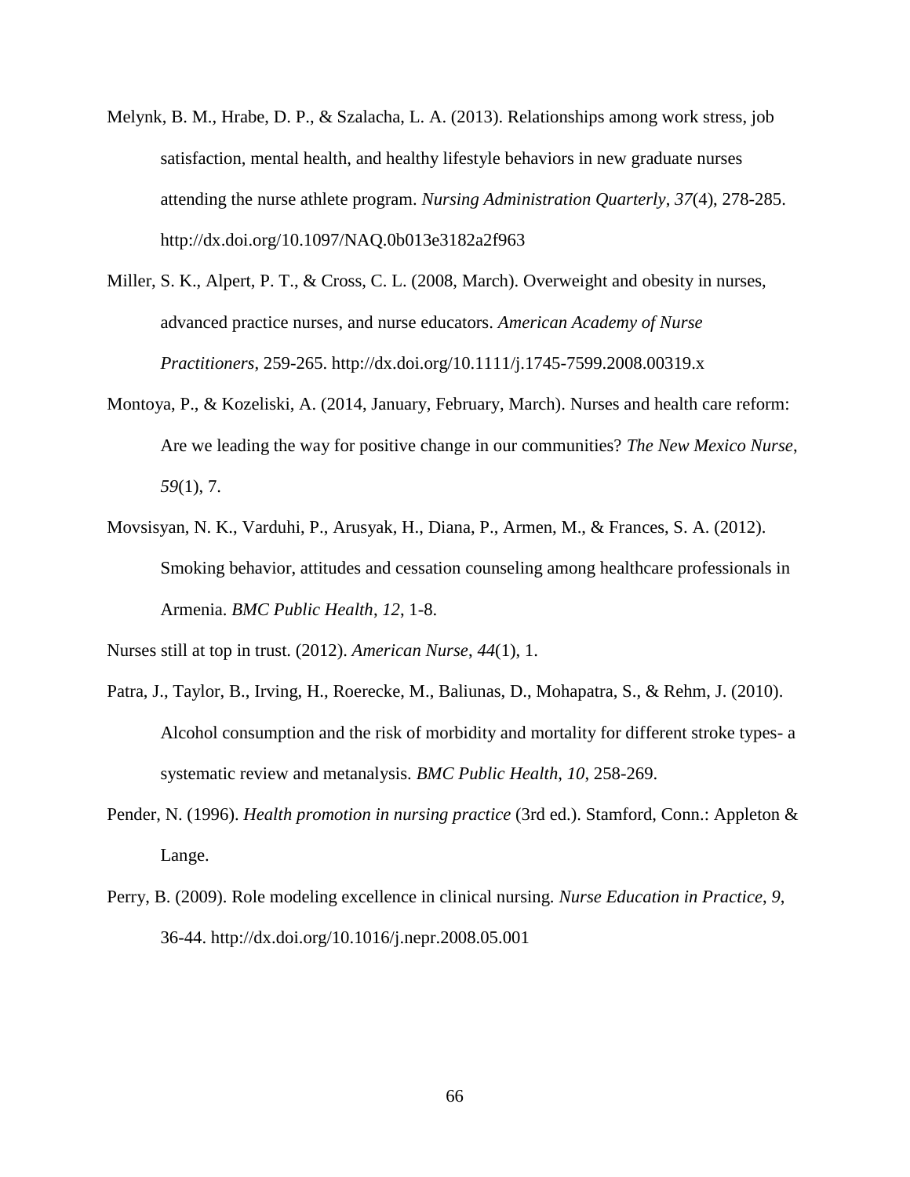Melynk, B. M., Hrabe, D. P., & Szalacha, L. A. (2013). Relationships among work stress, job satisfaction, mental health, and healthy lifestyle behaviors in new graduate nurses attending the nurse athlete program. *Nursing Administration Quarterly*, *37*(4), 278-285. http://dx.doi.org/10.1097/NAQ.0b013e3182a2f963

Miller, S. K., Alpert, P. T., & Cross, C. L. (2008, March). Overweight and obesity in nurses, advanced practice nurses, and nurse educators. *American Academy of Nurse Practitioners*, 259-265. http://dx.doi.org/10.1111/j.1745-7599.2008.00319.x

Montoya, P., & Kozeliski, A. (2014, January, February, March). Nurses and health care reform: Are we leading the way for positive change in our communities? *The New Mexico Nurse*, *59*(1), 7.

Movsisyan, N. K., Varduhi, P., Arusyak, H., Diana, P., Armen, M., & Frances, S. A. (2012). Smoking behavior, attitudes and cessation counseling among healthcare professionals in Armenia. *BMC Public Health*, *12*, 1-8.

Nurses still at top in trust. (2012). *American Nurse*, *44*(1), 1.

Patra, J., Taylor, B., Irving, H., Roerecke, M., Baliunas, D., Mohapatra, S., & Rehm, J. (2010). Alcohol consumption and the risk of morbidity and mortality for different stroke types- a systematic review and metanalysis. *BMC Public Health*, *10*, 258-269.

Pender, N. (1996). *Health promotion in nursing practice* (3rd ed.). Stamford, Conn.: Appleton & Lange.

Perry, B. (2009). Role modeling excellence in clinical nursing. *Nurse Education in Practice*, *9*, 36-44. http://dx.doi.org/10.1016/j.nepr.2008.05.001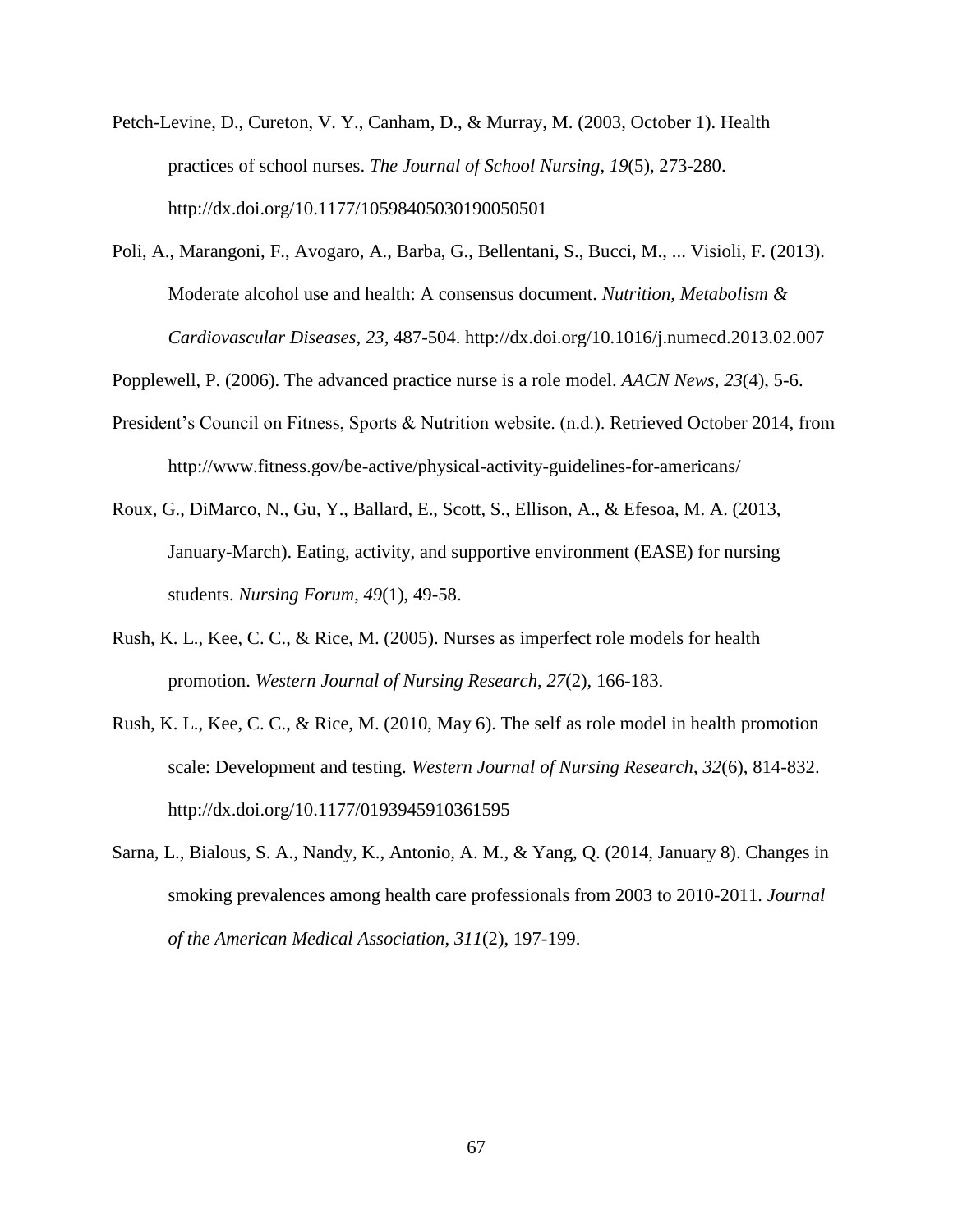Petch-Levine, D., Cureton, V. Y., Canham, D., & Murray, M. (2003, October 1). Health practices of school nurses. *The Journal of School Nursing*, *19*(5), 273-280. http://dx.doi.org/10.1177/10598405030190050501

Poli, A., Marangoni, F., Avogaro, A., Barba, G., Bellentani, S., Bucci, M., ... Visioli, F. (2013). Moderate alcohol use and health: A consensus document. *Nutrition, Metabolism & Cardiovascular Diseases*, *23*, 487-504. http://dx.doi.org/10.1016/j.numecd.2013.02.007

Popplewell, P. (2006). The advanced practice nurse is a role model. *AACN News*, *23*(4), 5-6.

President's Council on Fitness, Sports & Nutrition website. (n.d.). Retrieved October 2014, from http://www.fitness.gov/be-active/physical-activity-guidelines-for-americans/

Roux, G., DiMarco, N., Gu, Y., Ballard, E., Scott, S., Ellison, A., & Efesoa, M. A. (2013, January-March). Eating, activity, and supportive environment (EASE) for nursing students. *Nursing Forum*, *49*(1), 49-58.

Rush, K. L., Kee, C. C., & Rice, M. (2005). Nurses as imperfect role models for health promotion. *Western Journal of Nursing Research*, *27*(2), 166-183.

Rush, K. L., Kee, C. C., & Rice, M. (2010, May 6). The self as role model in health promotion scale: Development and testing. *Western Journal of Nursing Research*, *32*(6), 814-832. http://dx.doi.org/10.1177/0193945910361595

Sarna, L., Bialous, S. A., Nandy, K., Antonio, A. M., & Yang, Q. (2014, January 8). Changes in smoking prevalences among health care professionals from 2003 to 2010-2011. *Journal of the American Medical Association*, *311*(2), 197-199.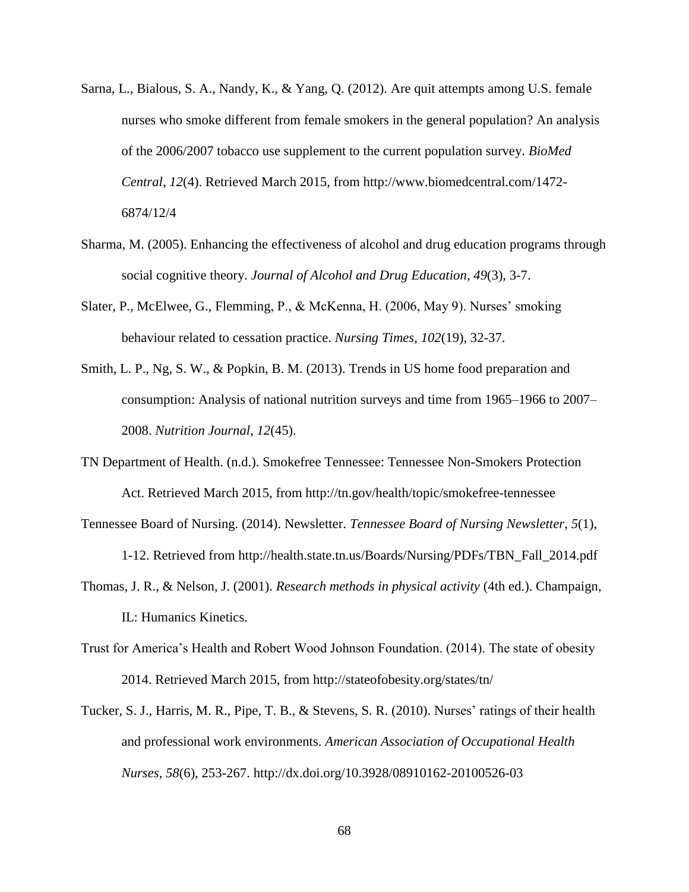Sarna, L., Bialous, S. A., Nandy, K., & Yang, Q. (2012). Are quit attempts among U.S. female nurses who smoke different from female smokers in the general population? An analysis of the 2006/2007 tobacco use supplement to the current population survey. *BioMed Central*, *12*(4). Retrieved March 2015, from http://www.biomedcentral.com/1472-6874/12/4

Sharma, M. (2005). Enhancing the effectiveness of alcohol and drug education programs through social cognitive theory. *Journal of Alcohol and Drug Education*, *49*(3), 3-7.

Slater, P., McElwee, G., Flemming, P., & McKenna, H. (2006, May 9). Nurses' smoking behaviour related to cessation practice. *Nursing Times*, *102*(19), 32-37.

Smith, L. P., Ng, S. W., & Popkin, B. M. (2013). Trends in US home food preparation and consumption: Analysis of national nutrition surveys and time from 1965–1966 to 2007–2008. *Nutrition Journal*, *12*(45).

TN Department of Health. (n.d.). Smokefree Tennessee: Tennessee Non-Smokers Protection Act. Retrieved March 2015, from http://tn.gov/health/topic/smokefree-tennessee

Tennessee Board of Nursing. (2014). Newsletter. *Tennessee Board of Nursing Newsletter*, *5*(1), 1-12. Retrieved from http://health.state.tn.us/Boards/Nursing/PDFs/TBN_Fall_2014.pdf

Thomas, J. R., & Nelson, J. (2001). *Research methods in physical activity* (4th ed.). Champaign, IL: Humanics Kinetics.

Trust for America's Health and Robert Wood Johnson Foundation. (2014). The state of obesity 2014. Retrieved March 2015, from http://stateofobesity.org/states/tn/

Tucker, S. J., Harris, M. R., Pipe, T. B., & Stevens, S. R. (2010). Nurses' ratings of their health and professional work environments. *American Association of Occupational Health Nurses*, *58*(6), 253-267. http://dx.doi.org/10.3928/08910162-20100526-03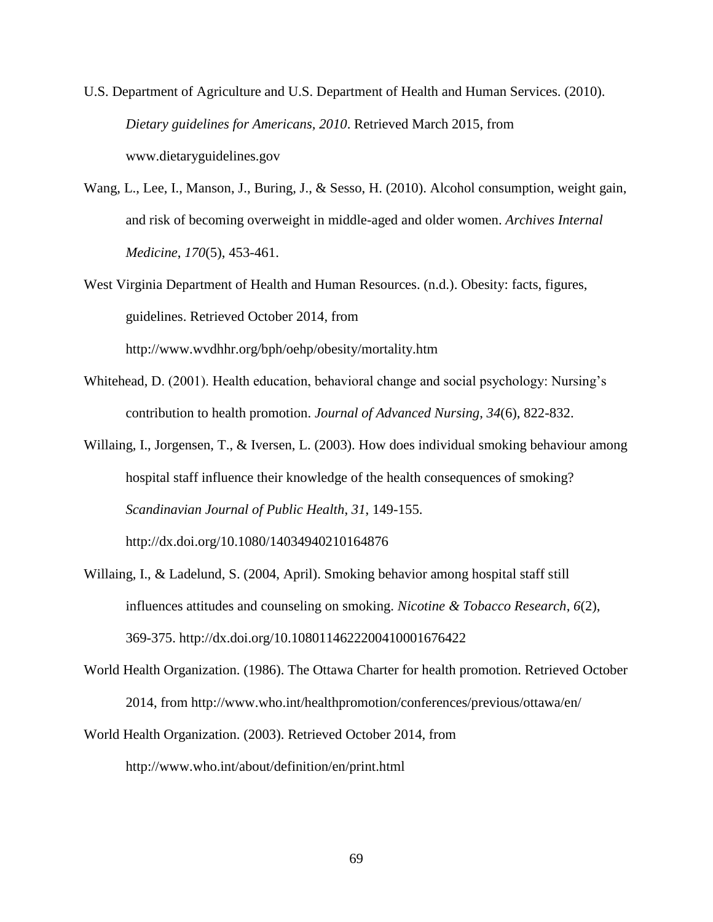U.S. Department of Agriculture and U.S. Department of Health and Human Services. (2010). *Dietary guidelines for Americans, 2010*. Retrieved March 2015, from www.dietaryguidelines.gov

Wang, L., Lee, I., Manson, J., Buring, J., & Sesso, H. (2010). Alcohol consumption, weight gain, and risk of becoming overweight in middle-aged and older women. *Archives Internal Medicine*, *170*(5), 453-461.

West Virginia Department of Health and Human Resources. (n.d.). Obesity: facts, figures, guidelines. Retrieved October 2014, from http://www.wvdhhr.org/bph/oehp/obesity/mortality.htm

Whitehead, D. (2001). Health education, behavioral change and social psychology: Nursing's contribution to health promotion. *Journal of Advanced Nursing, 34*(6), 822-832.

Willaing, I., Jorgensen, T., & Iversen, L. (2003). How does individual smoking behaviour among hospital staff influence their knowledge of the health consequences of smoking? *Scandinavian Journal of Public Health*, *31*, 149-155. http://dx.doi.org/10.1080/14034940210164876

Willaing, I., & Ladelund, S. (2004, April). Smoking behavior among hospital staff still influences attitudes and counseling on smoking. *Nicotine & Tobacco Research*, *6*(2), 369-375. http://dx.doi.org/10.10801146222004100001676422

World Health Organization. (1986). The Ottawa Charter for health promotion. Retrieved October 2014, from http://www.who.int/healthpromotion/conferences/previous/ottawa/en/

World Health Organization. (2003). Retrieved October 2014, from http://www.who.int/about/definition/en/print.html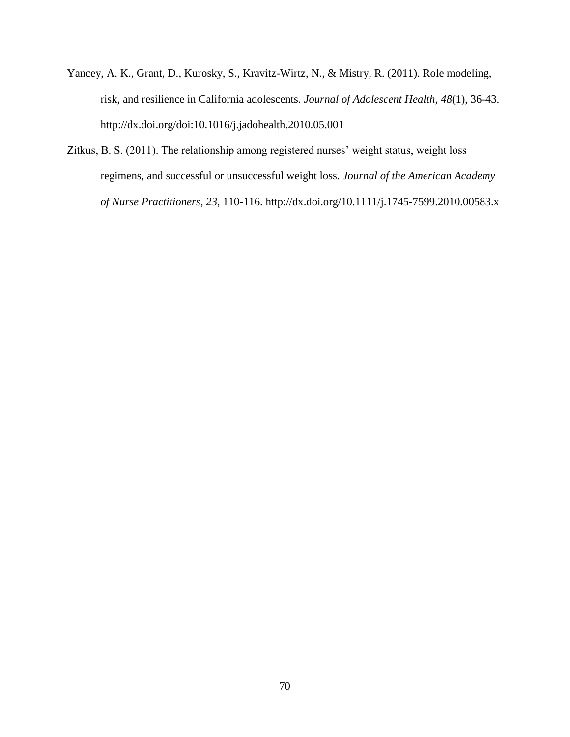Yancey, A. K., Grant, D., Kurosky, S., Kravitz-Wirtz, N., & Mistry, R. (2011). Role modeling, risk, and resilience in California adolescents. *Journal of Adolescent Health*, *48*(1), 36-43. http://dx.doi.org/doi:10.1016/j.jadohealth.2010.05.001

Zitkus, B. S. (2011). The relationship among registered nurses' weight status, weight loss regimens, and successful or unsuccessful weight loss. *Journal of the American Academy of Nurse Practitioners*, *23*, 110-116. http://dx.doi.org/10.1111/j.1745-7599.2010.00583.x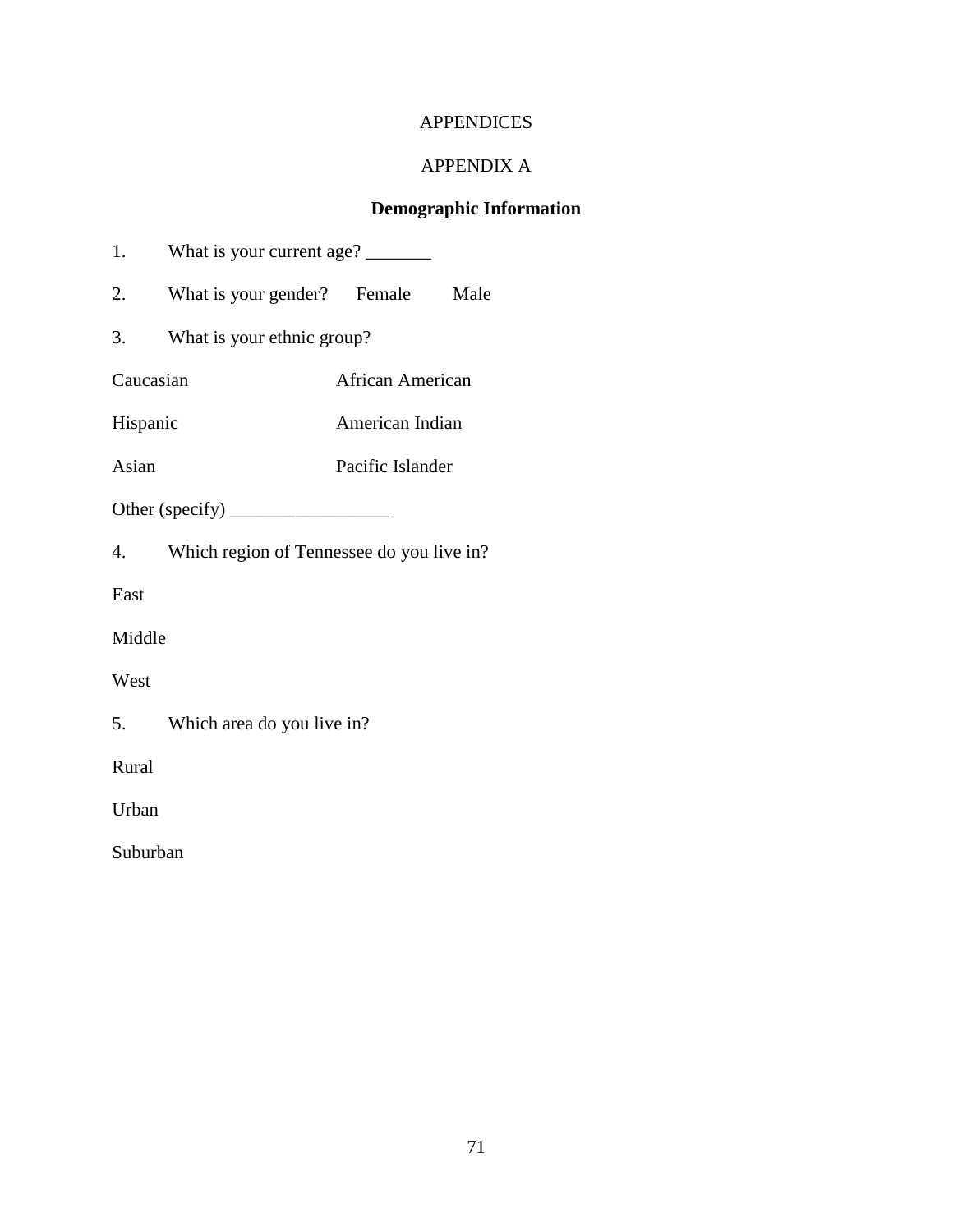# APPENDICES

## APPENDIX A

### Demographic Information

1. What is your current age? _______

2. What is your gender? Female Male

3. What is your ethnic group?

| | |
|---|---|
| Caucasian | African American |
| Hispanic | American Indian |
| Asian | Pacific Islander |

Other (specify) _________________

4. Which region of Tennessee do you live in?

East

Middle

West

5. Which area do you live in?

Rural

Urban

Suburban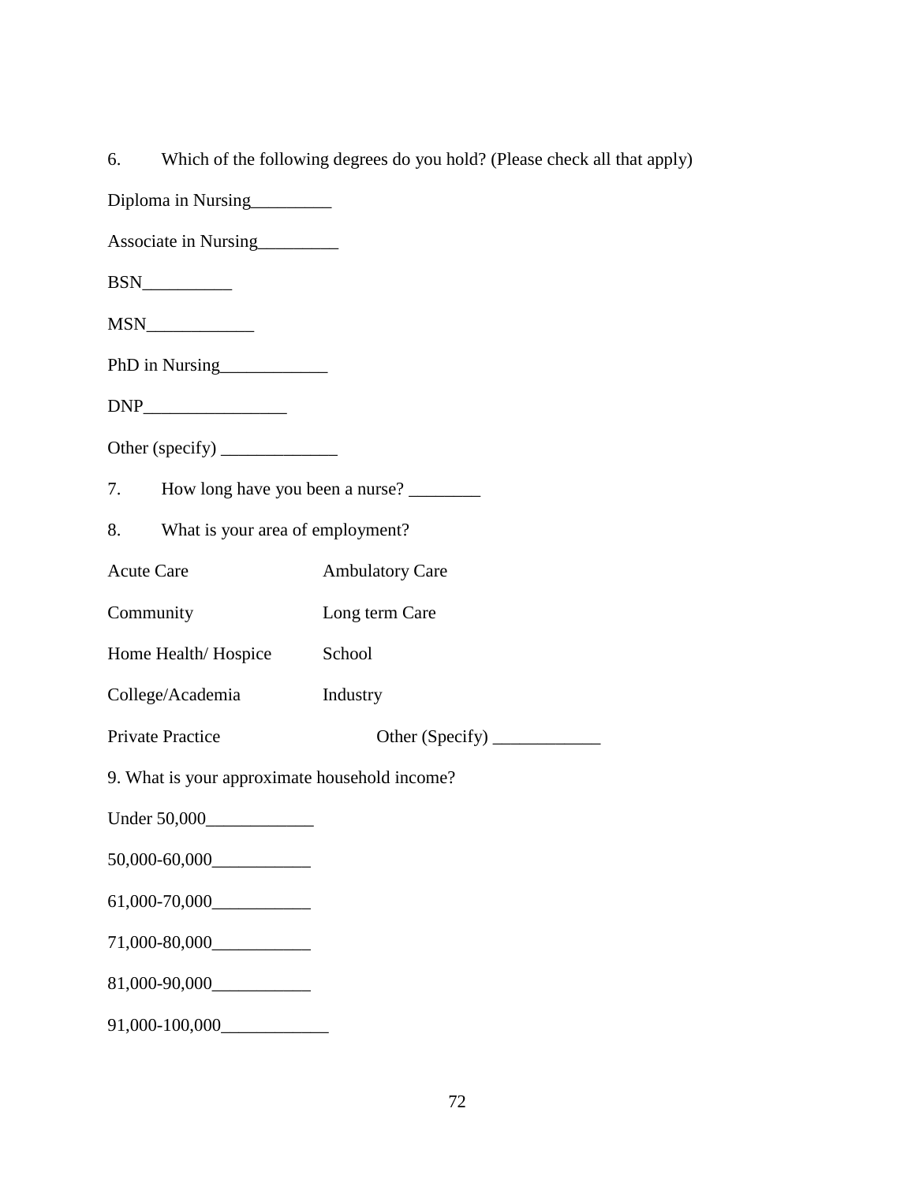6. Which of the following degrees do you hold? (Please check all that apply)

Diploma in Nursing_________

Associate in Nursing_________

BSN__________

MSN____________

PhD in Nursing____________

DNP________________

Other (specify) _____________

7. How long have you been a nurse? ________

8. What is your area of employment?

| | |
|---|---|
| Acute Care | Ambulatory Care |
| Community | Long term Care |
| Home Health/ Hospice | School |
| College/Academia | Industry |
| Private Practice | Other (Specify) ____________ |

9. What is your approximate household income?

Under 50,000____________

50,000-60,000___________

61,000-70,000___________

71,000-80,000___________

81,000-90,000___________

91,000-100,000____________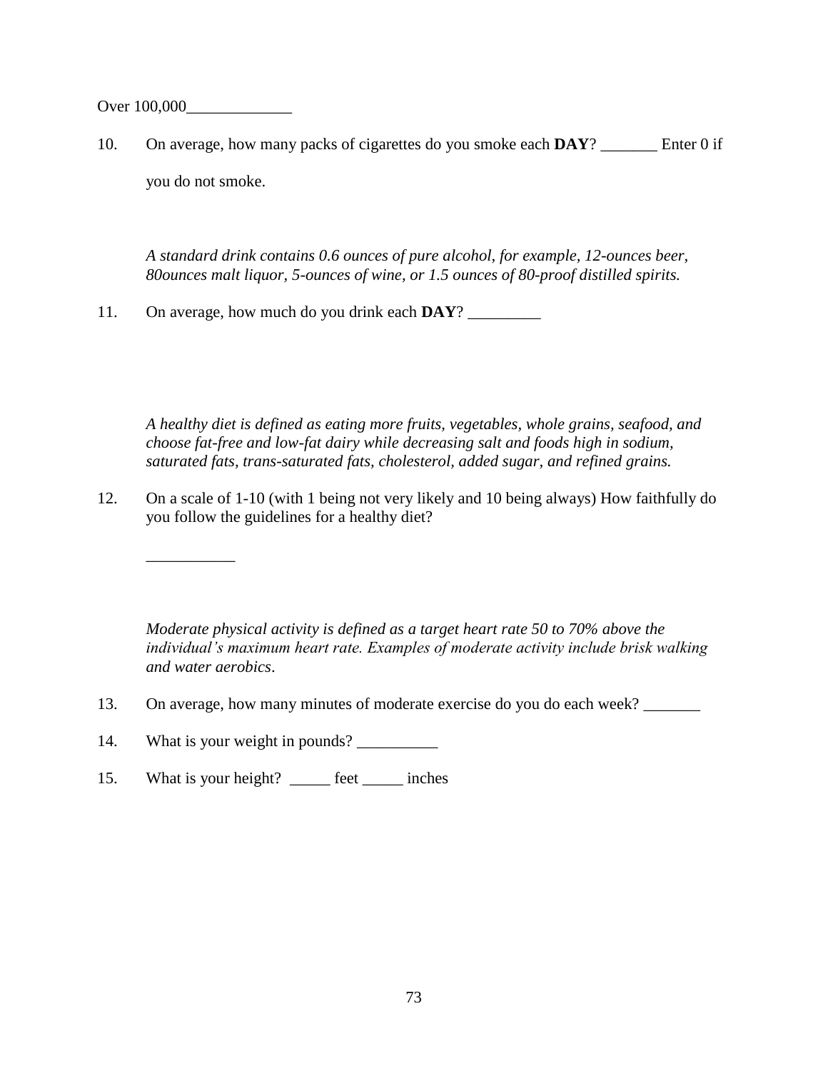Over 100,000_____________

10. On average, how many packs of cigarettes do you smoke each **DAY**? _______ Enter 0 if you do not smoke.

*A standard drink contains 0.6 ounces of pure alcohol, for example, 12-ounces beer, 80ounces malt liquor, 5-ounces of wine, or 1.5 ounces of 80-proof distilled spirits.*

11. On average, how much do you drink each **DAY**? _________

*A healthy diet is defined as eating more fruits, vegetables, whole grains, seafood, and choose fat-free and low-fat dairy while decreasing salt and foods high in sodium, saturated fats, trans-saturated fats, cholesterol, added sugar, and refined grains.*

12. On a scale of 1-10 (with 1 being not very likely and 10 being always) How faithfully do you follow the guidelines for a healthy diet?

    ___________

*Moderate physical activity is defined as a target heart rate 50 to 70% above the individual's maximum heart rate. Examples of moderate activity include brisk walking and water aerobics*.

13. On average, how many minutes of moderate exercise do you do each week? _______

14. What is your weight in pounds? __________

15. What is your height? _____ feet _____ inches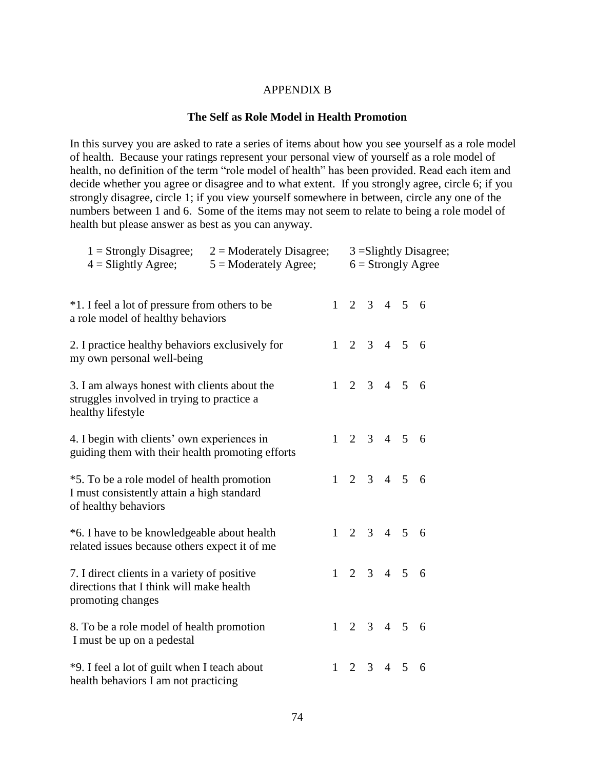APPENDIX B

**The Self as Role Model in Health Promotion**

In this survey you are asked to rate a series of items about how you see yourself as a role model of health. Because your ratings represent your personal view of yourself as a role model of health, no definition of the term "role model of health" has been provided. Read each item and decide whether you agree or disagree and to what extent. If you strongly agree, circle 6; if you strongly disagree, circle 1; if you view yourself somewhere in between, circle any one of the numbers between 1 and 6. Some of the items may not seem to relate to being a role model of health but please answer as best as you can anyway.

| | | |
|---|---|---|
| 1 = Strongly Disagree; | 2 = Moderately Disagree; | 3 =Slightly Disagree; |
| 4 = Slightly Agree; | 5 = Moderately Agree; | 6 = Strongly Agree |

| Item | | | | | | |
|---|---|---|---|---|---|---|
| *1. I feel a lot of pressure from others to be a role model of healthy behaviors | 1 | 2 | 3 | 4 | 5 | 6 |
| 2. I practice healthy behaviors exclusively for my own personal well-being | 1 | 2 | 3 | 4 | 5 | 6 |
| 3. I am always honest with clients about the struggles involved in trying to practice a healthy lifestyle | 1 | 2 | 3 | 4 | 5 | 6 |
| 4. I begin with clients' own experiences in guiding them with their health promoting efforts | 1 | 2 | 3 | 4 | 5 | 6 |
| *5. To be a role model of health promotion I must consistently attain a high standard of healthy behaviors | 1 | 2 | 3 | 4 | 5 | 6 |
| *6. I have to be knowledgeable about health related issues because others expect it of me | 1 | 2 | 3 | 4 | 5 | 6 |
| 7. I direct clients in a variety of positive directions that I think will make health promoting changes | 1 | 2 | 3 | 4 | 5 | 6 |
| 8. To be a role model of health promotion I must be up on a pedestal | 1 | 2 | 3 | 4 | 5 | 6 |
| *9. I feel a lot of guilt when I teach about health behaviors I am not practicing | 1 | 2 | 3 | 4 | 5 | 6 |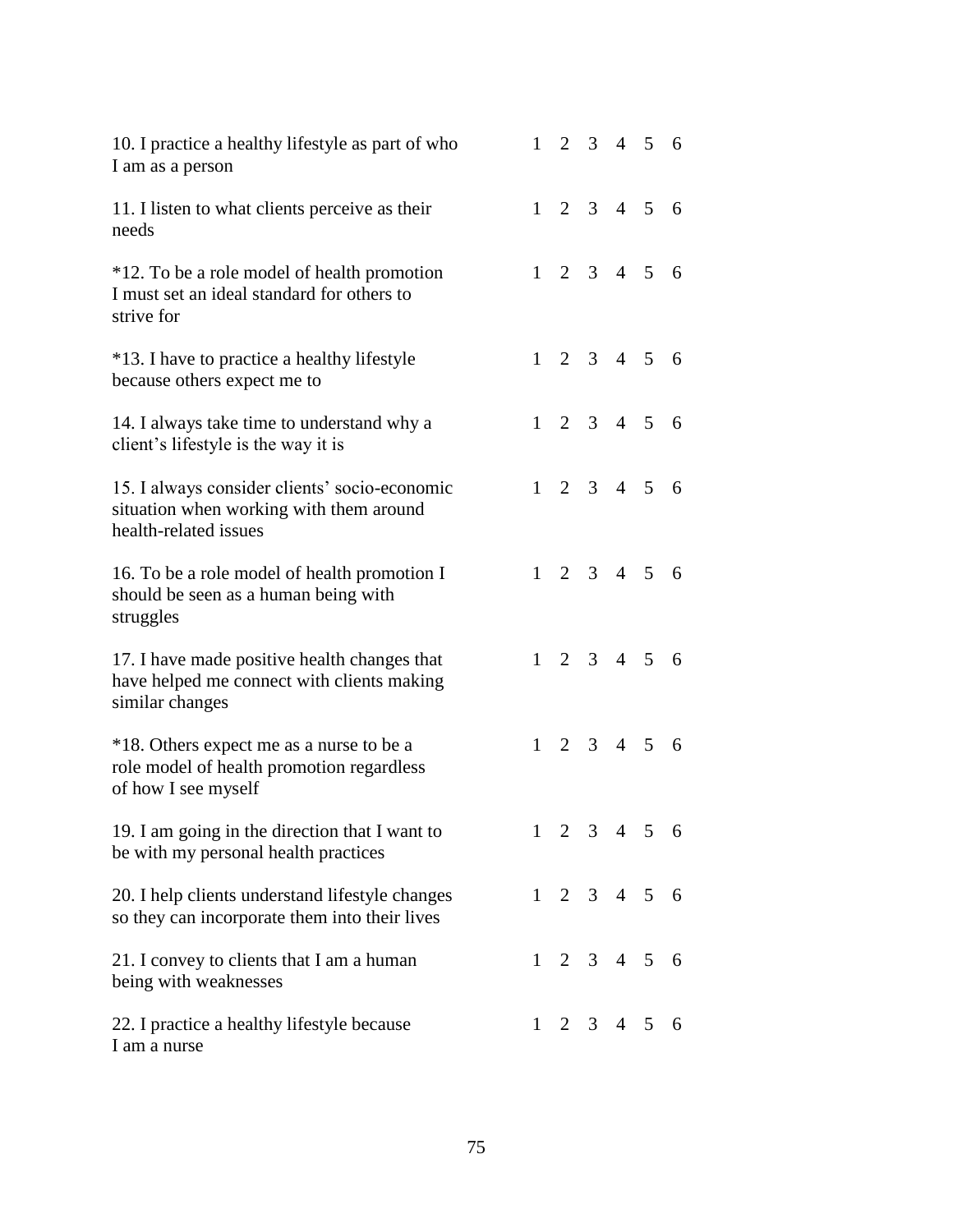| | | | | | | |
|---|---|---|---|---|---|---|
| 10. I practice a healthy lifestyle as part of who I am as a person | 1 | 2 | 3 | 4 | 5 | 6 |
| 11. I listen to what clients perceive as their needs | 1 | 2 | 3 | 4 | 5 | 6 |
| *12. To be a role model of health promotion I must set an ideal standard for others to strive for | 1 | 2 | 3 | 4 | 5 | 6 |
| *13. I have to practice a healthy lifestyle because others expect me to | 1 | 2 | 3 | 4 | 5 | 6 |
| 14. I always take time to understand why a client's lifestyle is the way it is | 1 | 2 | 3 | 4 | 5 | 6 |
| 15. I always consider clients' socio-economic situation when working with them around health-related issues | 1 | 2 | 3 | 4 | 5 | 6 |
| 16. To be a role model of health promotion I should be seen as a human being with struggles | 1 | 2 | 3 | 4 | 5 | 6 |
| 17. I have made positive health changes that have helped me connect with clients making similar changes | 1 | 2 | 3 | 4 | 5 | 6 |
| *18. Others expect me as a nurse to be a role model of health promotion regardless of how I see myself | 1 | 2 | 3 | 4 | 5 | 6 |
| 19. I am going in the direction that I want to be with my personal health practices | 1 | 2 | 3 | 4 | 5 | 6 |
| 20. I help clients understand lifestyle changes so they can incorporate them into their lives | 1 | 2 | 3 | 4 | 5 | 6 |
| 21. I convey to clients that I am a human being with weaknesses | 1 | 2 | 3 | 4 | 5 | 6 |
| 22. I practice a healthy lifestyle because I am a nurse | 1 | 2 | 3 | 4 | 5 | 6 |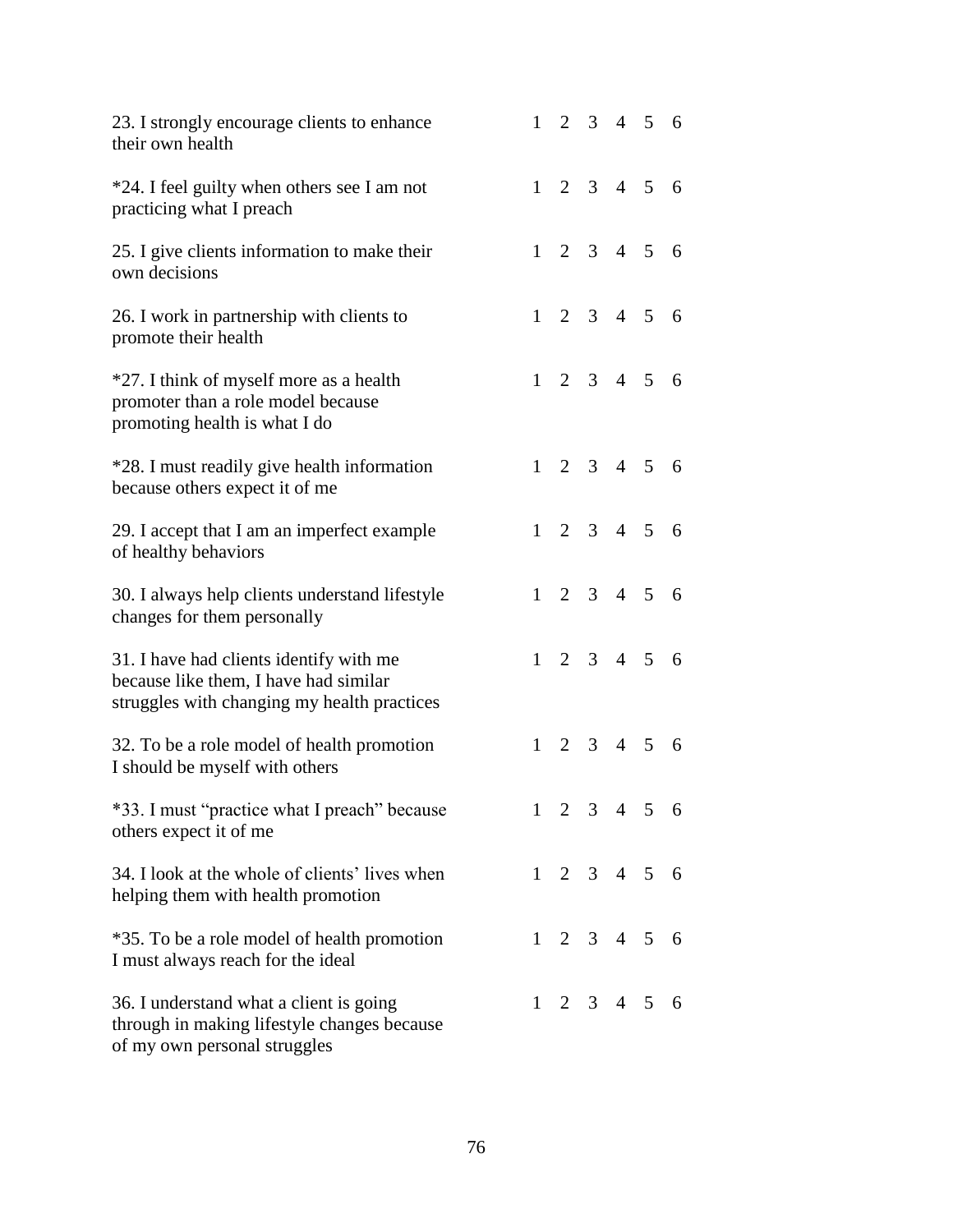| | | | | | | |
|---|---|---|---|---|---|---|
| 23. I strongly encourage clients to enhance their own health | 1 | 2 | 3 | 4 | 5 | 6 |
| *24. I feel guilty when others see I am not practicing what I preach | 1 | 2 | 3 | 4 | 5 | 6 |
| 25. I give clients information to make their own decisions | 1 | 2 | 3 | 4 | 5 | 6 |
| 26. I work in partnership with clients to promote their health | 1 | 2 | 3 | 4 | 5 | 6 |
| *27. I think of myself more as a health promoter than a role model because promoting health is what I do | 1 | 2 | 3 | 4 | 5 | 6 |
| *28. I must readily give health information because others expect it of me | 1 | 2 | 3 | 4 | 5 | 6 |
| 29. I accept that I am an imperfect example of healthy behaviors | 1 | 2 | 3 | 4 | 5 | 6 |
| 30. I always help clients understand lifestyle changes for them personally | 1 | 2 | 3 | 4 | 5 | 6 |
| 31. I have had clients identify with me because like them, I have had similar struggles with changing my health practices | 1 | 2 | 3 | 4 | 5 | 6 |
| 32. To be a role model of health promotion I should be myself with others | 1 | 2 | 3 | 4 | 5 | 6 |
| *33. I must "practice what I preach" because others expect it of me | 1 | 2 | 3 | 4 | 5 | 6 |
| 34. I look at the whole of clients' lives when helping them with health promotion | 1 | 2 | 3 | 4 | 5 | 6 |
| *35. To be a role model of health promotion I must always reach for the ideal | 1 | 2 | 3 | 4 | 5 | 6 |
| 36. I understand what a client is going through in making lifestyle changes because of my own personal struggles | 1 | 2 | 3 | 4 | 5 | 6 |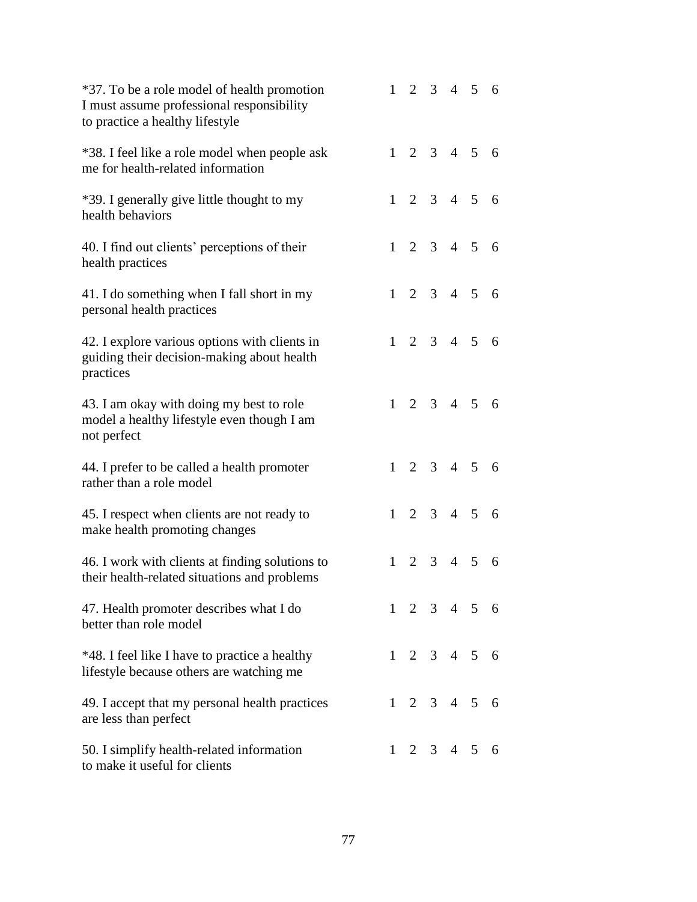| | |
|---|---|
| *37. To be a role model of health promotion I must assume professional responsibility to practice a healthy lifestyle | 1 2 3 4 5 6 |
| *38. I feel like a role model when people ask me for health-related information | 1 2 3 4 5 6 |
| *39. I generally give little thought to my health behaviors | 1 2 3 4 5 6 |
| 40. I find out clients' perceptions of their health practices | 1 2 3 4 5 6 |
| 41. I do something when I fall short in my personal health practices | 1 2 3 4 5 6 |
| 42. I explore various options with clients in guiding their decision-making about health practices | 1 2 3 4 5 6 |
| 43. I am okay with doing my best to role model a healthy lifestyle even though I am not perfect | 1 2 3 4 5 6 |
| 44. I prefer to be called a health promoter rather than a role model | 1 2 3 4 5 6 |
| 45. I respect when clients are not ready to make health promoting changes | 1 2 3 4 5 6 |
| 46. I work with clients at finding solutions to their health-related situations and problems | 1 2 3 4 5 6 |
| 47. Health promoter describes what I do better than role model | 1 2 3 4 5 6 |
| *48. I feel like I have to practice a healthy lifestyle because others are watching me | 1 2 3 4 5 6 |
| 49. I accept that my personal health practices are less than perfect | 1 2 3 4 5 6 |
| 50. I simplify health-related information to make it useful for clients | 1 2 3 4 5 6 |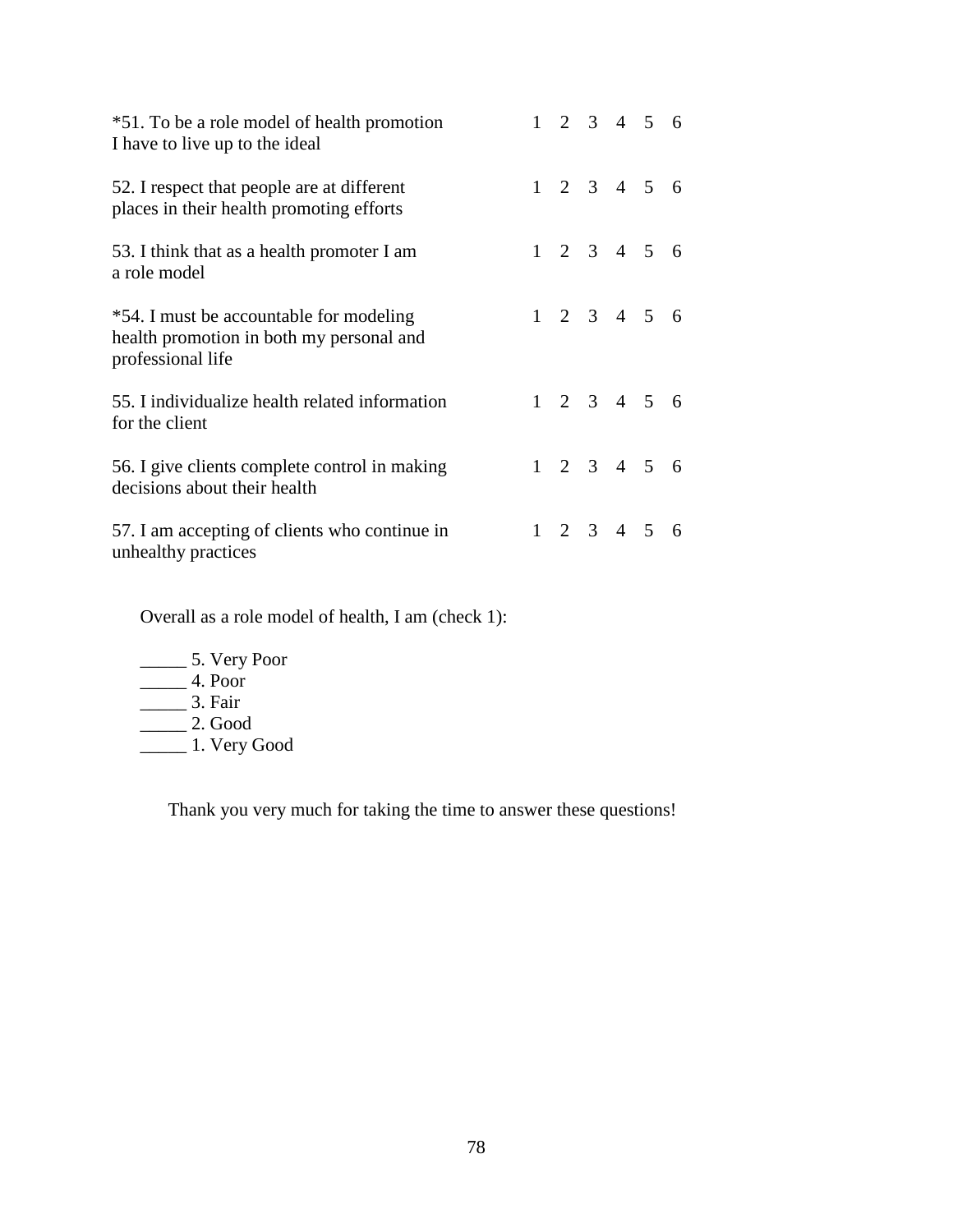| | |
|---|---|
| *51. To be a role model of health promotion I have to live up to the ideal | 1 2 3 4 5 6 |
| 52. I respect that people are at different places in their health promoting efforts | 1 2 3 4 5 6 |
| 53. I think that as a health promoter I am a role model | 1 2 3 4 5 6 |
| *54. I must be accountable for modeling health promotion in both my personal and professional life | 1 2 3 4 5 6 |
| 55. I individualize health related information for the client | 1 2 3 4 5 6 |
| 56. I give clients complete control in making decisions about their health | 1 2 3 4 5 6 |
| 57. I am accepting of clients who continue in unhealthy practices | 1 2 3 4 5 6 |

Overall as a role model of health, I am (check 1):

_____ 5. Very Poor
_____ 4. Poor
_____ 3. Fair
_____ 2. Good
_____ 1. Very Good

Thank you very much for taking the time to answer these questions!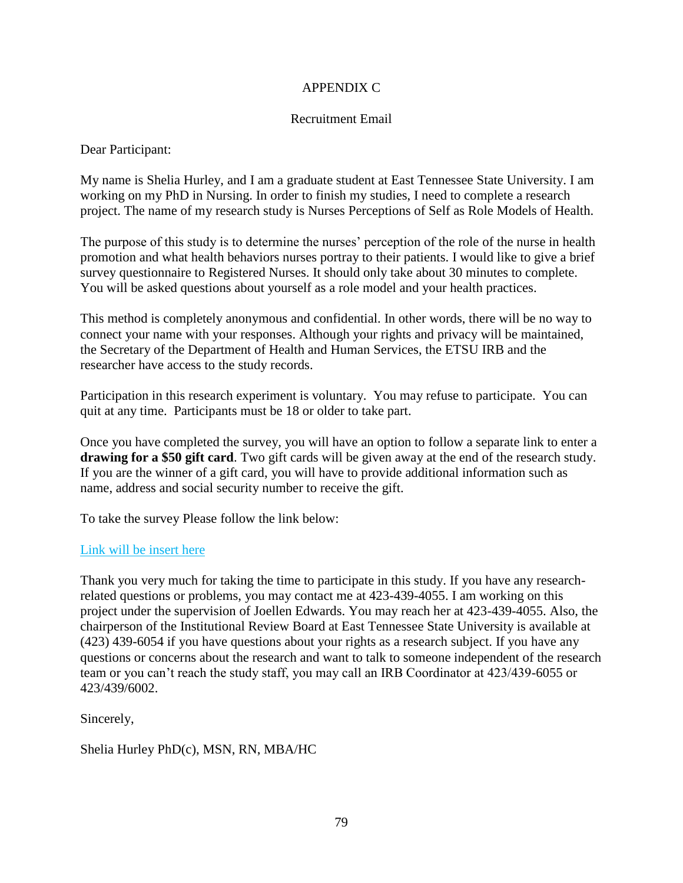# APPENDIX C

## Recruitment Email

Dear Participant:

My name is Shelia Hurley, and I am a graduate student at East Tennessee State University. I am working on my PhD in Nursing. In order to finish my studies, I need to complete a research project. The name of my research study is Nurses Perceptions of Self as Role Models of Health.

The purpose of this study is to determine the nurses' perception of the role of the nurse in health promotion and what health behaviors nurses portray to their patients. I would like to give a brief survey questionnaire to Registered Nurses. It should only take about 30 minutes to complete. You will be asked questions about yourself as a role model and your health practices.

This method is completely anonymous and confidential. In other words, there will be no way to connect your name with your responses. Although your rights and privacy will be maintained, the Secretary of the Department of Health and Human Services, the ETSU IRB and the researcher have access to the study records.

Participation in this research experiment is voluntary. You may refuse to participate. You can quit at any time. Participants must be 18 or older to take part.

Once you have completed the survey, you will have an option to follow a separate link to enter a **drawing for a $50 gift card**. Two gift cards will be given away at the end of the research study. If you are the winner of a gift card, you will have to provide additional information such as name, address and social security number to receive the gift.

To take the survey Please follow the link below:

Link will be insert here

Thank you very much for taking the time to participate in this study. If you have any research-related questions or problems, you may contact me at 423-439-4055. I am working on this project under the supervision of Joellen Edwards. You may reach her at 423-439-4055. Also, the chairperson of the Institutional Review Board at East Tennessee State University is available at (423) 439-6054 if you have questions about your rights as a research subject. If you have any questions or concerns about the research and want to talk to someone independent of the research team or you can't reach the study staff, you may call an IRB Coordinator at 423/439-6055 or 423/439/6002.

Sincerely,

Shelia Hurley PhD(c), MSN, RN, MBA/HC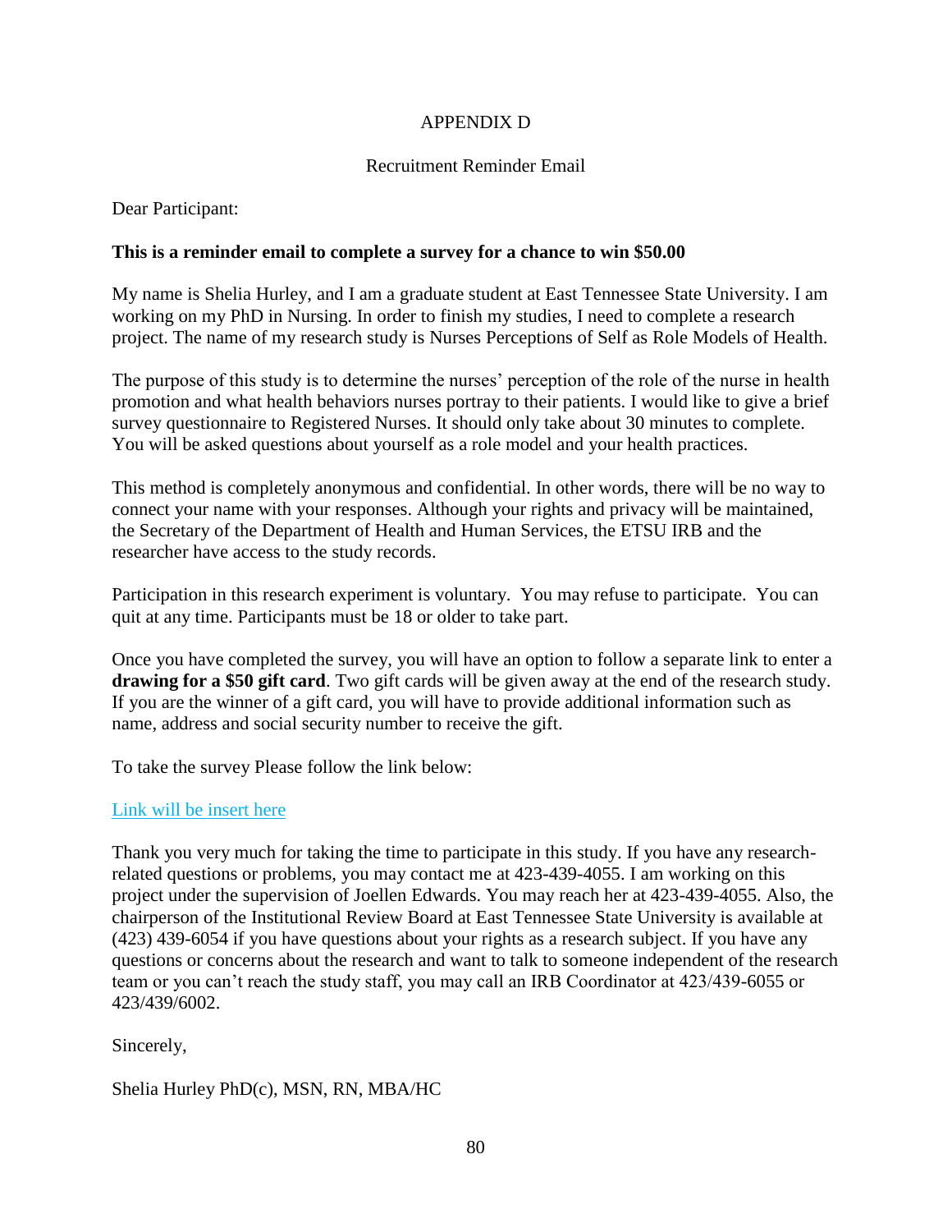# APPENDIX D

## Recruitment Reminder Email

Dear Participant:

**This is a reminder email to complete a survey for a chance to win $50.00**

My name is Shelia Hurley, and I am a graduate student at East Tennessee State University. I am working on my PhD in Nursing. In order to finish my studies, I need to complete a research project. The name of my research study is Nurses Perceptions of Self as Role Models of Health.

The purpose of this study is to determine the nurses' perception of the role of the nurse in health promotion and what health behaviors nurses portray to their patients. I would like to give a brief survey questionnaire to Registered Nurses. It should only take about 30 minutes to complete. You will be asked questions about yourself as a role model and your health practices.

This method is completely anonymous and confidential. In other words, there will be no way to connect your name with your responses. Although your rights and privacy will be maintained, the Secretary of the Department of Health and Human Services, the ETSU IRB and the researcher have access to the study records.

Participation in this research experiment is voluntary. You may refuse to participate. You can quit at any time. Participants must be 18 or older to take part.

Once you have completed the survey, you will have an option to follow a separate link to enter a **drawing for a $50 gift card**. Two gift cards will be given away at the end of the research study. If you are the winner of a gift card, you will have to provide additional information such as name, address and social security number to receive the gift.

To take the survey Please follow the link below:

Link will be insert here

Thank you very much for taking the time to participate in this study. If you have any research-related questions or problems, you may contact me at 423-439-4055. I am working on this project under the supervision of Joellen Edwards. You may reach her at 423-439-4055. Also, the chairperson of the Institutional Review Board at East Tennessee State University is available at (423) 439-6054 if you have questions about your rights as a research subject. If you have any questions or concerns about the research and want to talk to someone independent of the research team or you can't reach the study staff, you may call an IRB Coordinator at 423/439-6055 or 423/439/6002.

Sincerely,

Shelia Hurley PhD(c), MSN, RN, MBA/HC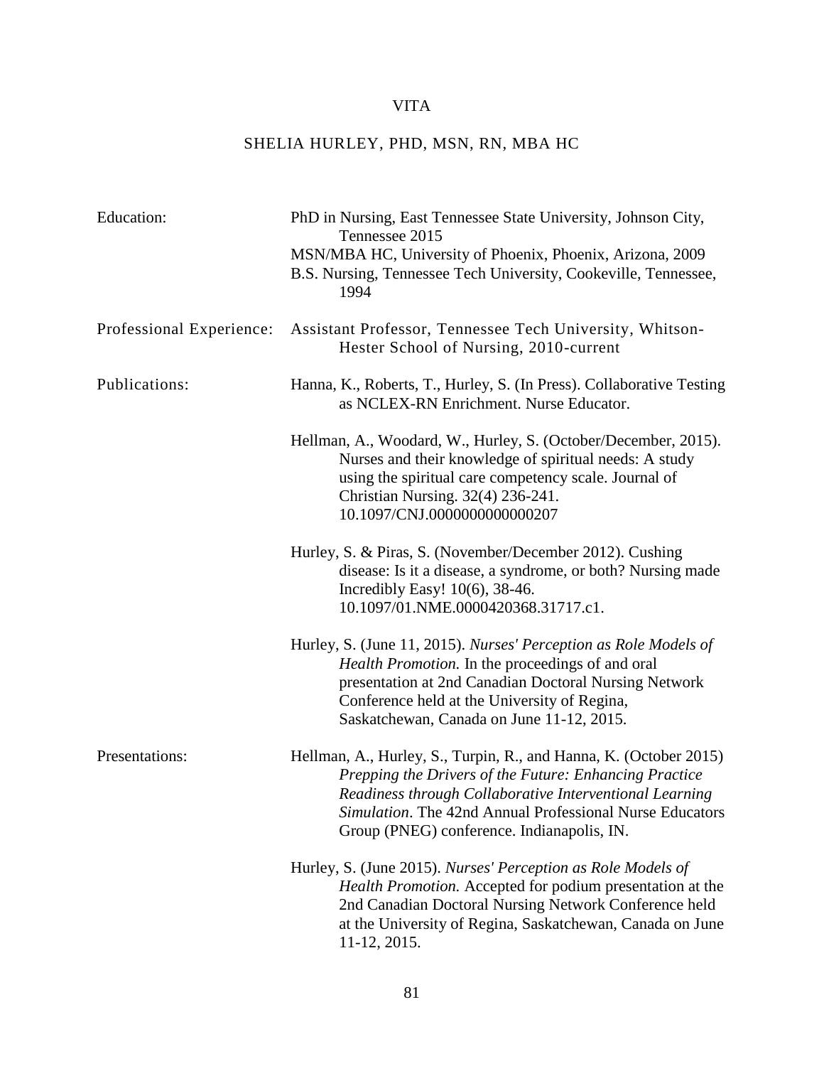# VITA

## SHELIA HURLEY, PHD, MSN, RN, MBA HC

**Education:**

PhD in Nursing, East Tennessee State University, Johnson City, Tennessee 2015

MSN/MBA HC, University of Phoenix, Phoenix, Arizona, 2009

B.S. Nursing, Tennessee Tech University, Cookeville, Tennessee, 1994

**Professional Experience:**

Assistant Professor, Tennessee Tech University, Whitson-Hester School of Nursing, 2010-current

**Publications:**

Hanna, K., Roberts, T., Hurley, S. (In Press). Collaborative Testing as NCLEX-RN Enrichment. Nurse Educator.

Hellman, A., Woodard, W., Hurley, S. (October/December, 2015). Nurses and their knowledge of spiritual needs: A study using the spiritual care competency scale. Journal of Christian Nursing. 32(4) 236-241. 10.1097/CNJ.0000000000000207

Hurley, S. & Piras, S. (November/December 2012). Cushing disease: Is it a disease, a syndrome, or both? Nursing made Incredibly Easy! 10(6), 38-46. 10.1097/01.NME.0000420368.31717.c1.

Hurley, S. (June 11, 2015). *Nurses' Perception as Role Models of Health Promotion.* In the proceedings of and oral presentation at 2nd Canadian Doctoral Nursing Network Conference held at the University of Regina, Saskatchewan, Canada on June 11-12, 2015.

**Presentations:**

Hellman, A., Hurley, S., Turpin, R., and Hanna, K. (October 2015) *Prepping the Drivers of the Future: Enhancing Practice Readiness through Collaborative Interventional Learning Simulation*. The 42nd Annual Professional Nurse Educators Group (PNEG) conference. Indianapolis, IN.

Hurley, S. (June 2015). *Nurses' Perception as Role Models of Health Promotion.* Accepted for podium presentation at the 2nd Canadian Doctoral Nursing Network Conference held at the University of Regina, Saskatchewan, Canada on June 11-12, 2015.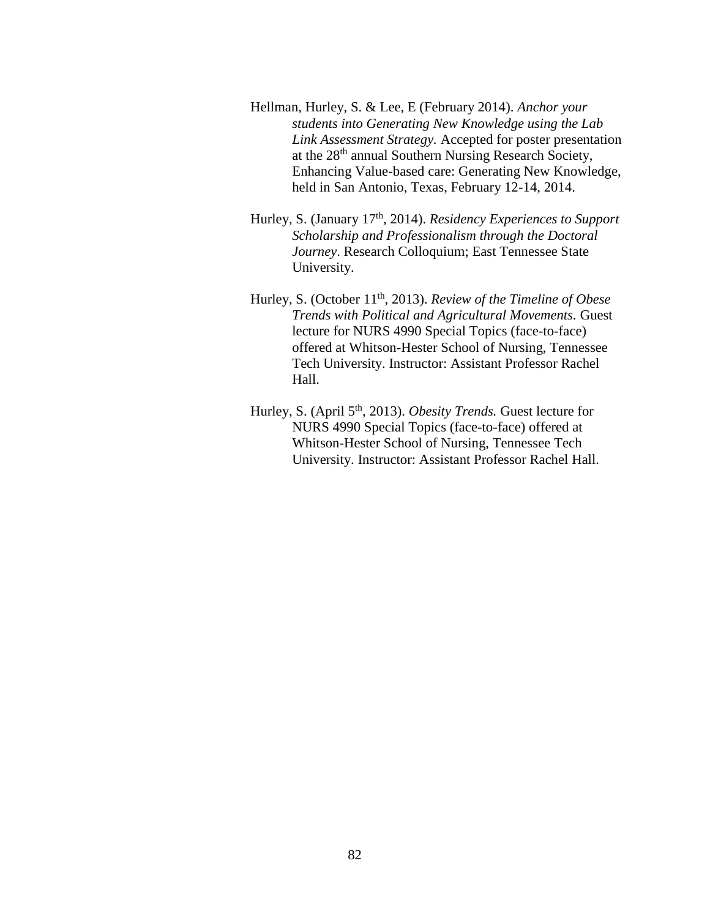Hellman, Hurley, S. & Lee, E (February 2014). *Anchor your students into Generating New Knowledge using the Lab Link Assessment Strategy.* Accepted for poster presentation at the 28th annual Southern Nursing Research Society, Enhancing Value-based care: Generating New Knowledge, held in San Antonio, Texas, February 12-14, 2014.

Hurley, S. (January 17th, 2014). *Residency Experiences to Support Scholarship and Professionalism through the Doctoral Journey*. Research Colloquium; East Tennessee State University.

Hurley, S. (October 11th, 2013). *Review of the Timeline of Obese Trends with Political and Agricultural Movements.* Guest lecture for NURS 4990 Special Topics (face-to-face) offered at Whitson-Hester School of Nursing, Tennessee Tech University. Instructor: Assistant Professor Rachel Hall.

Hurley, S. (April 5th, 2013). *Obesity Trends.* Guest lecture for NURS 4990 Special Topics (face-to-face) offered at Whitson-Hester School of Nursing, Tennessee Tech University. Instructor: Assistant Professor Rachel Hall.